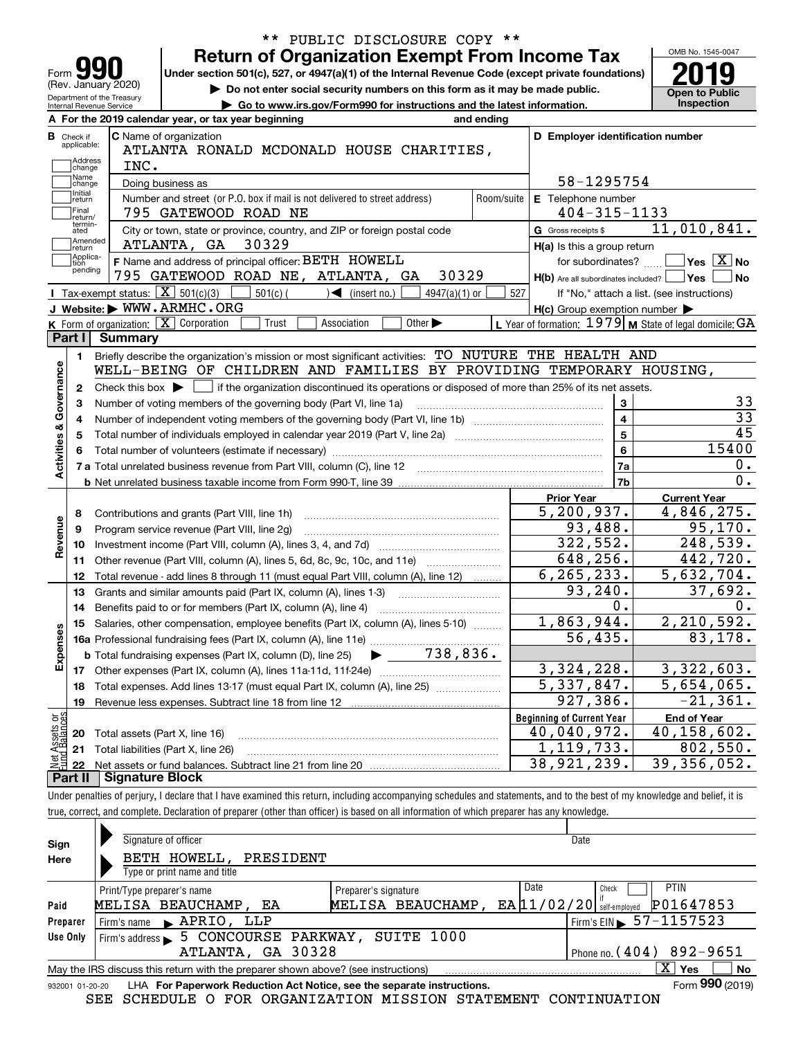\*\* PUBLIC DISCLOSURE COPY \*\*

# Form 990 — Return of Organization Exempt From Income Tax

Under section 501(c), 527, or 4947(a)(1) of the Internal Revenue Code (except private foundations)

(Rev. January 2020) Department of the Treasury Internal Revenue Service

▶ Do not enter social security numbers on this form as it may be made public.

▶ Go to www.irs.gov/Form990 for instructions and the latest information.

OMB No. 1545-0047 — **2019** — Open to Public Inspection

**A** For the 2019 calendar year, or tax year beginning and ending

**B** Check if applicable: Address change, Name change, Initial return, Final return/terminated, Amended return, Application pending

**C** Name of organization: ATLANTA RONALD MCDONALD HOUSE CHARITIES, INC.

Doing business as

Number and street (or P.O. box if mail is not delivered to street address): 795 GATEWOOD ROAD NE — Room/suite

City or town, state or province, country, and ZIP or foreign postal code: ATLANTA, GA 30329

**F** Name and address of principal officer: BETH HOWELL, 795 GATEWOOD ROAD NE, ATLANTA, GA 30329

**D** Employer identification number: 58-1295754

**E** Telephone number: 404-315-1133

**G** Gross receipts $ 11,010,841.

**H(a)** Is this a group return for subordinates? ☐ Yes ☒ No

**H(b)** Are all subordinates included? ☐ Yes ☐ No — If "No," attach a list. (see instructions)

**H(c)** Group exemption number ▶

**I** Tax-exempt status: ☒ 501(c)(3) ☐ 501(c) ( ) ◀ (insert no.) ☐ 4947(a)(1) or ☐ 527

**J** Website: ▶ WWW.ARMHC.ORG

**K** Form of organization: ☒ Corporation ☐ Trust ☐ Association ☐ Other ▶

**L** Year of formation: 1979 **M** State of legal domicile: GA

## Part I Summary

**Activities & Governance**

1. Briefly describe the organization's mission or most significant activities: TO NUTURE THE HEALTH AND WELL-BEING OF CHILDREN AND FAMILIES BY PROVIDING TEMPORARY HOUSING,
2. Check this box ▶ ☐ if the organization discontinued its operations or disposed of more than 25% of its net assets.

| | | | |
|---|---|---|---|
| 3 | Number of voting members of the governing body (Part VI, line 1a) | 3 | 33 |
| 4 | Number of independent voting members of the governing body (Part VI, line 1b) | 4 | 33 |
| 5 | Total number of individuals employed in calendar year 2019 (Part V, line 2a) | 5 | 45 |
| 6 | Total number of volunteers (estimate if necessary) | 6 | 15400 |
| 7a | Total unrelated business revenue from Part VIII, column (C), line 12 | 7a | 0. |
| b | Net unrelated business taxable income from Form 990-T, line 39 | 7b | 0. |

| | | | Prior Year | Current Year |
|---|---|---|---|---|
| **Revenue** | 8 | Contributions and grants (Part VIII, line 1h) | 5,200,937. | 4,846,275. |
| | 9 | Program service revenue (Part VIII, line 2g) | 93,488. | 95,170. |
| | 10 | Investment income (Part VIII, column (A), lines 3, 4, and 7d) | 322,552. | 248,539. |
| | 11 | Other revenue (Part VIII, column (A), lines 5, 6d, 8c, 9c, 10c, and 11e) | 648,256. | 442,720. |
| | 12 | Total revenue - add lines 8 through 11 (must equal Part VIII, column (A), line 12) | 6,265,233. | 5,632,704. |
| **Expenses** | 13 | Grants and similar amounts paid (Part IX, column (A), lines 1-3) | 93,240. | 37,692. |
| | 14 | Benefits paid to or for members (Part IX, column (A), line 4) | 0. | 0. |
| | 15 | Salaries, other compensation, employee benefits (Part IX, column (A), lines 5-10) | 1,863,944. | 2,210,592. |
| | 16a | Professional fundraising fees (Part IX, column (A), line 11e) | 56,435. | 83,178. |
| | b | Total fundraising expenses (Part IX, column (D), line 25) ▶ 738,836. | | |
| | 17 | Other expenses (Part IX, column (A), lines 11a-11d, 11f-24e) | 3,324,228. | 3,322,603. |
| | 18 | Total expenses. Add lines 13-17 (must equal Part IX, column (A), line 25) | 5,337,847. | 5,654,065. |
| | 19 | Revenue less expenses. Subtract line 18 from line 12 | 927,386. | -21,361. |

| | | | Beginning of Current Year | End of Year |
|---|---|---|---|---|
| **Net Assets or Fund Balances** | 20 | Total assets (Part X, line 16) | 40,040,972. | 40,158,602. |
| | 21 | Total liabilities (Part X, line 26) | 1,119,733. | 802,550. |
| | 22 | Net assets or fund balances. Subtract line 21 from line 20 | 38,921,239. | 39,356,052. |

## Part II Signature Block

Under penalties of perjury, I declare that I have examined this return, including accompanying schedules and statements, and to the best of my knowledge and belief, it is true, correct, and complete. Declaration of preparer (other than officer) is based on all information of which preparer has any knowledge.

**Sign Here**

Signature of officer — Date

BETH HOWELL, PRESIDENT

Type or print name and title

**Paid Preparer Use Only**

| Print/Type preparer's name | Preparer's signature | Date | Check if self-employed | PTIN |
|---|---|---|---|---|
| MELISA BEAUCHAMP, EA | MELISA BEAUCHAMP, EA | 11/02/20 | ☐ | P01647853 |

Firm's name ▶ APRIO, LLP — Firm's EIN ▶ 57-1157523

Firm's address ▶ 5 CONCOURSE PARKWAY, SUITE 1000, ATLANTA, GA 30328 — Phone no. (404) 892-9651

May the IRS discuss this return with the preparer shown above? (see instructions) ☒ Yes ☐ No

932001 01-20-20 LHA For Paperwork Reduction Act Notice, see the separate instructions. Form **990** (2019)

SEE SCHEDULE O FOR ORGANIZATION MISSION STATEMENT CONTINUATION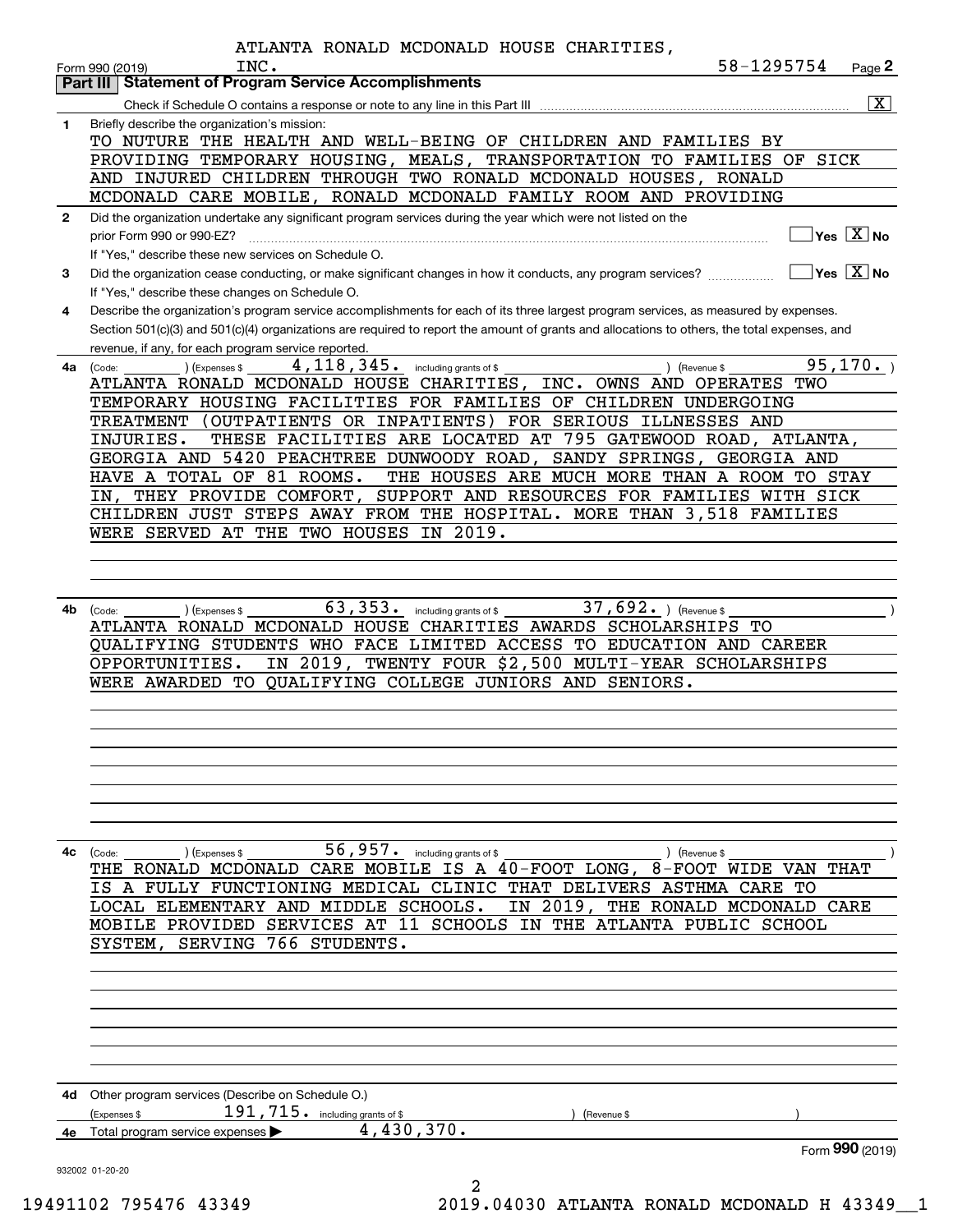ATLANTA RONALD MCDONALD HOUSE CHARITIES, INC. 58-1295754

Form 990 (2019) Page 2

## Part III Statement of Program Service Accomplishments

Check if Schedule O contains a response or note to any line in this Part III ..... [X]

**1** Briefly describe the organization's mission:

TO NUTURE THE HEALTH AND WELL-BEING OF CHILDREN AND FAMILIES BY PROVIDING TEMPORARY HOUSING, MEALS, TRANSPORTATION TO FAMILIES OF SICK AND INJURED CHILDREN THROUGH TWO RONALD MCDONALD HOUSES, RONALD MCDONALD CARE MOBILE, RONALD MCDONALD FAMILY ROOM AND PROVIDING

**2** Did the organization undertake any significant program services during the year which were not listed on the prior Form 990 or 990-EZ? ..... [ ] Yes [X] No

If "Yes," describe these new services on Schedule O.

**3** Did the organization cease conducting, or make significant changes in how it conducts, any program services? ..... [ ] Yes [X] No

If "Yes," describe these changes on Schedule O.

**4** Describe the organization's program service accomplishments for each of its three largest program services, as measured by expenses. Section 501(c)(3) and 501(c)(4) organizations are required to report the amount of grants and allocations to others, the total expenses, and revenue, if any, for each program service reported.

**4a** (Code: ) (Expenses $ 4,118,345. including grants of $ ) (Revenue $ 95,170. )

ATLANTA RONALD MCDONALD HOUSE CHARITIES, INC. OWNS AND OPERATES TWO TEMPORARY HOUSING FACILITIES FOR FAMILIES OF CHILDREN UNDERGOING TREATMENT (OUTPATIENTS OR INPATIENTS) FOR SERIOUS ILLNESSES AND INJURIES. THESE FACILITIES ARE LOCATED AT 795 GATEWOOD ROAD, ATLANTA, GEORGIA AND 5420 PEACHTREE DUNWOODY ROAD, SANDY SPRINGS, GEORGIA AND HAVE A TOTAL OF 81 ROOMS. THE HOUSES ARE MUCH MORE THAN A ROOM TO STAY IN, THEY PROVIDE COMFORT, SUPPORT AND RESOURCES FOR FAMILIES WITH SICK CHILDREN JUST STEPS AWAY FROM THE HOSPITAL. MORE THAN 3,518 FAMILIES WERE SERVED AT THE TWO HOUSES IN 2019.

**4b** (Code: ) (Expenses $ 63,353. including grants of $ 37,692. ) (Revenue $ )

ATLANTA RONALD MCDONALD HOUSE CHARITIES AWARDS SCHOLARSHIPS TO QUALIFYING STUDENTS WHO FACE LIMITED ACCESS TO EDUCATION AND CAREER OPPORTUNITIES. IN 2019, TWENTY FOUR $2,500 MULTI-YEAR SCHOLARSHIPS WERE AWARDED TO QUALIFYING COLLEGE JUNIORS AND SENIORS.

**4c** (Code: ) (Expenses $ 56,957. including grants of $ ) (Revenue $ )

THE RONALD MCDONALD CARE MOBILE IS A 40-FOOT LONG, 8-FOOT WIDE VAN THAT IS A FULLY FUNCTIONING MEDICAL CLINIC THAT DELIVERS ASTHMA CARE TO LOCAL ELEMENTARY AND MIDDLE SCHOOLS. IN 2019, THE RONALD MCDONALD CARE MOBILE PROVIDED SERVICES AT 11 SCHOOLS IN THE ATLANTA PUBLIC SCHOOL SYSTEM, SERVING 766 STUDENTS.

**4d** Other program services (Describe on Schedule O.)

(Expenses $ 191,715. including grants of $ ) (Revenue $ )

**4e** Total program service expenses ▶ 4,430,370.

Form **990** (2019)

932002 01-20-20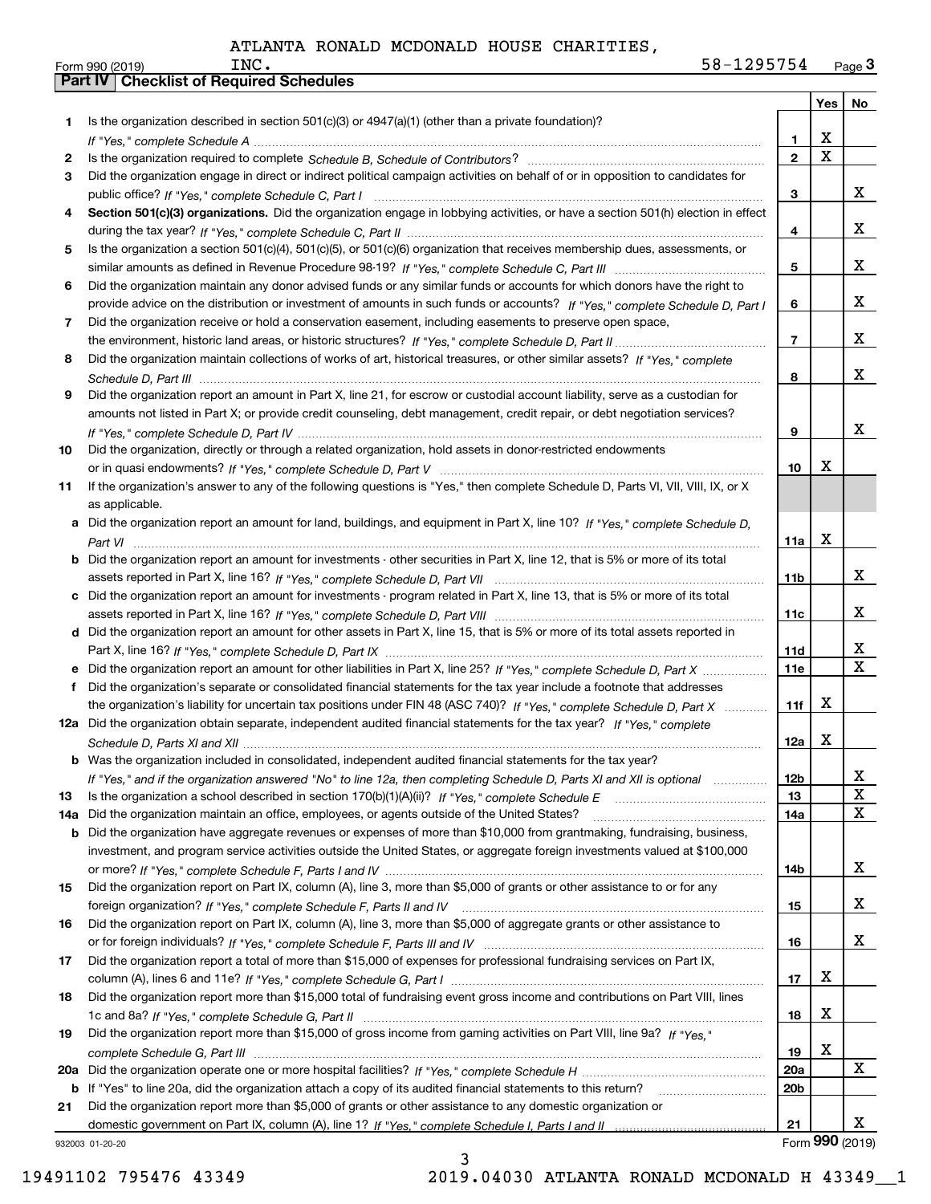ATLANTA RONALD MCDONALD HOUSE CHARITIES, INC. 58-1295754

Form 990 (2019)

## Part IV Checklist of Required Schedules

| | | | Yes | No |
|---|---|---|---|---|
| 1 | Is the organization described in section 501(c)(3) or 4947(a)(1) (other than a private foundation)? *If "Yes," complete Schedule A* | 1 | X | |
| 2 | Is the organization required to complete *Schedule B, Schedule of Contributors*? | 2 | X | |
| 3 | Did the organization engage in direct or indirect political campaign activities on behalf of or in opposition to candidates for public office? *If "Yes," complete Schedule C, Part I* | 3 | | X |
| 4 | **Section 501(c)(3) organizations.** Did the organization engage in lobbying activities, or have a section 501(h) election in effect during the tax year? *If "Yes," complete Schedule C, Part II* | 4 | | X |
| 5 | Is the organization a section 501(c)(4), 501(c)(5), or 501(c)(6) organization that receives membership dues, assessments, or similar amounts as defined in Revenue Procedure 98-19? *If "Yes," complete Schedule C, Part III* | 5 | | X |
| 6 | Did the organization maintain any donor advised funds or any similar funds or accounts for which donors have the right to provide advice on the distribution or investment of amounts in such funds or accounts? *If "Yes," complete Schedule D, Part I* | 6 | | X |
| 7 | Did the organization receive or hold a conservation easement, including easements to preserve open space, the environment, historic land areas, or historic structures? *If "Yes," complete Schedule D, Part II* | 7 | | X |
| 8 | Did the organization maintain collections of works of art, historical treasures, or other similar assets? *If "Yes," complete Schedule D, Part III* | 8 | | X |
| 9 | Did the organization report an amount in Part X, line 21, for escrow or custodial account liability, serve as a custodian for amounts not listed in Part X; or provide credit counseling, debt management, credit repair, or debt negotiation services? *If "Yes," complete Schedule D, Part IV* | 9 | | X |
| 10 | Did the organization, directly or through a related organization, hold assets in donor-restricted endowments or in quasi endowments? *If "Yes," complete Schedule D, Part V* | 10 | X | |
| 11 | If the organization's answer to any of the following questions is "Yes," then complete Schedule D, Parts VI, VII, VIII, IX, or X as applicable. | | | |
| a | Did the organization report an amount for land, buildings, and equipment in Part X, line 10? *If "Yes," complete Schedule D, Part VI* | 11a | X | |
| b | Did the organization report an amount for investments - other securities in Part X, line 12, that is 5% or more of its total assets reported in Part X, line 16? *If "Yes," complete Schedule D, Part VII* | 11b | | X |
| c | Did the organization report an amount for investments - program related in Part X, line 13, that is 5% or more of its total assets reported in Part X, line 16? *If "Yes," complete Schedule D, Part VIII* | 11c | | X |
| d | Did the organization report an amount for other assets in Part X, line 15, that is 5% or more of its total assets reported in Part X, line 16? *If "Yes," complete Schedule D, Part IX* | 11d | | X |
| e | Did the organization report an amount for other liabilities in Part X, line 25? *If "Yes," complete Schedule D, Part X* | 11e | | X |
| f | Did the organization's separate or consolidated financial statements for the tax year include a footnote that addresses the organization's liability for uncertain tax positions under FIN 48 (ASC 740)? *If "Yes," complete Schedule D, Part X* | 11f | X | |
| 12a | Did the organization obtain separate, independent audited financial statements for the tax year? *If "Yes," complete Schedule D, Parts XI and XII* | 12a | X | |
| b | Was the organization included in consolidated, independent audited financial statements for the tax year? *If "Yes," and if the organization answered "No" to line 12a, then completing Schedule D, Parts XI and XII is optional* | 12b | | X |
| 13 | Is the organization a school described in section 170(b)(1)(A)(ii)? *If "Yes," complete Schedule E* | 13 | | X |
| 14a | Did the organization maintain an office, employees, or agents outside of the United States? | 14a | | X |
| b | Did the organization have aggregate revenues or expenses of more than $10,000 from grantmaking, fundraising, business, investment, and program service activities outside the United States, or aggregate foreign investments valued at $100,000 or more? *If "Yes," complete Schedule F, Parts I and IV* | 14b | | X |
| 15 | Did the organization report on Part IX, column (A), line 3, more than $5,000 of grants or other assistance to or for any foreign organization? *If "Yes," complete Schedule F, Parts II and IV* | 15 | | X |
| 16 | Did the organization report on Part IX, column (A), line 3, more than $5,000 of aggregate grants or other assistance to or for foreign individuals? *If "Yes," complete Schedule F, Parts III and IV* | 16 | | X |
| 17 | Did the organization report a total of more than $15,000 of expenses for professional fundraising services on Part IX, column (A), lines 6 and 11e? *If "Yes," complete Schedule G, Part I* | 17 | X | |
| 18 | Did the organization report more than $15,000 total of fundraising event gross income and contributions on Part VIII, lines 1c and 8a? *If "Yes," complete Schedule G, Part II* | 18 | X | |
| 19 | Did the organization report more than $15,000 of gross income from gaming activities on Part VIII, line 9a? *If "Yes," complete Schedule G, Part III* | 19 | X | |
| 20a | Did the organization operate one or more hospital facilities? *If "Yes," complete Schedule H* | 20a | | X |
| b | If "Yes" to line 20a, did the organization attach a copy of its audited financial statements to this return? | 20b | | |
| 21 | Did the organization report more than $5,000 of grants or other assistance to any domestic organization or domestic government on Part IX, column (A), line 1? *If "Yes," complete Schedule I, Parts I and II* | 21 | | X |

932003 01-20-20 Form **990** (2019)

19491102 795476 43349 2019.04030 ATLANTA RONALD MCDONALD H 43349__1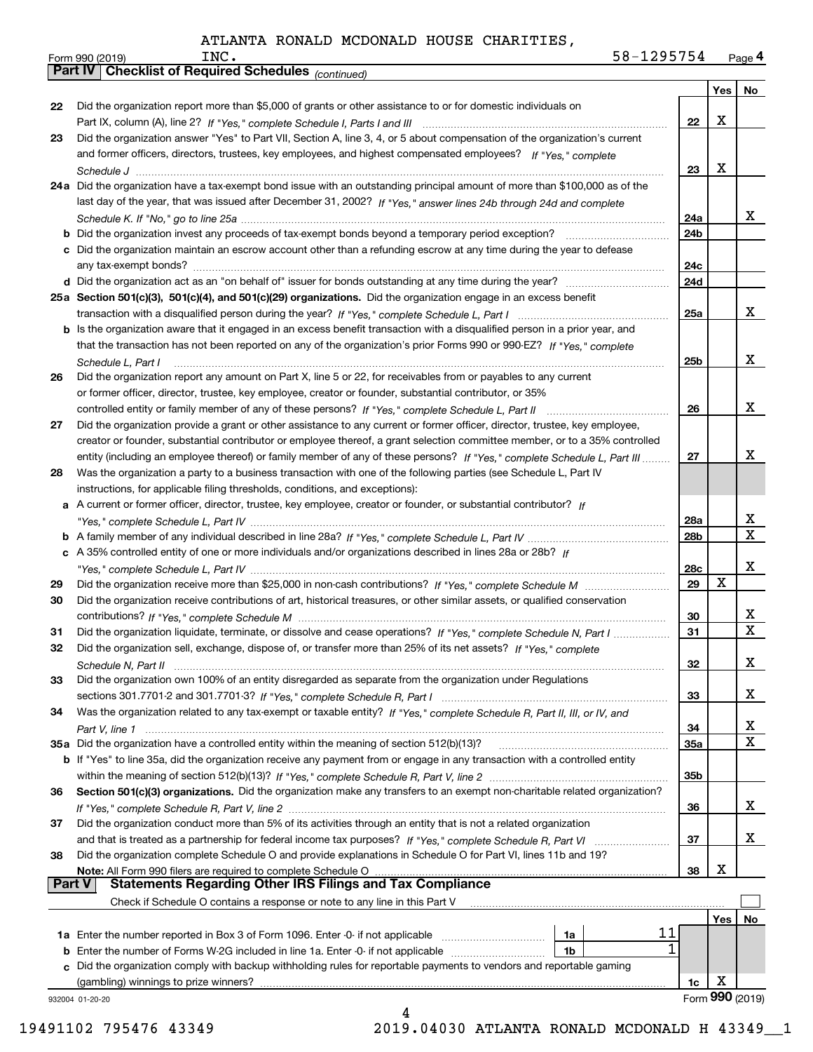ATLANTA RONALD MCDONALD HOUSE CHARITIES, INC. 58-1295754

Form 990 (2019) Page 4

**Part IV Checklist of Required Schedules** *(continued)*

| | | | Yes | No |
|---|---|---|---|---|
| 22 | Did the organization report more than $5,000 of grants or other assistance to or for domestic individuals on Part IX, column (A), line 2? *If "Yes," complete Schedule I, Parts I and III* | 22 | X | |
| 23 | Did the organization answer "Yes" to Part VII, Section A, line 3, 4, or 5 about compensation of the organization's current and former officers, directors, trustees, key employees, and highest compensated employees? *If "Yes," complete Schedule J* | 23 | X | |
| 24a | Did the organization have a tax-exempt bond issue with an outstanding principal amount of more than $100,000 as of the last day of the year, that was issued after December 31, 2002? *If "Yes," answer lines 24b through 24d and complete Schedule K. If "No," go to line 25a* | 24a | | X |
| b | Did the organization invest any proceeds of tax-exempt bonds beyond a temporary period exception? | 24b | | |
| c | Did the organization maintain an escrow account other than a refunding escrow at any time during the year to defease any tax-exempt bonds? | 24c | | |
| d | Did the organization act as an "on behalf of" issuer for bonds outstanding at any time during the year? | 24d | | |
| 25a | **Section 501(c)(3), 501(c)(4), and 501(c)(29) organizations.** Did the organization engage in an excess benefit transaction with a disqualified person during the year? *If "Yes," complete Schedule L, Part I* | 25a | | X |
| b | Is the organization aware that it engaged in an excess benefit transaction with a disqualified person in a prior year, and that the transaction has not been reported on any of the organization's prior Forms 990 or 990-EZ? *If "Yes," complete Schedule L, Part I* | 25b | | X |
| 26 | Did the organization report any amount on Part X, line 5 or 22, for receivables from or payables to any current or former officer, director, trustee, key employee, creator or founder, substantial contributor, or 35% controlled entity or family member of any of these persons? *If "Yes," complete Schedule L, Part II* | 26 | | X |
| 27 | Did the organization provide a grant or other assistance to any current or former officer, director, trustee, key employee, creator or founder, substantial contributor or employee thereof, a grant selection committee member, or to a 35% controlled entity (including an employee thereof) or family member of any of these persons? *If "Yes," complete Schedule L, Part III* | 27 | | X |
| 28 | Was the organization a party to a business transaction with one of the following parties (see Schedule L, Part IV instructions, for applicable filing thresholds, conditions, and exceptions): | | | |
| a | A current or former officer, director, trustee, key employee, creator or founder, or substantial contributor? *If "Yes," complete Schedule L, Part IV* | 28a | | X |
| b | A family member of any individual described in line 28a? *If "Yes," complete Schedule L, Part IV* | 28b | | X |
| c | A 35% controlled entity of one or more individuals and/or organizations described in lines 28a or 28b? *If "Yes," complete Schedule L, Part IV* | 28c | | X |
| 29 | Did the organization receive more than $25,000 in non-cash contributions? *If "Yes," complete Schedule M* | 29 | X | |
| 30 | Did the organization receive contributions of art, historical treasures, or other similar assets, or qualified conservation contributions? *If "Yes," complete Schedule M* | 30 | | X |
| 31 | Did the organization liquidate, terminate, or dissolve and cease operations? *If "Yes," complete Schedule N, Part I* | 31 | | X |
| 32 | Did the organization sell, exchange, dispose of, or transfer more than 25% of its net assets? *If "Yes," complete Schedule N, Part II* | 32 | | X |
| 33 | Did the organization own 100% of an entity disregarded as separate from the organization under Regulations sections 301.7701-2 and 301.7701-3? *If "Yes," complete Schedule R, Part I* | 33 | | X |
| 34 | Was the organization related to any tax-exempt or taxable entity? *If "Yes," complete Schedule R, Part II, III, or IV, and Part V, line 1* | 34 | | X |
| 35a | Did the organization have a controlled entity within the meaning of section 512(b)(13)? | 35a | | X |
| b | If "Yes" to line 35a, did the organization receive any payment from or engage in any transaction with a controlled entity within the meaning of section 512(b)(13)? *If "Yes," complete Schedule R, Part V, line 2* | 35b | | |
| 36 | **Section 501(c)(3) organizations.** Did the organization make any transfers to an exempt non-charitable related organization? *If "Yes," complete Schedule R, Part V, line 2* | 36 | | X |
| 37 | Did the organization conduct more than 5% of its activities through an entity that is not a related organization and that is treated as a partnership for federal income tax purposes? *If "Yes," complete Schedule R, Part VI* | 37 | | X |
| 38 | Did the organization complete Schedule O and provide explanations in Schedule O for Part VI, lines 11b and 19? **Note:** All Form 990 filers are required to complete Schedule O | 38 | X | |

**Part V Statements Regarding Other IRS Filings and Tax Compliance**

Check if Schedule O contains a response or note to any line in this Part V ☐

| | | | | | Yes | No |
|---|---|---|---|---|---|---|
| 1a | Enter the number reported in Box 3 of Form 1096. Enter -0- if not applicable | 1a | 11 | | | |
| b | Enter the number of Forms W-2G included in line 1a. Enter -0- if not applicable | 1b | 1 | | | |
| c | Did the organization comply with backup withholding rules for reportable payments to vendors and reportable gaming (gambling) winnings to prize winners? | | | 1c | X | |

932004 01-20-20 Form **990** (2019)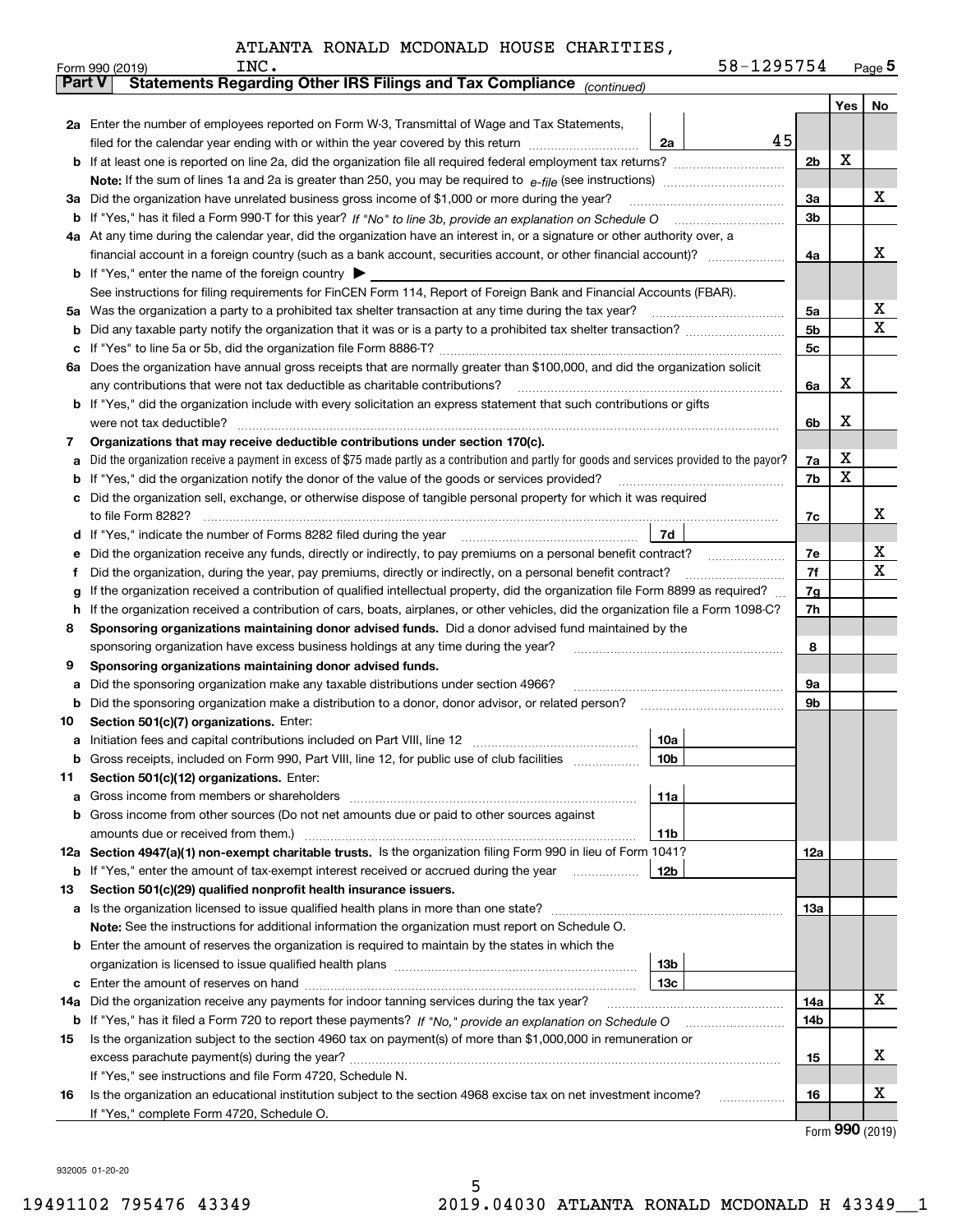ATLANTA RONALD MCDONALD HOUSE CHARITIES, INC. 58-1295754

Form 990 (2019)

## Part V Statements Regarding Other IRS Filings and Tax Compliance *(continued)*

| | | | | Yes | No |
|---|---|---|---|---|---|
| **2a** | Enter the number of employees reported on Form W-3, Transmittal of Wage and Tax Statements, filed for the calendar year ending with or within the year covered by this return | 2a | 45 | | |
| **b** | If at least one is reported on line 2a, did the organization file all required federal employment tax returns? | | 2b | X | |
| | **Note:** If the sum of lines 1a and 2a is greater than 250, you may be required to *e-file* (see instructions) | | | | |
| **3a** | Did the organization have unrelated business gross income of $1,000 or more during the year? | | 3a | | X |
| **b** | If "Yes," has it filed a Form 990-T for this year? *If "No" to line 3b, provide an explanation on Schedule O* | | 3b | | |
| **4a** | At any time during the calendar year, did the organization have an interest in, or a signature or other authority over, a financial account in a foreign country (such as a bank account, securities account, or other financial account)? | | 4a | | X |
| **b** | If "Yes," enter the name of the foreign country ▶ | | | | |
| | See instructions for filing requirements for FinCEN Form 114, Report of Foreign Bank and Financial Accounts (FBAR). | | | | |
| **5a** | Was the organization a party to a prohibited tax shelter transaction at any time during the tax year? | | 5a | | X |
| **b** | Did any taxable party notify the organization that it was or is a party to a prohibited tax shelter transaction? | | 5b | | X |
| **c** | If "Yes" to line 5a or 5b, did the organization file Form 8886-T? | | 5c | | |
| **6a** | Does the organization have annual gross receipts that are normally greater than $100,000, and did the organization solicit any contributions that were not tax deductible as charitable contributions? | | 6a | X | |
| **b** | If "Yes," did the organization include with every solicitation an express statement that such contributions or gifts were not tax deductible? | | 6b | X | |
| **7** | **Organizations that may receive deductible contributions under section 170(c).** | | | | |
| **a** | Did the organization receive a payment in excess of $75 made partly as a contribution and partly for goods and services provided to the payor? | | 7a | X | |
| **b** | If "Yes," did the organization notify the donor of the value of the goods or services provided? | | 7b | X | |
| **c** | Did the organization sell, exchange, or otherwise dispose of tangible personal property for which it was required to file Form 8282? | | 7c | | X |
| **d** | If "Yes," indicate the number of Forms 8282 filed during the year | 7d | | | |
| **e** | Did the organization receive any funds, directly or indirectly, to pay premiums on a personal benefit contract? | | 7e | | X |
| **f** | Did the organization, during the year, pay premiums, directly or indirectly, on a personal benefit contract? | | 7f | | X |
| **g** | If the organization received a contribution of qualified intellectual property, did the organization file Form 8899 as required? | | 7g | | |
| **h** | If the organization received a contribution of cars, boats, airplanes, or other vehicles, did the organization file a Form 1098-C? | | 7h | | |
| **8** | **Sponsoring organizations maintaining donor advised funds.** Did a donor advised fund maintained by the sponsoring organization have excess business holdings at any time during the year? | | 8 | | |
| **9** | **Sponsoring organizations maintaining donor advised funds.** | | | | |
| **a** | Did the sponsoring organization make any taxable distributions under section 4966? | | 9a | | |
| **b** | Did the sponsoring organization make a distribution to a donor, donor advisor, or related person? | | 9b | | |
| **10** | **Section 501(c)(7) organizations.** Enter: | | | | |
| **a** | Initiation fees and capital contributions included on Part VIII, line 12 | 10a | | | |
| **b** | Gross receipts, included on Form 990, Part VIII, line 12, for public use of club facilities | 10b | | | |
| **11** | **Section 501(c)(12) organizations.** Enter: | | | | |
| **a** | Gross income from members or shareholders | 11a | | | |
| **b** | Gross income from other sources (Do not net amounts due or paid to other sources against amounts due or received from them.) | 11b | | | |
| **12a** | **Section 4947(a)(1) non-exempt charitable trusts.** Is the organization filing Form 990 in lieu of Form 1041? | | 12a | | |
| **b** | If "Yes," enter the amount of tax-exempt interest received or accrued during the year | 12b | | | |
| **13** | **Section 501(c)(29) qualified nonprofit health insurance issuers.** | | | | |
| **a** | Is the organization licensed to issue qualified health plans in more than one state? | | 13a | | |
| | **Note:** See the instructions for additional information the organization must report on Schedule O. | | | | |
| **b** | Enter the amount of reserves the organization is required to maintain by the states in which the organization is licensed to issue qualified health plans | 13b | | | |
| **c** | Enter the amount of reserves on hand | 13c | | | |
| **14a** | Did the organization receive any payments for indoor tanning services during the tax year? | | 14a | | X |
| **b** | If "Yes," has it filed a Form 720 to report these payments? *If "No," provide an explanation on Schedule O* | | 14b | | |
| **15** | Is the organization subject to the section 4960 tax on payment(s) of more than $1,000,000 in remuneration or excess parachute payment(s) during the year? | | 15 | | X |
| | If "Yes," see instructions and file Form 4720, Schedule N. | | | | |
| **16** | Is the organization an educational institution subject to the section 4968 excise tax on net investment income? | | 16 | | X |
| | If "Yes," complete Form 4720, Schedule O. | | | | |

Form **990** (2019)

932005 01-20-20

19491102 795476 43349 2019.04030 ATLANTA RONALD MCDONALD H 43349__1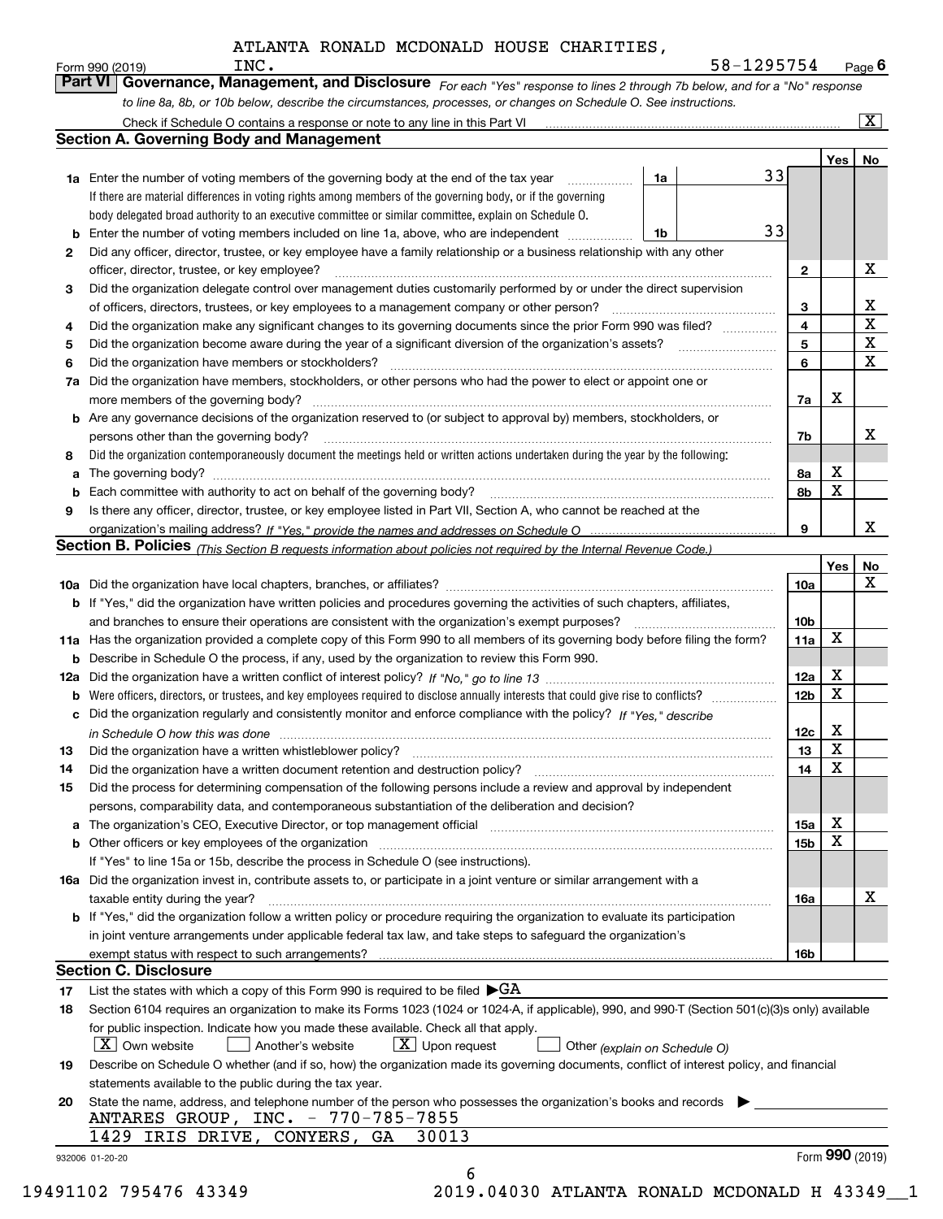ATLANTA RONALD MCDONALD HOUSE CHARITIES, INC.

Form 990 (2019) 58-1295754 Page 6

## Part VI Governance, Management, and Disclosure

*For each "Yes" response to lines 2 through 7b below, and for a "No" response to line 8a, 8b, or 10b below, describe the circumstances, processes, or changes on Schedule O. See instructions.*

Check if Schedule O contains a response or note to any line in this Part VI ..... [X]

### Section A. Governing Body and Management

| | | | | Yes | No |
|---|---|---|---|---|---|
| 1a | Enter the number of voting members of the governing body at the end of the tax year. If there are material differences in voting rights among members of the governing body, or if the governing body delegated broad authority to an executive committee or similar committee, explain on Schedule O. | 1a | 33 | | |
| b | Enter the number of voting members included on line 1a, above, who are independent | 1b | 33 | | |
| 2 | Did any officer, director, trustee, or key employee have a family relationship or a business relationship with any other officer, director, trustee, or key employee? | 2 | | | X |
| 3 | Did the organization delegate control over management duties customarily performed by or under the direct supervision of officers, directors, trustees, or key employees to a management company or other person? | 3 | | | X |
| 4 | Did the organization make any significant changes to its governing documents since the prior Form 990 was filed? | 4 | | | X |
| 5 | Did the organization become aware during the year of a significant diversion of the organization's assets? | 5 | | | X |
| 6 | Did the organization have members or stockholders? | 6 | | | X |
| 7a | Did the organization have members, stockholders, or other persons who had the power to elect or appoint one or more members of the governing body? | 7a | | X | |
| b | Are any governance decisions of the organization reserved to (or subject to approval by) members, stockholders, or persons other than the governing body? | 7b | | | X |
| 8 | Did the organization contemporaneously document the meetings held or written actions undertaken during the year by the following: | | | | |
| a | The governing body? | 8a | | X | |
| b | Each committee with authority to act on behalf of the governing body? | 8b | | X | |
| 9 | Is there any officer, director, trustee, or key employee listed in Part VII, Section A, who cannot be reached at the organization's mailing address? *If "Yes," provide the names and addresses on Schedule O* | 9 | | | X |

### Section B. Policies *(This Section B requests information about policies not required by the Internal Revenue Code.)*

| | | | Yes | No |
|---|---|---|---|---|
| 10a | Did the organization have local chapters, branches, or affiliates? | 10a | | X |
| b | If "Yes," did the organization have written policies and procedures governing the activities of such chapters, affiliates, and branches to ensure their operations are consistent with the organization's exempt purposes? | 10b | | |
| 11a | Has the organization provided a complete copy of this Form 990 to all members of its governing body before filing the form? | 11a | X | |
| b | Describe in Schedule O the process, if any, used by the organization to review this Form 990. | | | |
| 12a | Did the organization have a written conflict of interest policy? *If "No," go to line 13* | 12a | X | |
| b | Were officers, directors, or trustees, and key employees required to disclose annually interests that could give rise to conflicts? | 12b | X | |
| c | Did the organization regularly and consistently monitor and enforce compliance with the policy? *If "Yes," describe in Schedule O how this was done* | 12c | X | |
| 13 | Did the organization have a written whistleblower policy? | 13 | X | |
| 14 | Did the organization have a written document retention and destruction policy? | 14 | X | |
| 15 | Did the process for determining compensation of the following persons include a review and approval by independent persons, comparability data, and contemporaneous substantiation of the deliberation and decision? | | | |
| a | The organization's CEO, Executive Director, or top management official | 15a | X | |
| b | Other officers or key employees of the organization | 15b | X | |
| | If "Yes" to line 15a or 15b, describe the process in Schedule O (see instructions). | | | |
| 16a | Did the organization invest in, contribute assets to, or participate in a joint venture or similar arrangement with a taxable entity during the year? | 16a | | X |
| b | If "Yes," did the organization follow a written policy or procedure requiring the organization to evaluate its participation in joint venture arrangements under applicable federal tax law, and take steps to safeguard the organization's exempt status with respect to such arrangements? | 16b | | |

### Section C. Disclosure

17 List the states with which a copy of this Form 990 is required to be filed ▶ GA

18 Section 6104 requires an organization to make its Forms 1023 (1024 or 1024-A, if applicable), 990, and 990-T (Section 501(c)(3)s only) available for public inspection. Indicate how you made these available. Check all that apply.

[X] Own website [ ] Another's website [X] Upon request [ ] Other *(explain on Schedule O)*

19 Describe on Schedule O whether (and if so, how) the organization made its governing documents, conflict of interest policy, and financial statements available to the public during the tax year.

20 State the name, address, and telephone number of the person who possesses the organization's books and records ▶

ANTARES GROUP, INC. - 770-785-7855
1429 IRIS DRIVE, CONYERS, GA 30013

932006 01-20-20 Form 990 (2019)

19491102 795476 43349 2019.04030 ATLANTA RONALD MCDONALD H 43349__1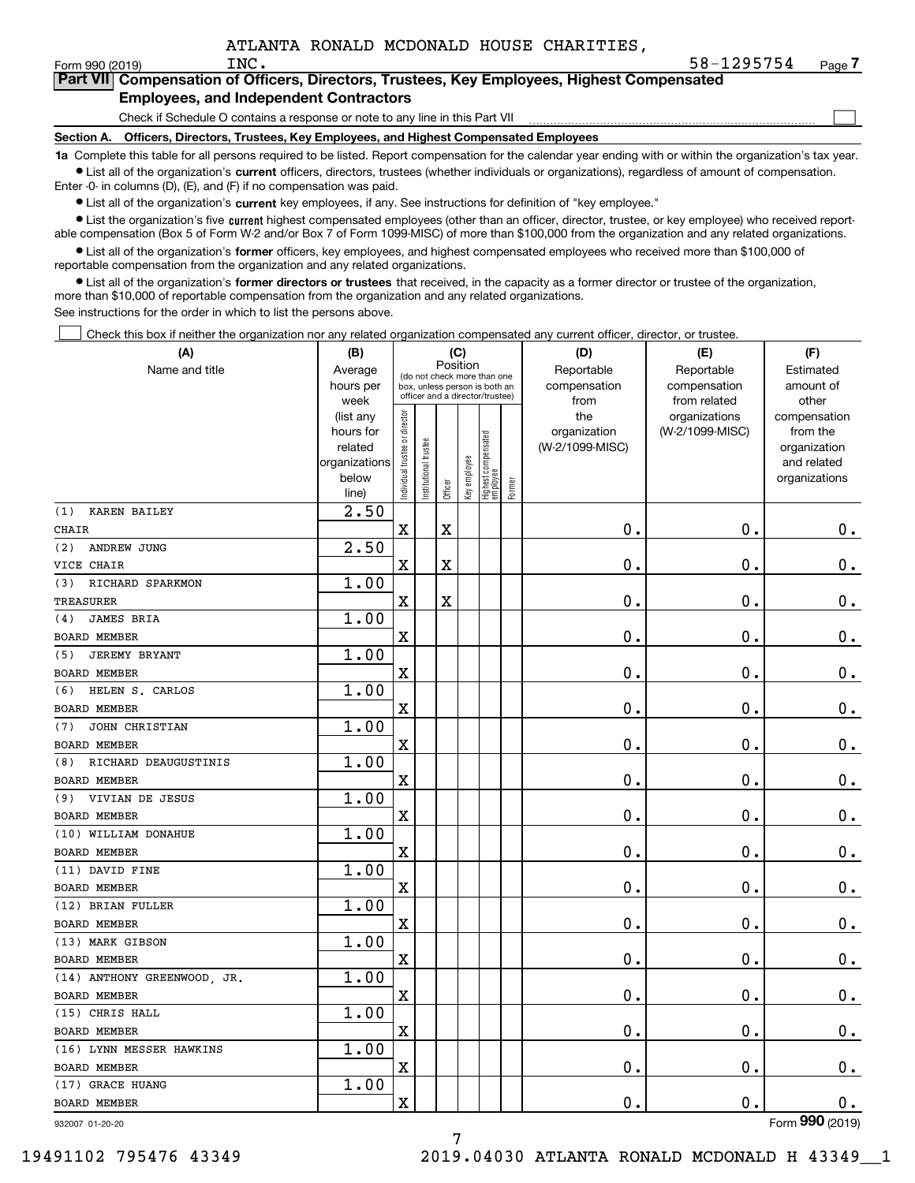ATLANTA RONALD MCDONALD HOUSE CHARITIES, INC.

Form 990 (2019) 58-1295754 Page 7

## Part VII Compensation of Officers, Directors, Trustees, Key Employees, Highest Compensated Employees, and Independent Contractors

Check if Schedule O contains a response or note to any line in this Part VII

### Section A. Officers, Directors, Trustees, Key Employees, and Highest Compensated Employees

**1a** Complete this table for all persons required to be listed. Report compensation for the calendar year ending with or within the organization's tax year.

- List all of the organization's **current** officers, directors, trustees (whether individuals or organizations), regardless of amount of compensation. Enter -0- in columns (D), (E), and (F) if no compensation was paid.
- List all of the organization's **current** key employees, if any. See instructions for definition of "key employee."
- List the organization's five **current** highest compensated employees (other than an officer, director, trustee, or key employee) who received reportable compensation (Box 5 of Form W-2 and/or Box 7 of Form 1099-MISC) of more than $100,000 from the organization and any related organizations.
- List all of the organization's **former** officers, key employees, and highest compensated employees who received more than $100,000 of reportable compensation from the organization and any related organizations.
- List all of the organization's **former directors or trustees** that received, in the capacity as a former director or trustee of the organization, more than $10,000 of reportable compensation from the organization and any related organizations.

See instructions for the order in which to list the persons above.

Check this box if neither the organization nor any related organization compensated any current officer, director, or trustee.

| (A) Name and title | (B) Average hours per week (list any hours for related organizations below line) | (C) Position: Individual trustee or director | Institutional trustee | Officer | Key employee | Highest compensated employee | Former | (D) Reportable compensation from the organization (W-2/1099-MISC) | (E) Reportable compensation from related organizations (W-2/1099-MISC) | (F) Estimated amount of other compensation from the organization and related organizations |
|---|---|---|---|---|---|---|---|---|---|---|
| (1) KAREN BAILEY<br>CHAIR | 2.50 | X | | X | | | | 0. | 0. | 0. |
| (2) ANDREW JUNG<br>VICE CHAIR | 2.50 | X | | X | | | | 0. | 0. | 0. |
| (3) RICHARD SPARKMON<br>TREASURER | 1.00 | X | | X | | | | 0. | 0. | 0. |
| (4) JAMES BRIA<br>BOARD MEMBER | 1.00 | X | | | | | | 0. | 0. | 0. |
| (5) JEREMY BRYANT<br>BOARD MEMBER | 1.00 | X | | | | | | 0. | 0. | 0. |
| (6) HELEN S. CARLOS<br>BOARD MEMBER | 1.00 | X | | | | | | 0. | 0. | 0. |
| (7) JOHN CHRISTIAN<br>BOARD MEMBER | 1.00 | X | | | | | | 0. | 0. | 0. |
| (8) RICHARD DEAUGUSTINIS<br>BOARD MEMBER | 1.00 | X | | | | | | 0. | 0. | 0. |
| (9) VIVIAN DE JESUS<br>BOARD MEMBER | 1.00 | X | | | | | | 0. | 0. | 0. |
| (10) WILLIAM DONAHUE<br>BOARD MEMBER | 1.00 | X | | | | | | 0. | 0. | 0. |
| (11) DAVID FINE<br>BOARD MEMBER | 1.00 | X | | | | | | 0. | 0. | 0. |
| (12) BRIAN FULLER<br>BOARD MEMBER | 1.00 | X | | | | | | 0. | 0. | 0. |
| (13) MARK GIBSON<br>BOARD MEMBER | 1.00 | X | | | | | | 0. | 0. | 0. |
| (14) ANTHONY GREENWOOD, JR.<br>BOARD MEMBER | 1.00 | X | | | | | | 0. | 0. | 0. |
| (15) CHRIS HALL<br>BOARD MEMBER | 1.00 | X | | | | | | 0. | 0. | 0. |
| (16) LYNN MESSER HAWKINS<br>BOARD MEMBER | 1.00 | X | | | | | | 0. | 0. | 0. |
| (17) GRACE HUANG<br>BOARD MEMBER | 1.00 | X | | | | | | 0. | 0. | 0. |

932007 01-20-20 Form 990 (2019)

19491102 795476 43349 2019.04030 ATLANTA RONALD MCDONALD H 43349__1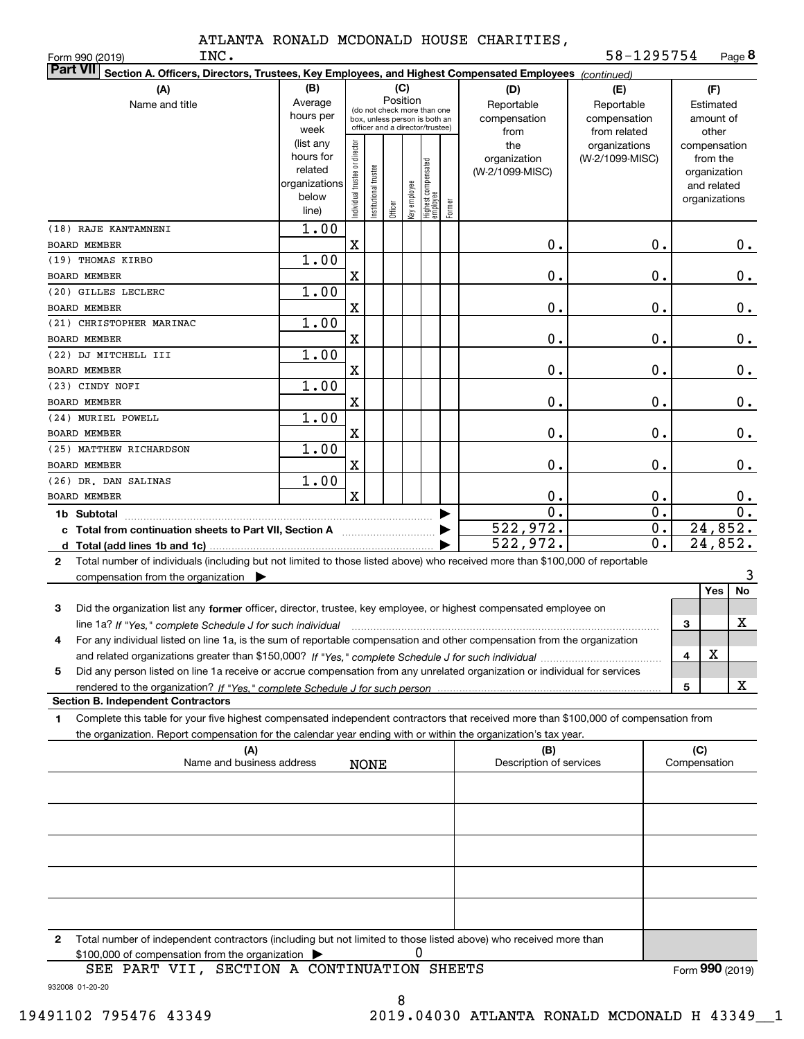ATLANTA RONALD MCDONALD HOUSE CHARITIES, INC. 58-1295754

Form 990 (2019) Page 8

**Part VII Section A. Officers, Directors, Trustees, Key Employees, and Highest Compensated Employees** *(continued)*

| (A) Name and title | (B) Average hours per week (list any hours for related organizations below line) | (C) Position: Individual trustee or director | Institutional trustee | Officer | Key employee | Highest compensated employee | Former | (D) Reportable compensation from the organization (W-2/1099-MISC) | (E) Reportable compensation from related organizations (W-2/1099-MISC) | (F) Estimated amount of other compensation from the organization and related organizations |
|---|---|---|---|---|---|---|---|---|---|---|
| (18) RAJE KANTAMNENI<br>BOARD MEMBER | 1.00 | X | | | | | | 0. | 0. | 0. |
| (19) THOMAS KIRBO<br>BOARD MEMBER | 1.00 | X | | | | | | 0. | 0. | 0. |
| (20) GILLES LECLERC<br>BOARD MEMBER | 1.00 | X | | | | | | 0. | 0. | 0. |
| (21) CHRISTOPHER MARINAC<br>BOARD MEMBER | 1.00 | X | | | | | | 0. | 0. | 0. |
| (22) DJ MITCHELL III<br>BOARD MEMBER | 1.00 | X | | | | | | 0. | 0. | 0. |
| (23) CINDY NOFI<br>BOARD MEMBER | 1.00 | X | | | | | | 0. | 0. | 0. |
| (24) MURIEL POWELL<br>BOARD MEMBER | 1.00 | X | | | | | | 0. | 0. | 0. |
| (25) MATTHEW RICHARDSON<br>BOARD MEMBER | 1.00 | X | | | | | | 0. | 0. | 0. |
| (26) DR. DAN SALINAS<br>BOARD MEMBER | 1.00 | X | | | | | | 0. | 0. | 0. |
| 1b Subtotal | | | | | | | | 0. | 0. | 0. |
| c Total from continuation sheets to Part VII, Section A | | | | | | | | 522,972. | 0. | 24,852. |
| d Total (add lines 1b and 1c) | | | | | | | | 522,972. | 0. | 24,852. |

**2** Total number of individuals (including but not limited to those listed above) who received more than $100,000 of reportable compensation from the organization ▶ 3

| | | Yes | No |
|---|---|---|---|
| **3** Did the organization list any **former** officer, director, trustee, key employee, or highest compensated employee on line 1a? *If "Yes," complete Schedule J for such individual* | 3 | | X |
| **4** For any individual listed on line 1a, is the sum of reportable compensation and other compensation from the organization and related organizations greater than $150,000? *If "Yes," complete Schedule J for such individual* | 4 | X | |
| **5** Did any person listed on line 1a receive or accrue compensation from any unrelated organization or individual for services rendered to the organization? *If "Yes," complete Schedule J for such person* | 5 | | X |

**Section B. Independent Contractors**

**1** Complete this table for your five highest compensated independent contractors that received more than $100,000 of compensation from the organization. Report compensation for the calendar year ending with or within the organization's tax year.

| (A) Name and business address | (B) Description of services | (C) Compensation |
|---|---|---|
| NONE | | |
| | | |
| | | |
| | | |
| | | |

**2** Total number of independent contractors (including but not limited to those listed above) who received more than $100,000 of compensation from the organization ▶ 0

SEE PART VII, SECTION A CONTINUATION SHEETS

Form **990** (2019)

932008 01-20-20

19491102 795476 43349 2019.04030 ATLANTA RONALD MCDONALD H 43349__1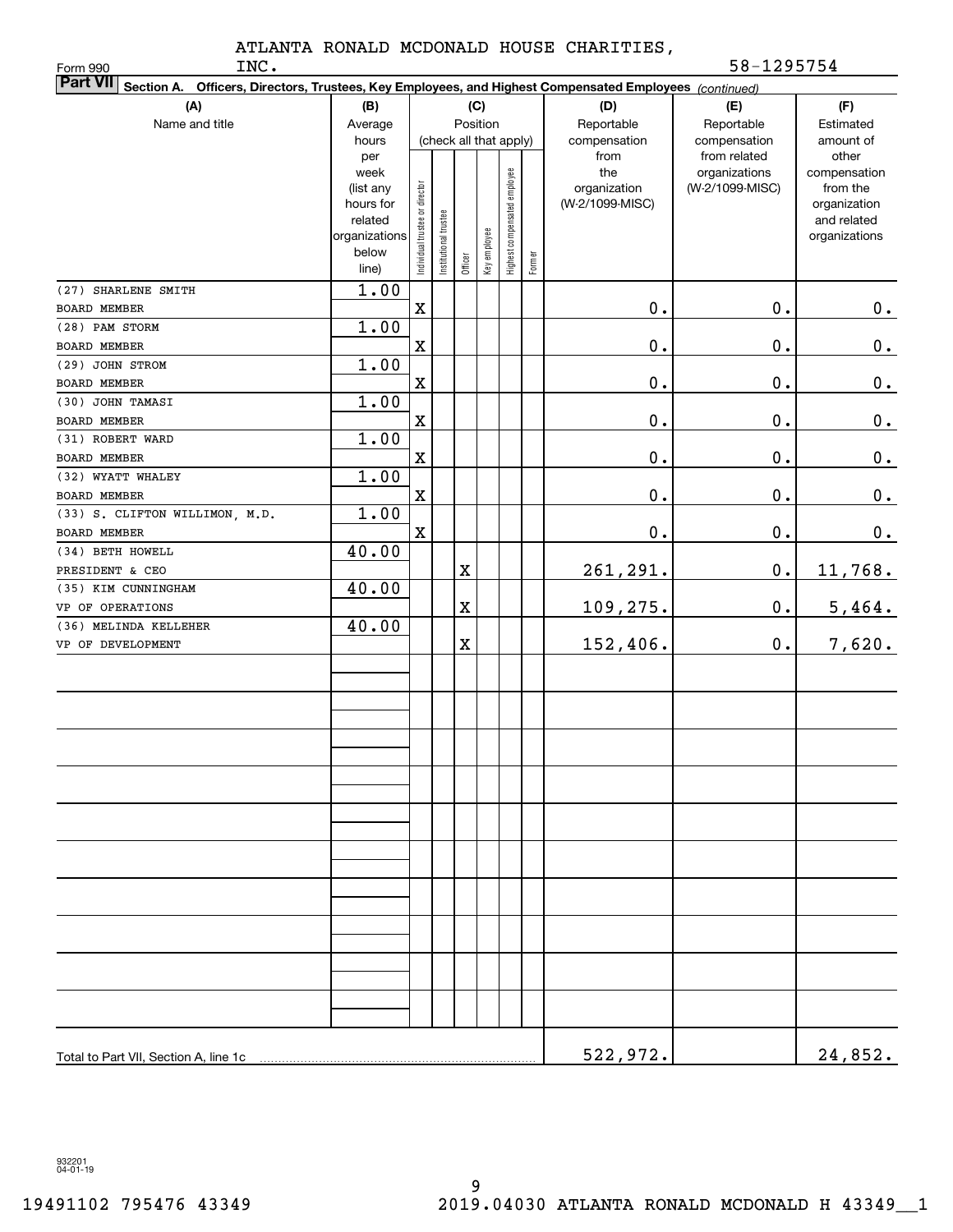ATLANTA RONALD MCDONALD HOUSE CHARITIES, INC.

Form 990

58-1295754

**Part VII** **Section A. Officers, Directors, Trustees, Key Employees, and Highest Compensated Employees** *(continued)*

| (A) Name and title | (B) Average hours per week (list any hours for related organizations below line) | (C) Position (check all that apply): Individual trustee or director | Institutional trustee | Officer | Key employee | Highest compensated employee | Former | (D) Reportable compensation from the organization (W-2/1099-MISC) | (E) Reportable compensation from related organizations (W-2/1099-MISC) | (F) Estimated amount of other compensation from the organization and related organizations |
|---|---|---|---|---|---|---|---|---|---|---|
| (27) SHARLENE SMITH<br>BOARD MEMBER | 1.00 | X | | | | | | 0. | 0. | 0. |
| (28) PAM STORM<br>BOARD MEMBER | 1.00 | X | | | | | | 0. | 0. | 0. |
| (29) JOHN STROM<br>BOARD MEMBER | 1.00 | X | | | | | | 0. | 0. | 0. |
| (30) JOHN TAMASI<br>BOARD MEMBER | 1.00 | X | | | | | | 0. | 0. | 0. |
| (31) ROBERT WARD<br>BOARD MEMBER | 1.00 | X | | | | | | 0. | 0. | 0. |
| (32) WYATT WHALEY<br>BOARD MEMBER | 1.00 | X | | | | | | 0. | 0. | 0. |
| (33) S. CLIFTON WILLIMON, M.D.<br>BOARD MEMBER | 1.00 | X | | | | | | 0. | 0. | 0. |
| (34) BETH HOWELL<br>PRESIDENT & CEO | 40.00 | | | X | | | | 261,291. | 0. | 11,768. |
| (35) KIM CUNNINGHAM<br>VP OF OPERATIONS | 40.00 | | | X | | | | 109,275. | 0. | 5,464. |
| (36) MELINDA KELLEHER<br>VP OF DEVELOPMENT | 40.00 | | | X | | | | 152,406. | 0. | 7,620. |
| Total to Part VII, Section A, line 1c | | | | | | | | 522,972. | | 24,852. |

932201 04-01-19

19491102 795476 43349 2019.04030 ATLANTA RONALD MCDONALD H 43349__1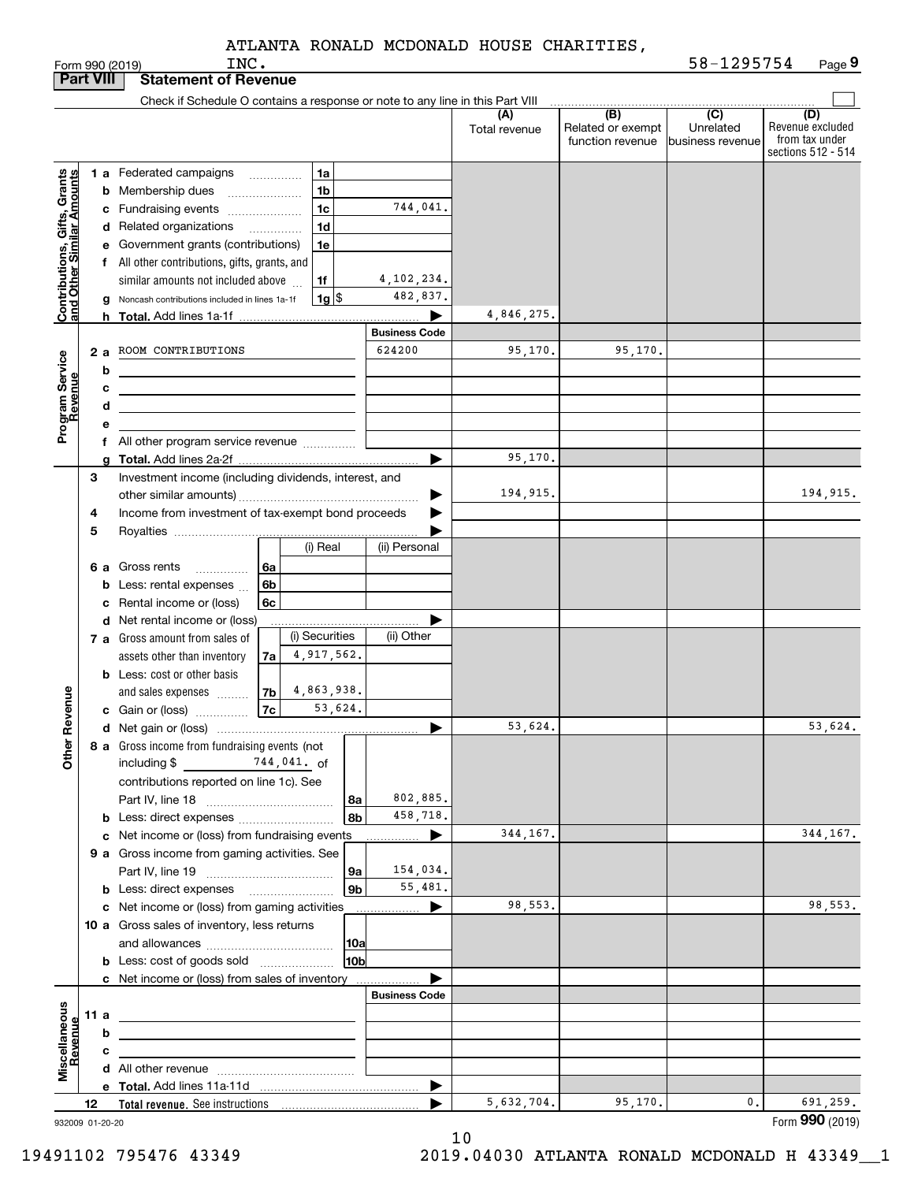ATLANTA RONALD MCDONALD HOUSE CHARITIES, INC.

Form 990 (2019) 58-1295754 Page 9

## Part VIII Statement of Revenue

Check if Schedule O contains a response or note to any line in this Part VIII

| | | | | (A) Total revenue | (B) Related or exempt function revenue | (C) Unrelated business revenue | (D) Revenue excluded from tax under sections 512 - 514 |
|---|---|---|---|---|---|---|---|
| Contributions, Gifts, Grants and Other Similar Amounts | 1a Federated campaigns | 1a | | | | | |
| | b Membership dues | 1b | | | | | |
| | c Fundraising events | 1c | 744,041. | | | | |
| | d Related organizations | 1d | | | | | |
| | e Government grants (contributions) | 1e | | | | | |
| | f All other contributions, gifts, grants, and similar amounts not included above | 1f | 4,102,234. | | | | |
| | g Noncash contributions included in lines 1a-1f | 1g $ | 482,837. | | | | |
| | h Total. Add lines 1a-1f | | | 4,846,275. | | | |
| Program Service Revenue | | | Business Code | | | | |
| | 2a ROOM CONTRIBUTIONS | | 624200 | 95,170. | 95,170. | | |
| | b | | | | | | |
| | c | | | | | | |
| | d | | | | | | |
| | e | | | | | | |
| | f All other program service revenue | | | | | | |
| | g Total. Add lines 2a-2f | | | 95,170. | | | |
| Other Revenue | 3 Investment income (including dividends, interest, and other similar amounts) | | | 194,915. | | | 194,915. |
| | 4 Income from investment of tax-exempt bond proceeds | | | | | | |
| | 5 Royalties | | | | | | |
| | | | (i) Real / (ii) Personal | | | | |
| | 6a Gross rents | 6a | | | | | |
| | b Less: rental expenses | 6b | | | | | |
| | c Rental income or (loss) | 6c | | | | | |
| | d Net rental income or (loss) | | | | | | |
| | | | (i) Securities / (ii) Other | | | | |
| | 7a Gross amount from sales of assets other than inventory | 7a | 4,917,562. | | | | |
| | b Less: cost or other basis and sales expenses | 7b | 4,863,938. | | | | |
| | c Gain or (loss) | 7c | 53,624. | | | | |
| | d Net gain or (loss) | | | 53,624. | | | 53,624. |
| | 8a Gross income from fundraising events (not including $ 744,041. of contributions reported on line 1c). See Part IV, line 18 | 8a | 802,885. | | | | |
| | b Less: direct expenses | 8b | 458,718. | | | | |
| | c Net income or (loss) from fundraising events | | | 344,167. | | | 344,167. |
| | 9a Gross income from gaming activities. See Part IV, line 19 | 9a | 154,034. | | | | |
| | b Less: direct expenses | 9b | 55,481. | | | | |
| | c Net income or (loss) from gaming activities | | | 98,553. | | | 98,553. |
| | 10a Gross sales of inventory, less returns and allowances | 10a | | | | | |
| | b Less: cost of goods sold | 10b | | | | | |
| | c Net income or (loss) from sales of inventory | | | | | | |
| Miscellaneous Revenue | | | Business Code | | | | |
| | 11a | | | | | | |
| | b | | | | | | |
| | c | | | | | | |
| | d All other revenue | | | | | | |
| | e Total. Add lines 11a-11d | | | | | | |
| | 12 Total revenue. See instructions | | | 5,632,704. | 95,170. | 0. | 691,259. |

932009 01-20-20 Form 990 (2019)

19491102 795476 43349 2019.04030 ATLANTA RONALD MCDONALD H 43349__1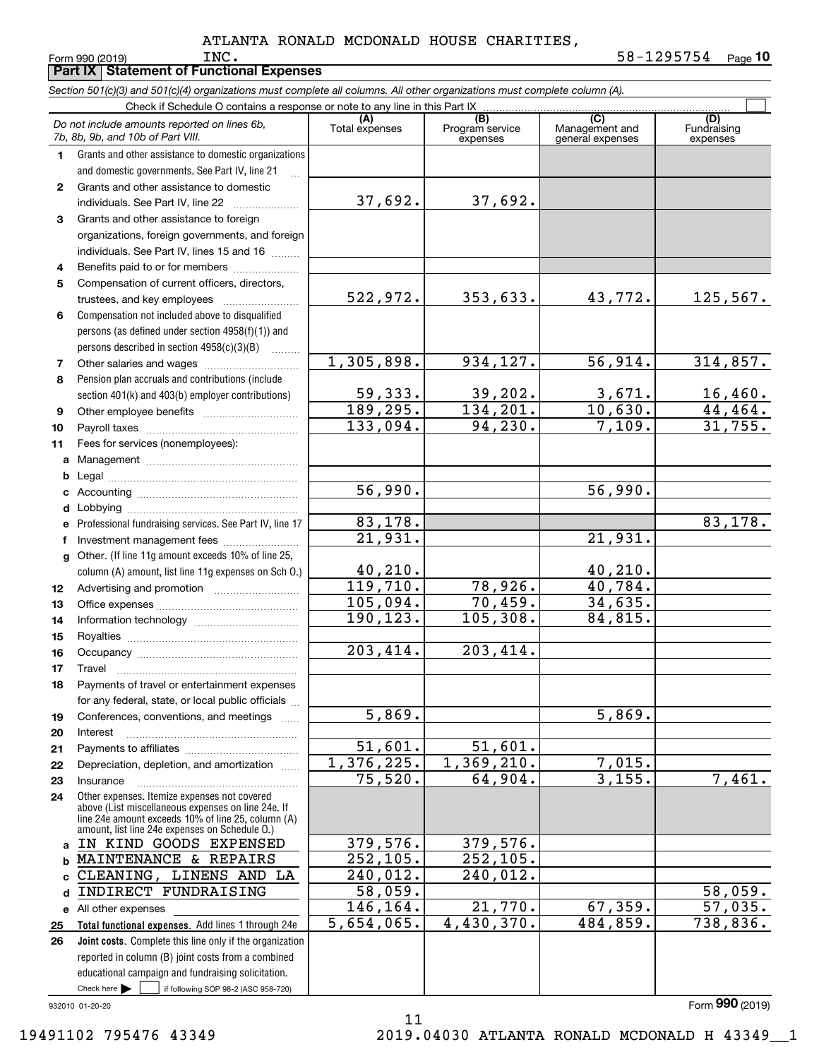ATLANTA RONALD MCDONALD HOUSE CHARITIES, INC.

Form 990 (2019) 58-1295754 Page **10**

**Part IX | Statement of Functional Expenses**

*Section 501(c)(3) and 501(c)(4) organizations must complete all columns. All other organizations must complete column (A).*

Check if Schedule O contains a response or note to any line in this Part IX ☐

| | *Do not include amounts reported on lines 6b, 7b, 8b, 9b, and 10b of Part VIII.* | (A) Total expenses | (B) Program service expenses | (C) Management and general expenses | (D) Fundraising expenses |
|---|---|---|---|---|---|
| 1 | Grants and other assistance to domestic organizations and domestic governments. See Part IV, line 21 | | | | |
| 2 | Grants and other assistance to domestic individuals. See Part IV, line 22 | 37,692. | 37,692. | | |
| 3 | Grants and other assistance to foreign organizations, foreign governments, and foreign individuals. See Part IV, lines 15 and 16 | | | | |
| 4 | Benefits paid to or for members | | | | |
| 5 | Compensation of current officers, directors, trustees, and key employees | 522,972. | 353,633. | 43,772. | 125,567. |
| 6 | Compensation not included above to disqualified persons (as defined under section 4958(f)(1)) and persons described in section 4958(c)(3)(B) | | | | |
| 7 | Other salaries and wages | 1,305,898. | 934,127. | 56,914. | 314,857. |
| 8 | Pension plan accruals and contributions (include section 401(k) and 403(b) employer contributions) | 59,333. | 39,202. | 3,671. | 16,460. |
| 9 | Other employee benefits | 189,295. | 134,201. | 10,630. | 44,464. |
| 10 | Payroll taxes | 133,094. | 94,230. | 7,109. | 31,755. |
| 11 | Fees for services (nonemployees): | | | | |
| a | Management | | | | |
| b | Legal | | | | |
| c | Accounting | 56,990. | | 56,990. | |
| d | Lobbying | | | | |
| e | Professional fundraising services. See Part IV, line 17 | 83,178. | | | 83,178. |
| f | Investment management fees | 21,931. | | 21,931. | |
| g | Other. (If line 11g amount exceeds 10% of line 25, column (A) amount, list line 11g expenses on Sch O.) | 40,210. | | 40,210. | |
| 12 | Advertising and promotion | 119,710. | 78,926. | 40,784. | |
| 13 | Office expenses | 105,094. | 70,459. | 34,635. | |
| 14 | Information technology | 190,123. | 105,308. | 84,815. | |
| 15 | Royalties | | | | |
| 16 | Occupancy | 203,414. | 203,414. | | |
| 17 | Travel | | | | |
| 18 | Payments of travel or entertainment expenses for any federal, state, or local public officials | | | | |
| 19 | Conferences, conventions, and meetings | 5,869. | | 5,869. | |
| 20 | Interest | | | | |
| 21 | Payments to affiliates | 51,601. | 51,601. | | |
| 22 | Depreciation, depletion, and amortization | 1,376,225. | 1,369,210. | 7,015. | |
| 23 | Insurance | 75,520. | 64,904. | 3,155. | 7,461. |
| 24 | Other expenses. Itemize expenses not covered above (List miscellaneous expenses on line 24e. If line 24e amount exceeds 10% of line 25, column (A) amount, list line 24e expenses on Schedule O.) | | | | |
| a | IN KIND GOODS EXPENSED | 379,576. | 379,576. | | |
| b | MAINTENANCE & REPAIRS | 252,105. | 252,105. | | |
| c | CLEANING, LINENS AND LA | 240,012. | 240,012. | | |
| d | INDIRECT FUNDRAISING | 58,059. | | | 58,059. |
| e | All other expenses | 146,164. | 21,770. | 67,359. | 57,035. |
| 25 | **Total functional expenses.** Add lines 1 through 24e | 5,654,065. | 4,430,370. | 484,859. | 738,836. |
| 26 | **Joint costs.** Complete this line only if the organization reported in column (B) joint costs from a combined educational campaign and fundraising solicitation. Check here ☐ if following SOP 98-2 (ASC 958-720) | | | | |

932010 01-20-20

Form **990** (2019)

19491102 795476 43349 2019.04030 ATLANTA RONALD MCDONALD H 43349__1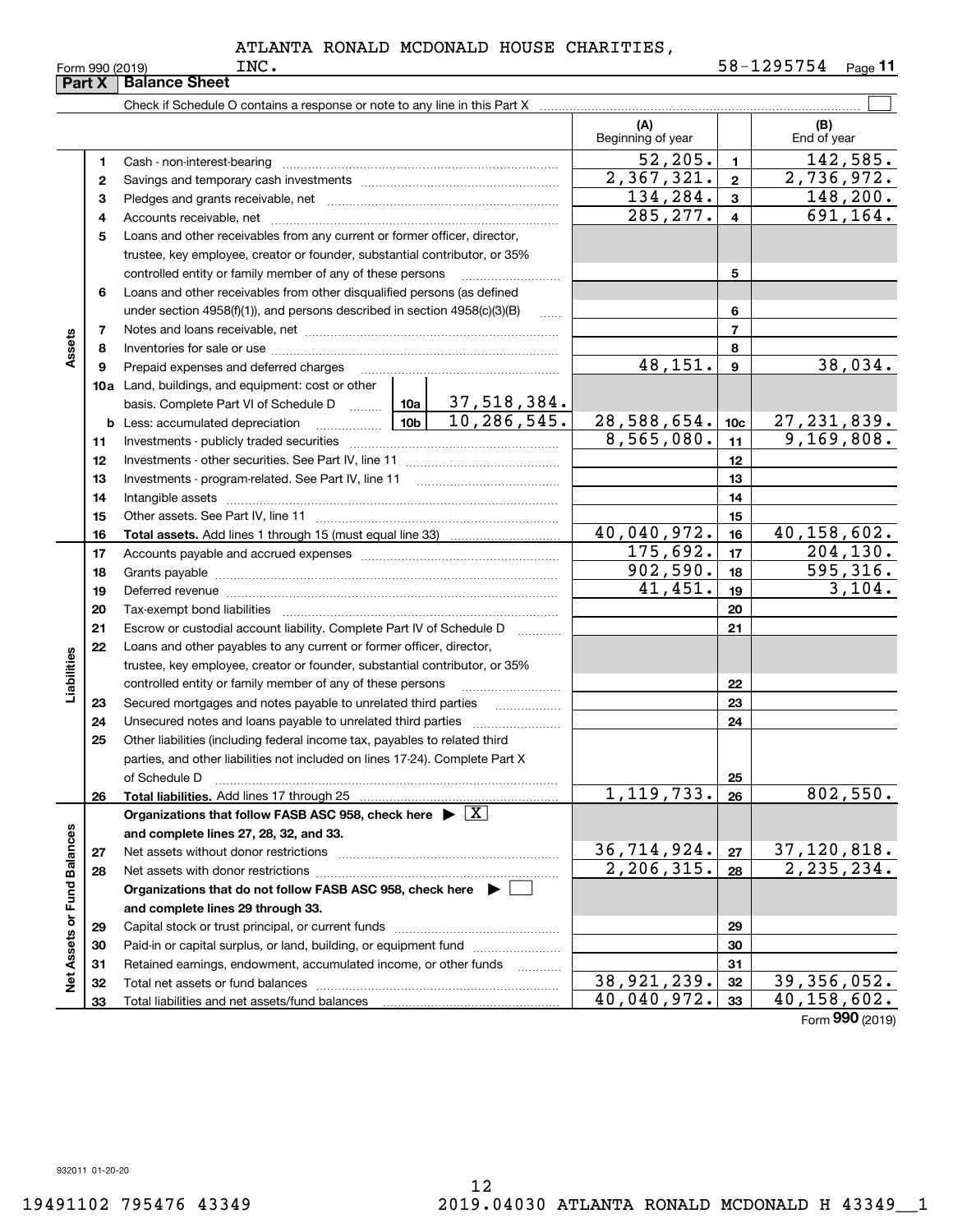ATLANTA RONALD MCDONALD HOUSE CHARITIES, INC. 58-1295754

Form 990 (2019) Page **11**

## Part X Balance Sheet

Check if Schedule O contains a response or note to any line in this Part X ☐

| | | | | (A) Beginning of year | | (B) End of year |
|---|---|---|---|---|---|---|
| **Assets** | 1 | Cash - non-interest-bearing | | 52,205. | 1 | 142,585. |
| | 2 | Savings and temporary cash investments | | 2,367,321. | 2 | 2,736,972. |
| | 3 | Pledges and grants receivable, net | | 134,284. | 3 | 148,200. |
| | 4 | Accounts receivable, net | | 285,277. | 4 | 691,164. |
| | 5 | Loans and other receivables from any current or former officer, director, trustee, key employee, creator or founder, substantial contributor, or 35% controlled entity or family member of any of these persons | | | 5 | |
| | 6 | Loans and other receivables from other disqualified persons (as defined under section 4958(f)(1)), and persons described in section 4958(c)(3)(B) | | | 6 | |
| | 7 | Notes and loans receivable, net | | | 7 | |
| | 8 | Inventories for sale or use | | | 8 | |
| | 9 | Prepaid expenses and deferred charges | | 48,151. | 9 | 38,034. |
| | 10a | Land, buildings, and equipment: cost or other basis. Complete Part VI of Schedule D | 10a 37,518,384. | | | |
| | b | Less: accumulated depreciation | 10b 10,286,545. | 28,588,654. | 10c | 27,231,839. |
| | 11 | Investments - publicly traded securities | | 8,565,080. | 11 | 9,169,808. |
| | 12 | Investments - other securities. See Part IV, line 11 | | | 12 | |
| | 13 | Investments - program-related. See Part IV, line 11 | | | 13 | |
| | 14 | Intangible assets | | | 14 | |
| | 15 | Other assets. See Part IV, line 11 | | | 15 | |
| | 16 | **Total assets.** Add lines 1 through 15 (must equal line 33) | | 40,040,972. | 16 | 40,158,602. |
| **Liabilities** | 17 | Accounts payable and accrued expenses | | 175,692. | 17 | 204,130. |
| | 18 | Grants payable | | 902,590. | 18 | 595,316. |
| | 19 | Deferred revenue | | 41,451. | 19 | 3,104. |
| | 20 | Tax-exempt bond liabilities | | | 20 | |
| | 21 | Escrow or custodial account liability. Complete Part IV of Schedule D | | | 21 | |
| | 22 | Loans and other payables to any current or former officer, director, trustee, key employee, creator or founder, substantial contributor, or 35% controlled entity or family member of any of these persons | | | 22 | |
| | 23 | Secured mortgages and notes payable to unrelated third parties | | | 23 | |
| | 24 | Unsecured notes and loans payable to unrelated third parties | | | 24 | |
| | 25 | Other liabilities (including federal income tax, payables to related third parties, and other liabilities not included on lines 17-24). Complete Part X of Schedule D | | | 25 | |
| | 26 | **Total liabilities.** Add lines 17 through 25 | | 1,119,733. | 26 | 802,550. |
| **Net Assets or Fund Balances** | | **Organizations that follow FASB ASC 958, check here** ☒ **and complete lines 27, 28, 32, and 33.** | | | | |
| | 27 | Net assets without donor restrictions | | 36,714,924. | 27 | 37,120,818. |
| | 28 | Net assets with donor restrictions | | 2,206,315. | 28 | 2,235,234. |
| | | **Organizations that do not follow FASB ASC 958, check here** ☐ **and complete lines 29 through 33.** | | | | |
| | 29 | Capital stock or trust principal, or current funds | | | 29 | |
| | 30 | Paid-in or capital surplus, or land, building, or equipment fund | | | 30 | |
| | 31 | Retained earnings, endowment, accumulated income, or other funds | | | 31 | |
| | 32 | Total net assets or fund balances | | 38,921,239. | 32 | 39,356,052. |
| | 33 | Total liabilities and net assets/fund balances | | 40,040,972. | 33 | 40,158,602. |

Form **990** (2019)

932011 01-20-20

19491102 795476 43349 2019.04030 ATLANTA RONALD MCDONALD H 43349__1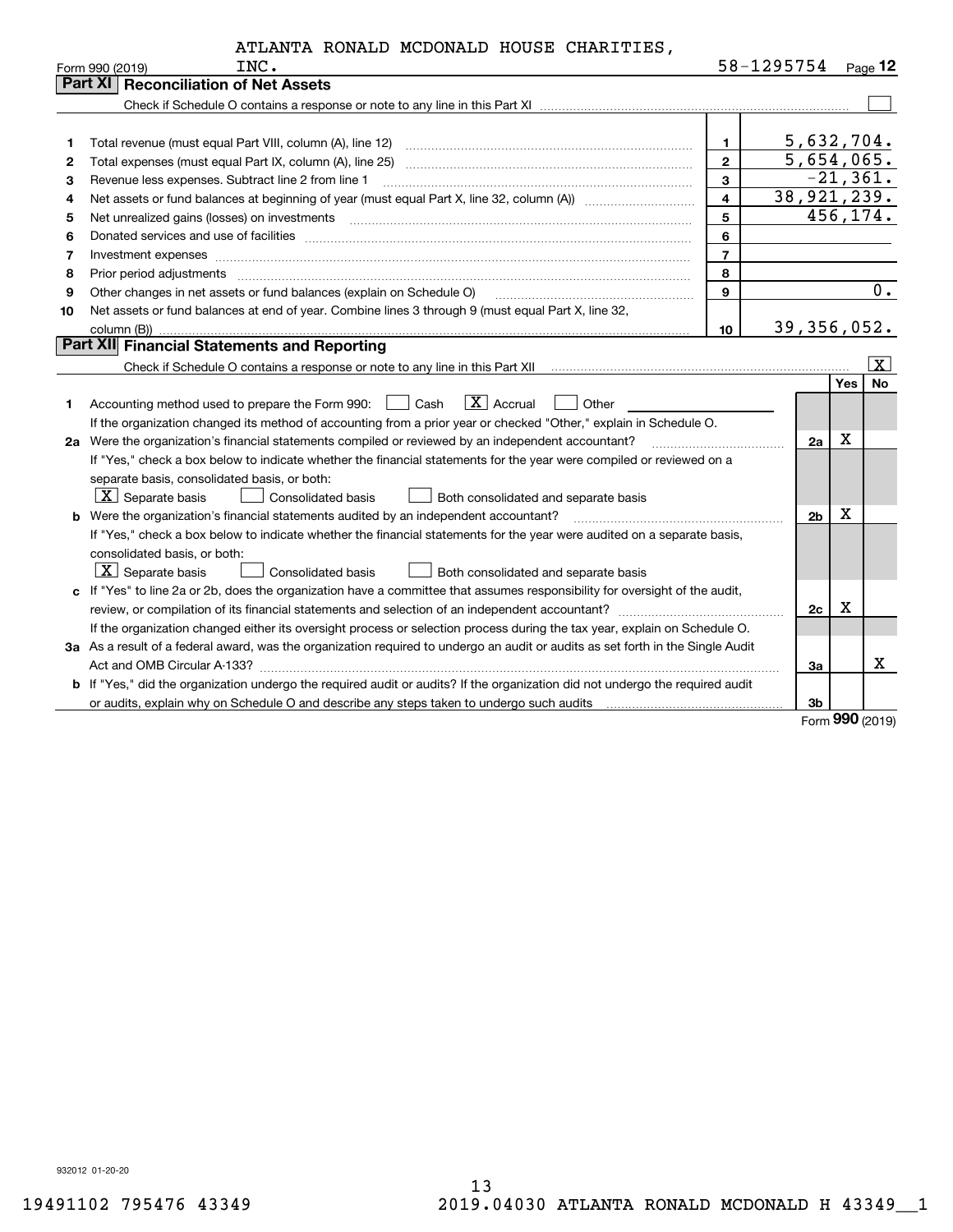ATLANTA RONALD MCDONALD HOUSE CHARITIES, INC.

Form 990 (2019) 58-1295754 Page 12

## Part XI Reconciliation of Net Assets

Check if Schedule O contains a response or note to any line in this Part XI ☐

| | | | |
|---|---|---|---|
| 1 | Total revenue (must equal Part VIII, column (A), line 12) | 1 | 5,632,704. |
| 2 | Total expenses (must equal Part IX, column (A), line 25) | 2 | 5,654,065. |
| 3 | Revenue less expenses. Subtract line 2 from line 1 | 3 | -21,361. |
| 4 | Net assets or fund balances at beginning of year (must equal Part X, line 32, column (A)) | 4 | 38,921,239. |
| 5 | Net unrealized gains (losses) on investments | 5 | 456,174. |
| 6 | Donated services and use of facilities | 6 | |
| 7 | Investment expenses | 7 | |
| 8 | Prior period adjustments | 8 | |
| 9 | Other changes in net assets or fund balances (explain on Schedule O) | 9 | 0. |
| 10 | Net assets or fund balances at end of year. Combine lines 3 through 9 (must equal Part X, line 32, column (B)) | 10 | 39,356,052. |

## Part XII Financial Statements and Reporting

Check if Schedule O contains a response or note to any line in this Part XII ☒

| | | | Yes | No |
|---|---|---|---|---|
| 1 | Accounting method used to prepare the Form 990: ☐ Cash ☒ Accrual ☐ Other<br>If the organization changed its method of accounting from a prior year or checked "Other," explain in Schedule O. | | | |
| 2a | Were the organization's financial statements compiled or reviewed by an independent accountant?<br>If "Yes," check a box below to indicate whether the financial statements for the year were compiled or reviewed on a separate basis, consolidated basis, or both:<br>☒ Separate basis ☐ Consolidated basis ☐ Both consolidated and separate basis | 2a | X | |
| b | Were the organization's financial statements audited by an independent accountant?<br>If "Yes," check a box below to indicate whether the financial statements for the year were audited on a separate basis, consolidated basis, or both:<br>☒ Separate basis ☐ Consolidated basis ☐ Both consolidated and separate basis | 2b | X | |
| c | If "Yes" to line 2a or 2b, does the organization have a committee that assumes responsibility for oversight of the audit, review, or compilation of its financial statements and selection of an independent accountant?<br>If the organization changed either its oversight process or selection process during the tax year, explain on Schedule O. | 2c | X | |
| 3a | As a result of a federal award, was the organization required to undergo an audit or audits as set forth in the Single Audit Act and OMB Circular A-133? | 3a | | X |
| b | If "Yes," did the organization undergo the required audit or audits? If the organization did not undergo the required audit or audits, explain why on Schedule O and describe any steps taken to undergo such audits | 3b | | |

Form **990** (2019)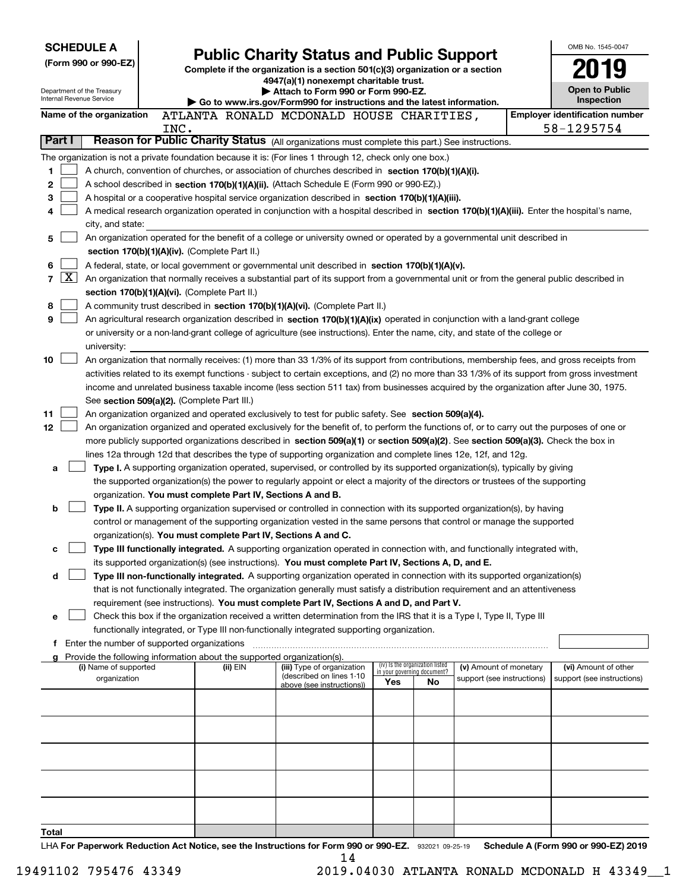**SCHEDULE A**
**(Form 990 or 990-EZ)**

Department of the Treasury
Internal Revenue Service

# Public Charity Status and Public Support

**Complete if the organization is a section 501(c)(3) organization or a section 4947(a)(1) nonexempt charitable trust.**
**▶ Attach to Form 990 or Form 990-EZ.**
**▶ Go to www.irs.gov/Form990 for instructions and the latest information.**

OMB No. 1545-0047

**2019**

**Open to Public Inspection**

**Name of the organization:** ATLANTA RONALD MCDONALD HOUSE CHARITIES, INC.

**Employer identification number:** 58-1295754

## Part I — Reason for Public Charity Status (All organizations must complete this part.) See instructions.

The organization is not a private foundation because it is: (For lines 1 through 12, check only one box.)

1. [ ] A church, convention of churches, or association of churches described in **section 170(b)(1)(A)(i).**
2. [ ] A school described in **section 170(b)(1)(A)(ii).** (Attach Schedule E (Form 990 or 990-EZ).)
3. [ ] A hospital or a cooperative hospital service organization described in **section 170(b)(1)(A)(iii).**
4. [ ] A medical research organization operated in conjunction with a hospital described in **section 170(b)(1)(A)(iii).** Enter the hospital's name, city, and state:
5. [ ] An organization operated for the benefit of a college or university owned or operated by a governmental unit described in **section 170(b)(1)(A)(iv).** (Complete Part II.)
6. [ ] A federal, state, or local government or governmental unit described in **section 170(b)(1)(A)(v).**
7. [X] An organization that normally receives a substantial part of its support from a governmental unit or from the general public described in **section 170(b)(1)(A)(vi).** (Complete Part II.)
8. [ ] A community trust described in **section 170(b)(1)(A)(vi).** (Complete Part II.)
9. [ ] An agricultural research organization described in **section 170(b)(1)(A)(ix)** operated in conjunction with a land-grant college or university or a non-land-grant college of agriculture (see instructions). Enter the name, city, and state of the college or university:
10. [ ] An organization that normally receives: (1) more than 33 1/3% of its support from contributions, membership fees, and gross receipts from activities related to its exempt functions - subject to certain exceptions, and (2) no more than 33 1/3% of its support from gross investment income and unrelated business taxable income (less section 511 tax) from businesses acquired by the organization after June 30, 1975. See **section 509(a)(2).** (Complete Part III.)
11. [ ] An organization organized and operated exclusively to test for public safety. See **section 509(a)(4).**
12. [ ] An organization organized and operated exclusively for the benefit of, to perform the functions of, or to carry out the purposes of one or more publicly supported organizations described in **section 509(a)(1)** or **section 509(a)(2)**. See **section 509(a)(3).** Check the box in lines 12a through 12d that describes the type of supporting organization and complete lines 12e, 12f, and 12g.
   - **a** [ ] **Type I.** A supporting organization operated, supervised, or controlled by its supported organization(s), typically by giving the supported organization(s) the power to regularly appoint or elect a majority of the directors or trustees of the supporting organization. **You must complete Part IV, Sections A and B.**
   - **b** [ ] **Type II.** A supporting organization supervised or controlled in connection with its supported organization(s), by having control or management of the supporting organization vested in the same persons that control or manage the supported organization(s). **You must complete Part IV, Sections A and C.**
   - **c** [ ] **Type III functionally integrated.** A supporting organization operated in connection with, and functionally integrated with, its supported organization(s) (see instructions). **You must complete Part IV, Sections A, D, and E.**
   - **d** [ ] **Type III non-functionally integrated.** A supporting organization operated in connection with its supported organization(s) that is not functionally integrated. The organization generally must satisfy a distribution requirement and an attentiveness requirement (see instructions). **You must complete Part IV, Sections A and D, and Part V.**
   - **e** [ ] Check this box if the organization received a written determination from the IRS that it is a Type I, Type II, Type III functionally integrated, or Type III non-functionally integrated supporting organization.
   - **f** Enter the number of supported organizations
   - **g** Provide the following information about the supported organization(s).

| (i) Name of supported organization | (ii) EIN | (iii) Type of organization (described on lines 1-10 above (see instructions)) | (iv) Is the organization listed in your governing document? Yes | No | (v) Amount of monetary support (see instructions) | (vi) Amount of other support (see instructions) |
|---|---|---|---|---|---|---|
| | | | | | | |
| | | | | | | |
| | | | | | | |
| | | | | | | |
| | | | | | | |
| **Total** | | | | | | |

LHA **For Paperwork Reduction Act Notice, see the Instructions for Form 990 or 990-EZ.** 932021 09-25-19 **Schedule A (Form 990 or 990-EZ) 2019**

19491102 795476 43349 2019.04030 ATLANTA RONALD MCDONALD H 43349__1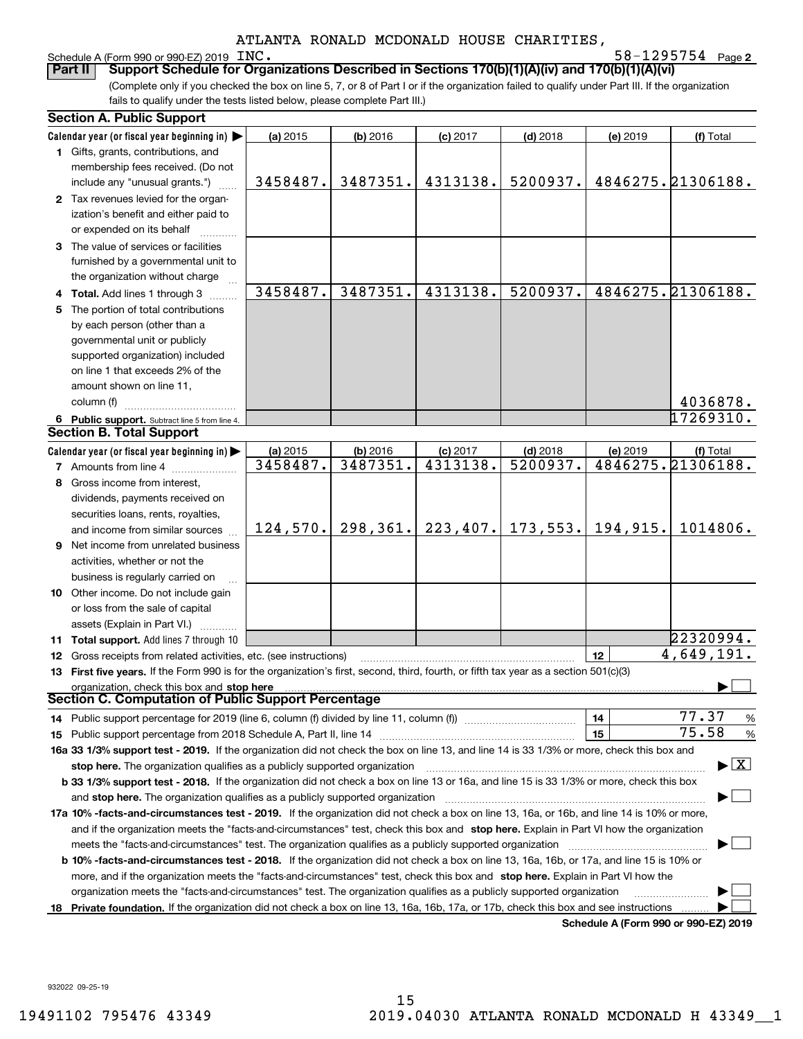ATLANTA RONALD MCDONALD HOUSE CHARITIES,

Schedule A (Form 990 or 990-EZ) 2019 INC. 58-1295754 Page 2

**Part II — Support Schedule for Organizations Described in Sections 170(b)(1)(A)(iv) and 170(b)(1)(A)(vi)**

(Complete only if you checked the box on line 5, 7, or 8 of Part I or if the organization failed to qualify under Part III. If the organization fails to qualify under the tests listed below, please complete Part III.)

**Section A. Public Support**

| Calendar year (or fiscal year beginning in) | (a) 2015 | (b) 2016 | (c) 2017 | (d) 2018 | (e) 2019 | (f) Total |
|---|---|---|---|---|---|---|
| 1 Gifts, grants, contributions, and membership fees received. (Do not include any "unusual grants.") | 3458487. | 3487351. | 4313138. | 5200937. | 4846275. | 21306188. |
| 2 Tax revenues levied for the organization's benefit and either paid to or expended on its behalf | | | | | | |
| 3 The value of services or facilities furnished by a governmental unit to the organization without charge | | | | | | |
| 4 Total. Add lines 1 through 3 | 3458487. | 3487351. | 4313138. | 5200937. | 4846275. | 21306188. |
| 5 The portion of total contributions by each person (other than a governmental unit or publicly supported organization) included on line 1 that exceeds 2% of the amount shown on line 11, column (f) | | | | | | 4036878. |
| 6 Public support. Subtract line 5 from line 4. | | | | | | 17269310. |

**Section B. Total Support**

| Calendar year (or fiscal year beginning in) | (a) 2015 | (b) 2016 | (c) 2017 | (d) 2018 | (e) 2019 | (f) Total |
|---|---|---|---|---|---|---|
| 7 Amounts from line 4 | 3458487. | 3487351. | 4313138. | 5200937. | 4846275. | 21306188. |
| 8 Gross income from interest, dividends, payments received on securities loans, rents, royalties, and income from similar sources | 124,570. | 298,361. | 223,407. | 173,553. | 194,915. | 1014806. |
| 9 Net income from unrelated business activities, whether or not the business is regularly carried on | | | | | | |
| 10 Other income. Do not include gain or loss from the sale of capital assets (Explain in Part VI.) | | | | | | |
| 11 Total support. Add lines 7 through 10 | | | | | | 22320994. |

12 Gross receipts from related activities, etc. (see instructions) — 12 — 4,649,191.

13 **First five years.** If the Form 990 is for the organization's first, second, third, fourth, or fifth tax year as a section 501(c)(3) organization, check this box and **stop here** ☐

**Section C. Computation of Public Support Percentage**

14 Public support percentage for 2019 (line 6, column (f) divided by line 11, column (f)) — 14 — 77.37 %

15 Public support percentage from 2018 Schedule A, Part II, line 14 — 15 — 75.58 %

16a **33 1/3% support test - 2019.** If the organization did not check the box on line 13, and line 14 is 33 1/3% or more, check this box and **stop here.** The organization qualifies as a publicly supported organization ☒

b **33 1/3% support test - 2018.** If the organization did not check a box on line 13 or 16a, and line 15 is 33 1/3% or more, check this box and **stop here.** The organization qualifies as a publicly supported organization ☐

17a **10% -facts-and-circumstances test - 2019.** If the organization did not check a box on line 13, 16a, or 16b, and line 14 is 10% or more, and if the organization meets the "facts-and-circumstances" test, check this box and **stop here.** Explain in Part VI how the organization meets the "facts-and-circumstances" test. The organization qualifies as a publicly supported organization ☐

b **10% -facts-and-circumstances test - 2018.** If the organization did not check a box on line 13, 16a, 16b, or 17a, and line 15 is 10% or more, and if the organization meets the "facts-and-circumstances" test, check this box and **stop here.** Explain in Part VI how the organization meets the "facts-and-circumstances" test. The organization qualifies as a publicly supported organization ☐

18 **Private foundation.** If the organization did not check a box on line 13, 16a, 16b, 17a, or 17b, check this box and see instructions ☐

**Schedule A (Form 990 or 990-EZ) 2019**

932022 09-25-19

19491102 795476 43349 2019.04030 ATLANTA RONALD MCDONALD H 43349__1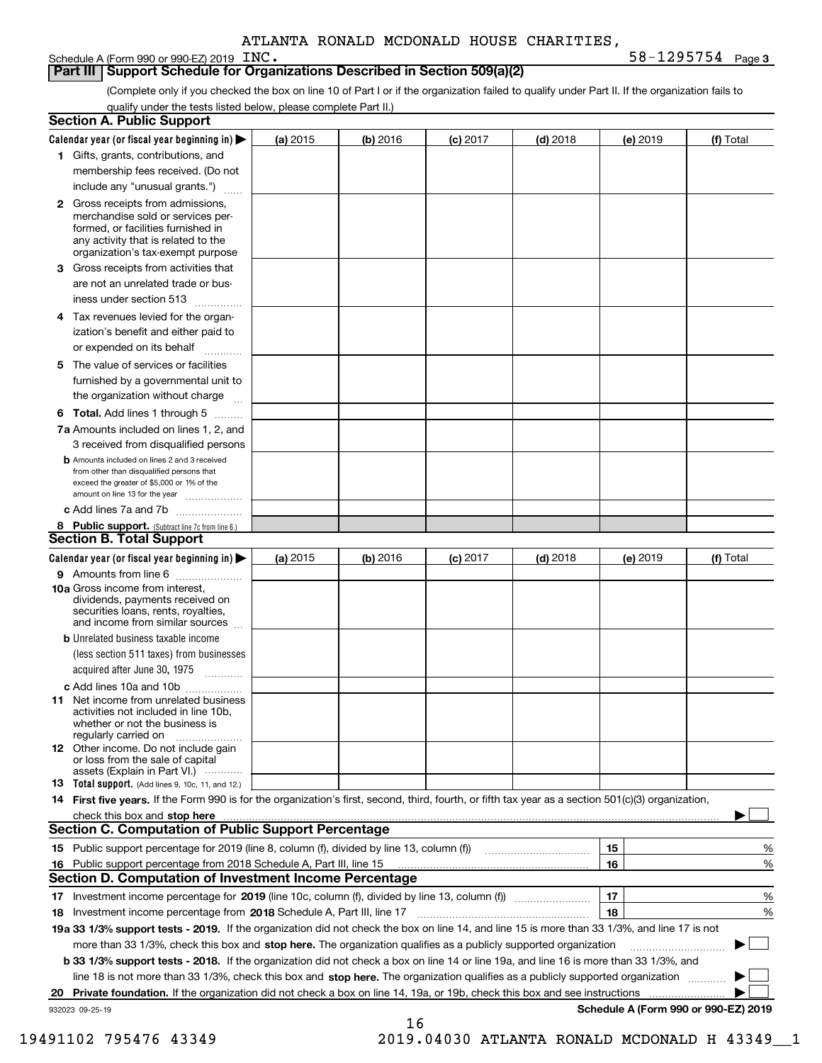ATLANTA RONALD MCDONALD HOUSE CHARITIES, INC.

Schedule A (Form 990 or 990-EZ) 2019 — 58-1295754 Page 3

## Part III Support Schedule for Organizations Described in Section 509(a)(2)

(Complete only if you checked the box on line 10 of Part I or if the organization failed to qualify under Part II. If the organization fails to qualify under the tests listed below, please complete Part II.)

### Section A. Public Support

| Calendar year (or fiscal year beginning in) ▶ | (a) 2015 | (b) 2016 | (c) 2017 | (d) 2018 | (e) 2019 | (f) Total |
|---|---|---|---|---|---|---|
| 1 Gifts, grants, contributions, and membership fees received. (Do not include any "unusual grants.") | | | | | | |
| 2 Gross receipts from admissions, merchandise sold or services performed, or facilities furnished in any activity that is related to the organization's tax-exempt purpose | | | | | | |
| 3 Gross receipts from activities that are not an unrelated trade or business under section 513 | | | | | | |
| 4 Tax revenues levied for the organization's benefit and either paid to or expended on its behalf | | | | | | |
| 5 The value of services or facilities furnished by a governmental unit to the organization without charge | | | | | | |
| 6 Total. Add lines 1 through 5 | | | | | | |
| 7a Amounts included on lines 1, 2, and 3 received from disqualified persons | | | | | | |
| b Amounts included on lines 2 and 3 received from other than disqualified persons that exceed the greater of $5,000 or 1% of the amount on line 13 for the year | | | | | | |
| c Add lines 7a and 7b | | | | | | |
| 8 Public support. (Subtract line 7c from line 6.) | | | | | | |

### Section B. Total Support

| Calendar year (or fiscal year beginning in) ▶ | (a) 2015 | (b) 2016 | (c) 2017 | (d) 2018 | (e) 2019 | (f) Total |
|---|---|---|---|---|---|---|
| 9 Amounts from line 6 | | | | | | |
| 10a Gross income from interest, dividends, payments received on securities loans, rents, royalties, and income from similar sources | | | | | | |
| b Unrelated business taxable income (less section 511 taxes) from businesses acquired after June 30, 1975 | | | | | | |
| c Add lines 10a and 10b | | | | | | |
| 11 Net income from unrelated business activities not included in line 10b, whether or not the business is regularly carried on | | | | | | |
| 12 Other income. Do not include gain or loss from the sale of capital assets (Explain in Part VI.) | | | | | | |
| 13 Total support. (Add lines 9, 10c, 11, and 12.) | | | | | | |

14 **First five years.** If the Form 990 is for the organization's first, second, third, fourth, or fifth tax year as a section 501(c)(3) organization, check this box and **stop here** ▶ ☐

### Section C. Computation of Public Support Percentage

| | | | |
|---|---|---|---|
| 15 | Public support percentage for 2019 (line 8, column (f), divided by line 13, column (f)) | 15 | % |
| 16 | Public support percentage from 2018 Schedule A, Part III, line 15 | 16 | % |

### Section D. Computation of Investment Income Percentage

| | | | |
|---|---|---|---|
| 17 | Investment income percentage for **2019** (line 10c, column (f), divided by line 13, column (f)) | 17 | % |
| 18 | Investment income percentage from **2018** Schedule A, Part III, line 17 | 18 | % |

**19a 33 1/3% support tests - 2019.** If the organization did not check the box on line 14, and line 15 is more than 33 1/3%, and line 17 is not more than 33 1/3%, check this box and **stop here.** The organization qualifies as a publicly supported organization ▶ ☐

**b 33 1/3% support tests - 2018.** If the organization did not check a box on line 14 or line 19a, and line 16 is more than 33 1/3%, and line 18 is not more than 33 1/3%, check this box and **stop here.** The organization qualifies as a publicly supported organization ▶ ☐

**20 Private foundation.** If the organization did not check a box on line 14, 19a, or 19b, check this box and see instructions ▶ ☐

932023 09-25-19 — **Schedule A (Form 990 or 990-EZ) 2019**

19491102 795476 43349 — 2019.04030 ATLANTA RONALD MCDONALD H 43349__1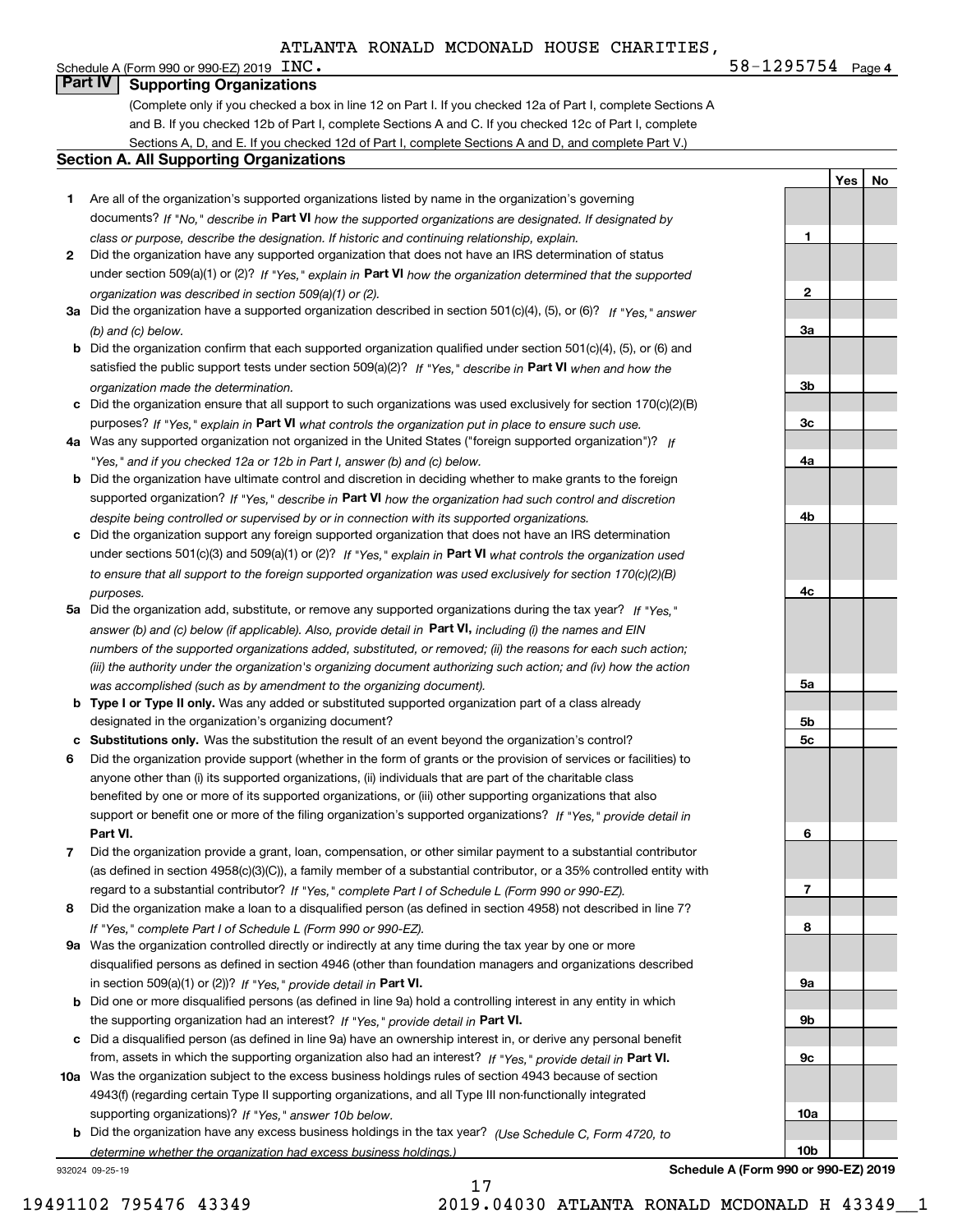ATLANTA RONALD MCDONALD HOUSE CHARITIES,

Schedule A (Form 990 or 990-EZ) 2019 INC. 58-1295754 Page 4

## Part IV Supporting Organizations

(Complete only if you checked a box in line 12 on Part I. If you checked 12a of Part I, complete Sections A and B. If you checked 12b of Part I, complete Sections A and C. If you checked 12c of Part I, complete Sections A, D, and E. If you checked 12d of Part I, complete Sections A and D, and complete Part V.)

### Section A. All Supporting Organizations

| | | Line | Yes | No |
|---|---|---|---|---|
| **1** | Are all of the organization's supported organizations listed by name in the organization's governing documents? *If "No," describe in* **Part VI** *how the supported organizations are designated. If designated by class or purpose, describe the designation. If historic and continuing relationship, explain.* | 1 | | |
| **2** | Did the organization have any supported organization that does not have an IRS determination of status under section 509(a)(1) or (2)? *If "Yes," explain in* **Part VI** *how the organization determined that the supported organization was described in section 509(a)(1) or (2).* | 2 | | |
| **3a** | Did the organization have a supported organization described in section 501(c)(4), (5), or (6)? *If "Yes," answer (b) and (c) below.* | 3a | | |
| **b** | Did the organization confirm that each supported organization qualified under section 501(c)(4), (5), or (6) and satisfied the public support tests under section 509(a)(2)? *If "Yes," describe in* **Part VI** *when and how the organization made the determination.* | 3b | | |
| **c** | Did the organization ensure that all support to such organizations was used exclusively for section 170(c)(2)(B) purposes? *If "Yes," explain in* **Part VI** *what controls the organization put in place to ensure such use.* | 3c | | |
| **4a** | Was any supported organization not organized in the United States ("foreign supported organization")? *If "Yes," and if you checked 12a or 12b in Part I, answer (b) and (c) below.* | 4a | | |
| **b** | Did the organization have ultimate control and discretion in deciding whether to make grants to the foreign supported organization? *If "Yes," describe in* **Part VI** *how the organization had such control and discretion despite being controlled or supervised by or in connection with its supported organizations.* | 4b | | |
| **c** | Did the organization support any foreign supported organization that does not have an IRS determination under sections 501(c)(3) and 509(a)(1) or (2)? *If "Yes," explain in* **Part VI** *what controls the organization used to ensure that all support to the foreign supported organization was used exclusively for section 170(c)(2)(B) purposes.* | 4c | | |
| **5a** | Did the organization add, substitute, or remove any supported organizations during the tax year? *If "Yes," answer (b) and (c) below (if applicable). Also, provide detail in* **Part VI,** *including (i) the names and EIN numbers of the supported organizations added, substituted, or removed; (ii) the reasons for each such action; (iii) the authority under the organization's organizing document authorizing such action; and (iv) how the action was accomplished (such as by amendment to the organizing document).* | 5a | | |
| **b** | **Type I or Type II only.** Was any added or substituted supported organization part of a class already designated in the organization's organizing document? | 5b | | |
| **c** | **Substitutions only.** Was the substitution the result of an event beyond the organization's control? | 5c | | |
| **6** | Did the organization provide support (whether in the form of grants or the provision of services or facilities) to anyone other than (i) its supported organizations, (ii) individuals that are part of the charitable class benefited by one or more of its supported organizations, or (iii) other supporting organizations that also support or benefit one or more of the filing organization's supported organizations? *If "Yes," provide detail in* **Part VI.** | 6 | | |
| **7** | Did the organization provide a grant, loan, compensation, or other similar payment to a substantial contributor (as defined in section 4958(c)(3)(C)), a family member of a substantial contributor, or a 35% controlled entity with regard to a substantial contributor? *If "Yes," complete Part I of Schedule L (Form 990 or 990-EZ).* | 7 | | |
| **8** | Did the organization make a loan to a disqualified person (as defined in section 4958) not described in line 7? *If "Yes," complete Part I of Schedule L (Form 990 or 990-EZ).* | 8 | | |
| **9a** | Was the organization controlled directly or indirectly at any time during the tax year by one or more disqualified persons as defined in section 4946 (other than foundation managers and organizations described in section 509(a)(1) or (2))? *If "Yes," provide detail in* **Part VI.** | 9a | | |
| **b** | Did one or more disqualified persons (as defined in line 9a) hold a controlling interest in any entity in which the supporting organization had an interest? *If "Yes," provide detail in* **Part VI.** | 9b | | |
| **c** | Did a disqualified person (as defined in line 9a) have an ownership interest in, or derive any personal benefit from, assets in which the supporting organization also had an interest? *If "Yes," provide detail in* **Part VI.** | 9c | | |
| **10a** | Was the organization subject to the excess business holdings rules of section 4943 because of section 4943(f) (regarding certain Type II supporting organizations, and all Type III non-functionally integrated supporting organizations)? *If "Yes," answer 10b below.* | 10a | | |
| **b** | Did the organization have any excess business holdings in the tax year? *(Use Schedule C, Form 4720, to determine whether the organization had excess business holdings.)* | 10b | | |

932024 09-25-19 **Schedule A (Form 990 or 990-EZ) 2019**

19491102 795476 43349 2019.04030 ATLANTA RONALD MCDONALD H 43349__1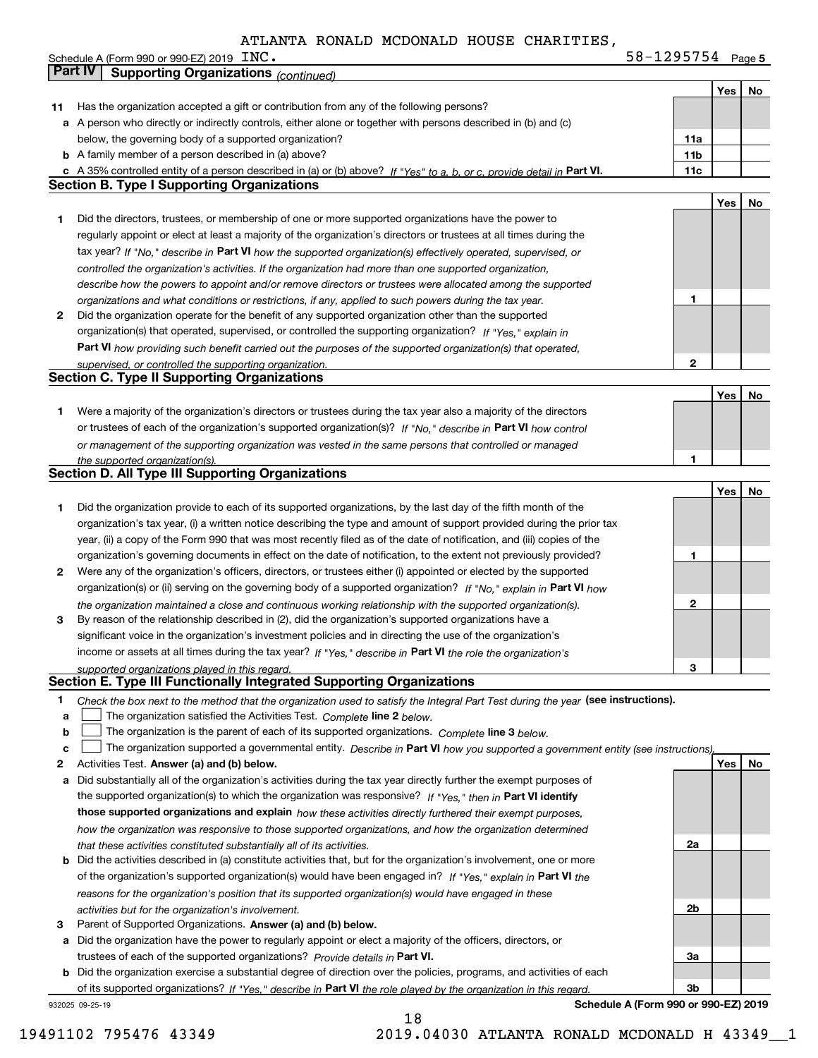ATLANTA RONALD MCDONALD HOUSE CHARITIES,

Schedule A (Form 990 or 990-EZ) 2019 INC. 58-1295754 Page 5

## Part IV Supporting Organizations *(continued)*

| | | | Yes | No |
|---|---|---|---|---|
| 11 | Has the organization accepted a gift or contribution from any of the following persons? | | | |
| a | A person who directly or indirectly controls, either alone or together with persons described in (b) and (c) below, the governing body of a supported organization? | 11a | | |
| b | A family member of a person described in (a) above? | 11b | | |
| c | A 35% controlled entity of a person described in (a) or (b) above? *If "Yes" to a, b, or c, provide detail in* **Part VI.** | 11c | | |

### Section B. Type I Supporting Organizations

| | | | Yes | No |
|---|---|---|---|---|
| 1 | Did the directors, trustees, or membership of one or more supported organizations have the power to regularly appoint or elect at least a majority of the organization's directors or trustees at all times during the tax year? *If "No," describe in* **Part VI** *how the supported organization(s) effectively operated, supervised, or controlled the organization's activities. If the organization had more than one supported organization, describe how the powers to appoint and/or remove directors or trustees were allocated among the supported organizations and what conditions or restrictions, if any, applied to such powers during the tax year.* | 1 | | |
| 2 | Did the organization operate for the benefit of any supported organization other than the supported organization(s) that operated, supervised, or controlled the supporting organization? *If "Yes," explain in* **Part VI** *how providing such benefit carried out the purposes of the supported organization(s) that operated, supervised, or controlled the supporting organization.* | 2 | | |

### Section C. Type II Supporting Organizations

| | | | Yes | No |
|---|---|---|---|---|
| 1 | Were a majority of the organization's directors or trustees during the tax year also a majority of the directors or trustees of each of the organization's supported organization(s)? *If "No," describe in* **Part VI** *how control or management of the supporting organization was vested in the same persons that controlled or managed the supported organization(s).* | 1 | | |

### Section D. All Type III Supporting Organizations

| | | | Yes | No |
|---|---|---|---|---|
| 1 | Did the organization provide to each of its supported organizations, by the last day of the fifth month of the organization's tax year, (i) a written notice describing the type and amount of support provided during the prior tax year, (ii) a copy of the Form 990 that was most recently filed as of the date of notification, and (iii) copies of the organization's governing documents in effect on the date of notification, to the extent not previously provided? | 1 | | |
| 2 | Were any of the organization's officers, directors, or trustees either (i) appointed or elected by the supported organization(s) or (ii) serving on the governing body of a supported organization? *If "No," explain in* **Part VI** *how the organization maintained a close and continuous working relationship with the supported organization(s).* | 2 | | |
| 3 | By reason of the relationship described in (2), did the organization's supported organizations have a significant voice in the organization's investment policies and in directing the use of the organization's income or assets at all times during the tax year? *If "Yes," describe in* **Part VI** *the role the organization's supported organizations played in this regard.* | 3 | | |

### Section E. Type III Functionally Integrated Supporting Organizations

1 *Check the box next to the method that the organization used to satisfy the Integral Part Test during the year* **(see instructions).**

- a ☐ The organization satisfied the Activities Test. *Complete* **line 2** *below.*
- b ☐ The organization is the parent of each of its supported organizations. *Complete* **line 3** *below.*
- c ☐ The organization supported a governmental entity. *Describe in* **Part VI** *how you supported a government entity (see instructions).*

| | | | Yes | No |
|---|---|---|---|---|
| 2 | Activities Test. **Answer (a) and (b) below.** | | | |
| a | Did substantially all of the organization's activities during the tax year directly further the exempt purposes of the supported organization(s) to which the organization was responsive? *If "Yes," then in* **Part VI identify those supported organizations and explain** *how these activities directly furthered their exempt purposes, how the organization was responsive to those supported organizations, and how the organization determined that these activities constituted substantially all of its activities.* | 2a | | |
| b | Did the activities described in (a) constitute activities that, but for the organization's involvement, one or more of the organization's supported organization(s) would have been engaged in? *If "Yes," explain in* **Part VI** *the reasons for the organization's position that its supported organization(s) would have engaged in these activities but for the organization's involvement.* | 2b | | |
| 3 | Parent of Supported Organizations. **Answer (a) and (b) below.** | | | |
| a | Did the organization have the power to regularly appoint or elect a majority of the officers, directors, or trustees of each of the supported organizations? *Provide details in* **Part VI.** | 3a | | |
| b | Did the organization exercise a substantial degree of direction over the policies, programs, and activities of each of its supported organizations? *If "Yes," describe in* **Part VI** *the role played by the organization in this regard.* | 3b | | |

932025 09-25-19 **Schedule A (Form 990 or 990-EZ) 2019**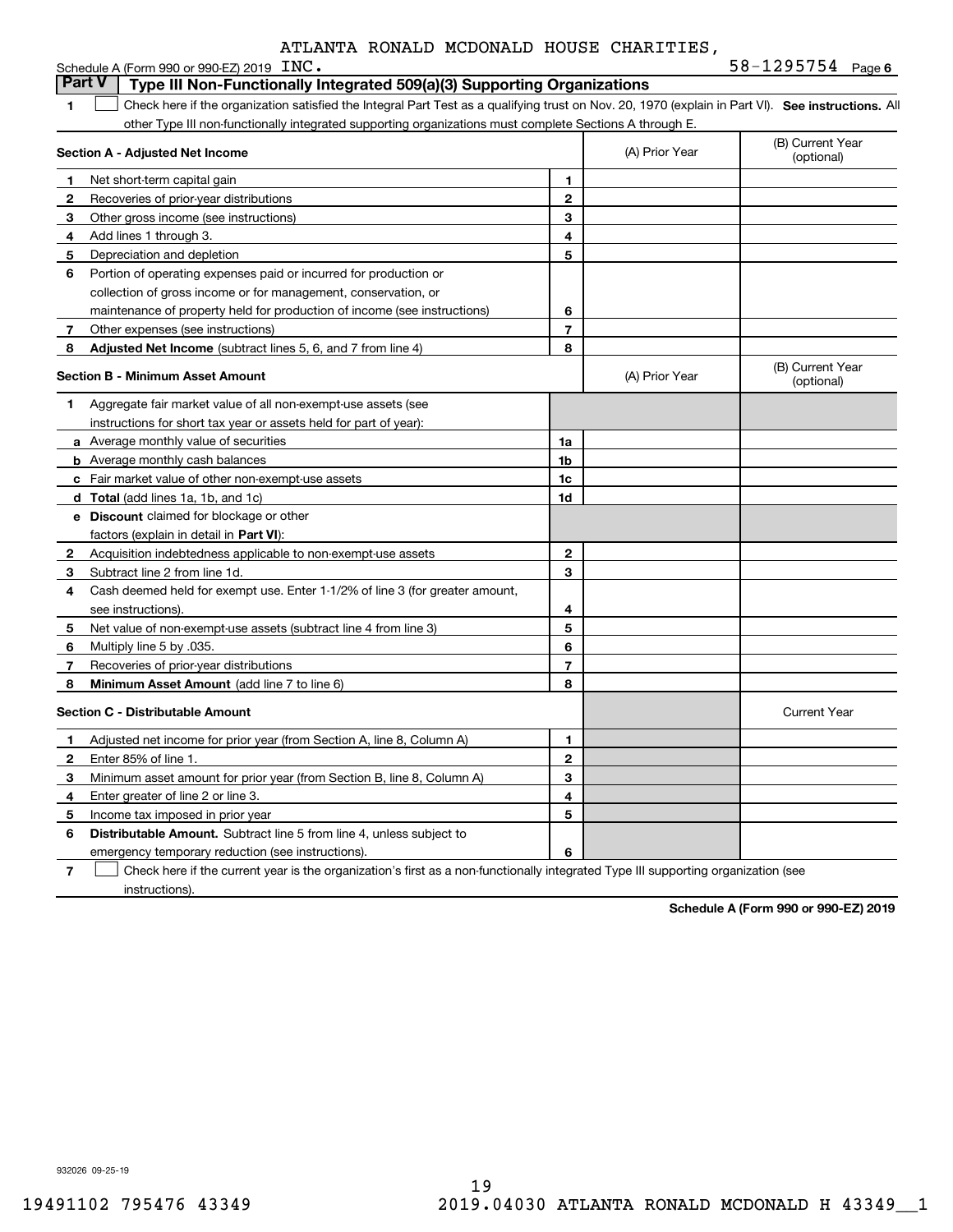ATLANTA RONALD MCDONALD HOUSE CHARITIES,

Schedule A (Form 990 or 990-EZ) 2019 INC. 58-1295754 Page 6

## Part V Type III Non-Functionally Integrated 509(a)(3) Supporting Organizations

1 ☐ Check here if the organization satisfied the Integral Part Test as a qualifying trust on Nov. 20, 1970 (explain in Part VI). **See instructions.** All other Type III non-functionally integrated supporting organizations must complete Sections A through E.

| **Section A - Adjusted Net Income** | | | (A) Prior Year | (B) Current Year (optional) |
|---|---|---|---|---|
| 1 | Net short-term capital gain | 1 | | |
| 2 | Recoveries of prior-year distributions | 2 | | |
| 3 | Other gross income (see instructions) | 3 | | |
| 4 | Add lines 1 through 3. | 4 | | |
| 5 | Depreciation and depletion | 5 | | |
| 6 | Portion of operating expenses paid or incurred for production or collection of gross income or for management, conservation, or maintenance of property held for production of income (see instructions) | 6 | | |
| 7 | Other expenses (see instructions) | 7 | | |
| 8 | **Adjusted Net Income** (subtract lines 5, 6, and 7 from line 4) | 8 | | |

| **Section B - Minimum Asset Amount** | | | (A) Prior Year | (B) Current Year (optional) |
|---|---|---|---|---|
| 1 | Aggregate fair market value of all non-exempt-use assets (see instructions for short tax year or assets held for part of year): | | | |
| a | Average monthly value of securities | 1a | | |
| b | Average monthly cash balances | 1b | | |
| c | Fair market value of other non-exempt-use assets | 1c | | |
| d | **Total** (add lines 1a, 1b, and 1c) | 1d | | |
| e | **Discount** claimed for blockage or other factors (explain in detail in **Part VI**): | | | |
| 2 | Acquisition indebtedness applicable to non-exempt-use assets | 2 | | |
| 3 | Subtract line 2 from line 1d. | 3 | | |
| 4 | Cash deemed held for exempt use. Enter 1-1/2% of line 3 (for greater amount, see instructions). | 4 | | |
| 5 | Net value of non-exempt-use assets (subtract line 4 from line 3) | 5 | | |
| 6 | Multiply line 5 by .035. | 6 | | |
| 7 | Recoveries of prior-year distributions | 7 | | |
| 8 | **Minimum Asset Amount** (add line 7 to line 6) | 8 | | |

| **Section C - Distributable Amount** | | | | Current Year |
|---|---|---|---|---|
| 1 | Adjusted net income for prior year (from Section A, line 8, Column A) | 1 | | |
| 2 | Enter 85% of line 1. | 2 | | |
| 3 | Minimum asset amount for prior year (from Section B, line 8, Column A) | 3 | | |
| 4 | Enter greater of line 2 or line 3. | 4 | | |
| 5 | Income tax imposed in prior year | 5 | | |
| 6 | **Distributable Amount.** Subtract line 5 from line 4, unless subject to emergency temporary reduction (see instructions). | 6 | | |

7 ☐ Check here if the current year is the organization's first as a non-functionally integrated Type III supporting organization (see instructions).

**Schedule A (Form 990 or 990-EZ) 2019**

932026 09-25-19

19491102 795476 43349 2019.04030 ATLANTA RONALD MCDONALD H 43349__1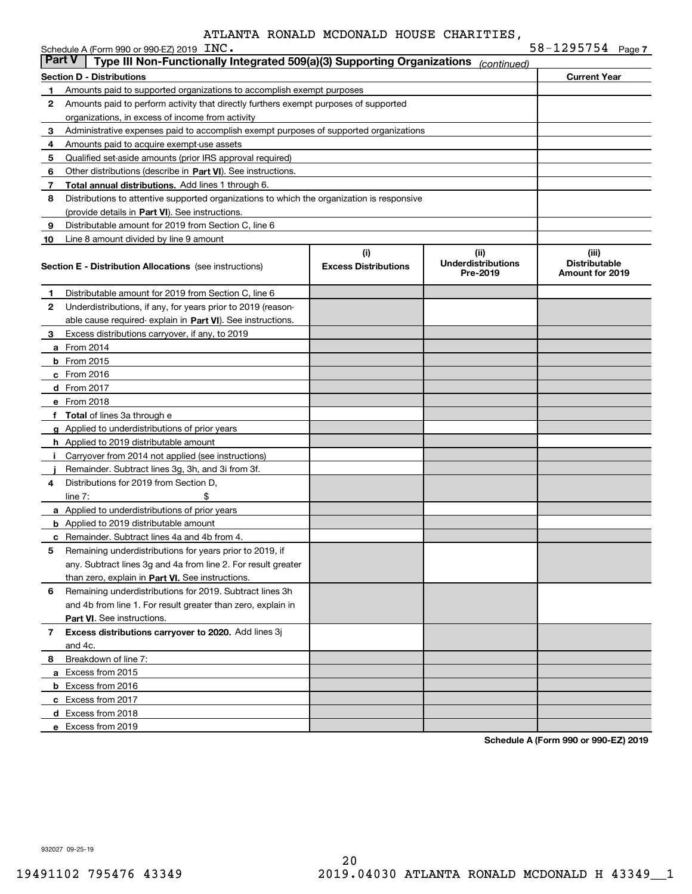ATLANTA RONALD MCDONALD HOUSE CHARITIES,

Schedule A (Form 990 or 990-EZ) 2019 INC. 58-1295754 Page 7

**Part V | Type III Non-Functionally Integrated 509(a)(3) Supporting Organizations** *(continued)*

| **Section D - Distributions** | | **Current Year** |
|---|---|---|
| 1 | Amounts paid to supported organizations to accomplish exempt purposes | |
| 2 | Amounts paid to perform activity that directly furthers exempt purposes of supported organizations, in excess of income from activity | |
| 3 | Administrative expenses paid to accomplish exempt purposes of supported organizations | |
| 4 | Amounts paid to acquire exempt-use assets | |
| 5 | Qualified set-aside amounts (prior IRS approval required) | |
| 6 | Other distributions (describe in **Part VI**). See instructions. | |
| 7 | **Total annual distributions.** Add lines 1 through 6. | |
| 8 | Distributions to attentive supported organizations to which the organization is responsive (provide details in **Part VI**). See instructions. | |
| 9 | Distributable amount for 2019 from Section C, line 6 | |
| 10 | Line 8 amount divided by line 9 amount | |

| **Section E - Distribution Allocations** (see instructions) | (i) **Excess Distributions** | (ii) **Underdistributions Pre-2019** | (iii) **Distributable Amount for 2019** |
|---|---|---|---|
| **1** Distributable amount for 2019 from Section C, line 6 | | | |
| **2** Underdistributions, if any, for years prior to 2019 (reasonable cause required- explain in **Part VI**). See instructions. | | | |
| **3** Excess distributions carryover, if any, to 2019 | | | |
| **a** From 2014 | | | |
| **b** From 2015 | | | |
| **c** From 2016 | | | |
| **d** From 2017 | | | |
| **e** From 2018 | | | |
| **f** **Total** of lines 3a through e | | | |
| **g** Applied to underdistributions of prior years | | | |
| **h** Applied to 2019 distributable amount | | | |
| **i** Carryover from 2014 not applied (see instructions) | | | |
| **j** Remainder. Subtract lines 3g, 3h, and 3i from 3f. | | | |
| **4** Distributions for 2019 from Section D, line 7: $ | | | |
| **a** Applied to underdistributions of prior years | | | |
| **b** Applied to 2019 distributable amount | | | |
| **c** Remainder. Subtract lines 4a and 4b from 4. | | | |
| **5** Remaining underdistributions for years prior to 2019, if any. Subtract lines 3g and 4a from line 2. For result greater than zero, explain in **Part VI.** See instructions. | | | |
| **6** Remaining underdistributions for 2019. Subtract lines 3h and 4b from line 1. For result greater than zero, explain in **Part VI**. See instructions. | | | |
| **7** **Excess distributions carryover to 2020.** Add lines 3j and 4c. | | | |
| **8** Breakdown of line 7: | | | |
| **a** Excess from 2015 | | | |
| **b** Excess from 2016 | | | |
| **c** Excess from 2017 | | | |
| **d** Excess from 2018 | | | |
| **e** Excess from 2019 | | | |

**Schedule A (Form 990 or 990-EZ) 2019**

932027 09-25-19

19491102 795476 43349 2019.04030 ATLANTA RONALD MCDONALD H 43349__1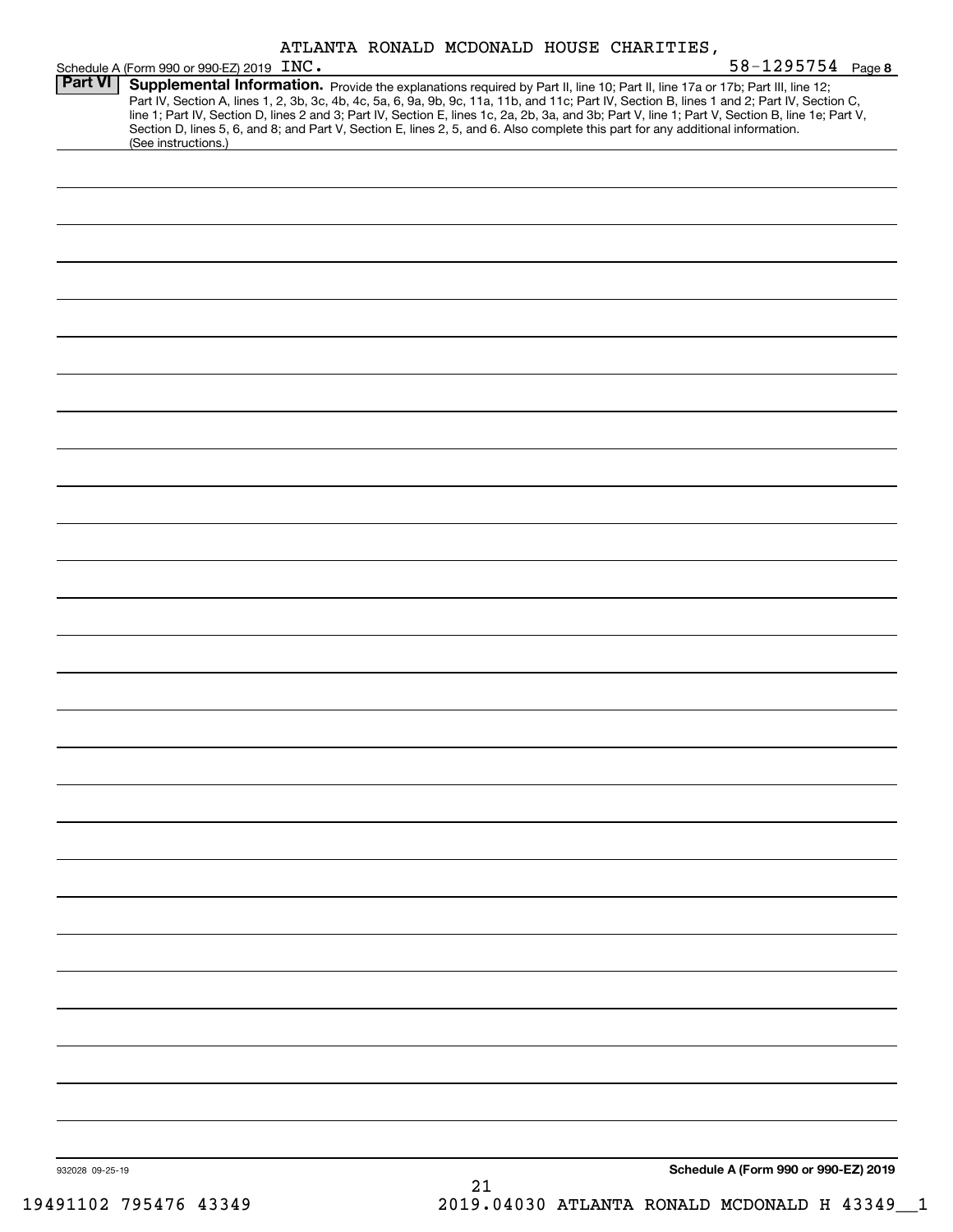ATLANTA RONALD MCDONALD HOUSE CHARITIES,

Schedule A (Form 990 or 990-EZ) 2019 INC. 58-1295754 Page **8**

**Part VI** **Supplemental Information.** Provide the explanations required by Part II, line 10; Part II, line 17a or 17b; Part III, line 12; Part IV, Section A, lines 1, 2, 3b, 3c, 4b, 4c, 5a, 6, 9a, 9b, 9c, 11a, 11b, and 11c; Part IV, Section B, lines 1 and 2; Part IV, Section C, line 1; Part IV, Section D, lines 2 and 3; Part IV, Section E, lines 1c, 2a, 2b, 3a, and 3b; Part V, line 1; Part V, Section B, line 1e; Part V, Section D, lines 5, 6, and 8; and Part V, Section E, lines 2, 5, and 6. Also complete this part for any additional information. (See instructions.)

932028 09-25-19

**Schedule A (Form 990 or 990-EZ) 2019**

19491102 795476 43349 2019.04030 ATLANTA RONALD MCDONALD H 43349__1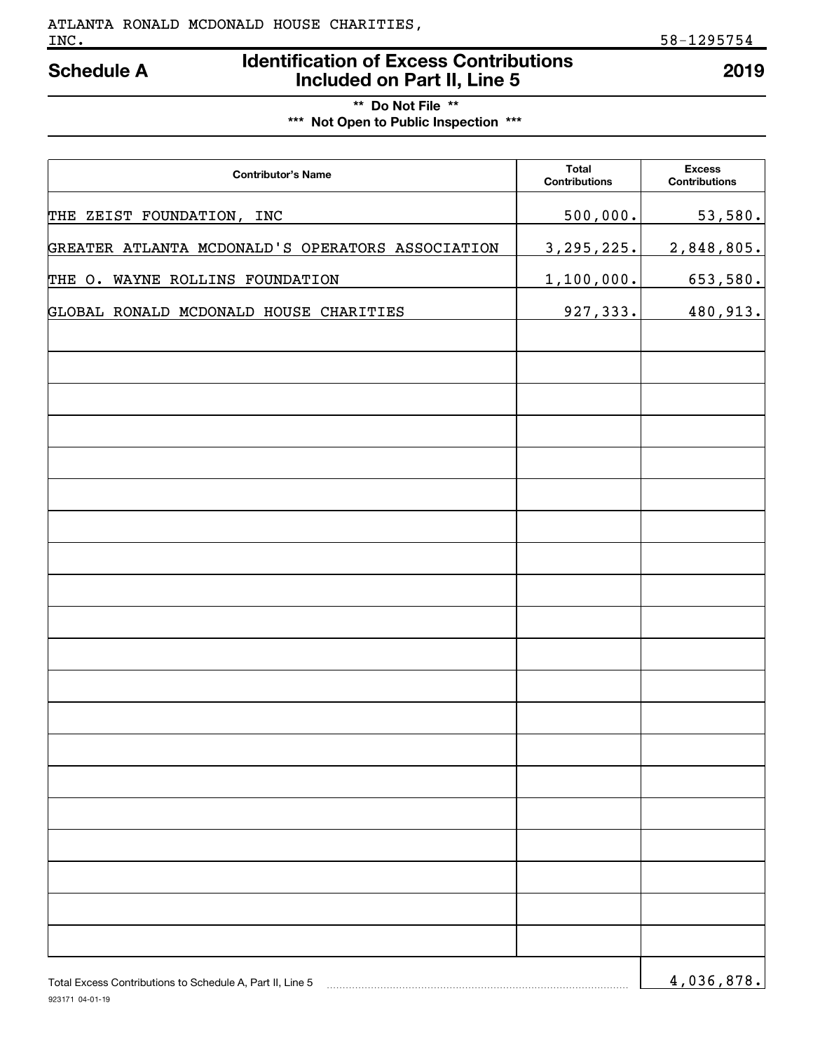ATLANTA RONALD MCDONALD HOUSE CHARITIES, INC.

58-1295754

# Schedule A — Identification of Excess Contributions Included on Part II, Line 5 — 2019

**\*\* Do Not File \*\***

**\*\*\* Not Open to Public Inspection \*\*\***

| Contributor's Name | Total Contributions | Excess Contributions |
|---|---|---|
| THE ZEIST FOUNDATION, INC | 500,000. | 53,580. |
| GREATER ATLANTA MCDONALD'S OPERATORS ASSOCIATION | 3,295,225. | 2,848,805. |
| THE O. WAYNE ROLLINS FOUNDATION | 1,100,000. | 653,580. |
| GLOBAL RONALD MCDONALD HOUSE CHARITIES | 927,333. | 480,913. |

Total Excess Contributions to Schedule A, Part II, Line 5 ............ 4,036,878.

923171 04-01-19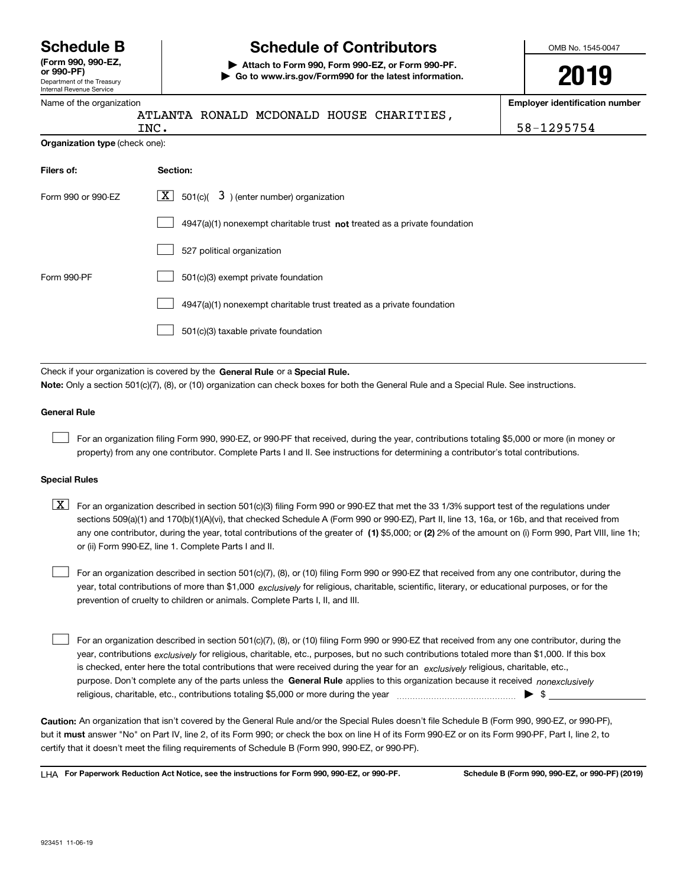# Schedule B

**(Form 990, 990-EZ, or 990-PF)**

Department of the Treasury
Internal Revenue Service

# Schedule of Contributors

**▶ Attach to Form 990, Form 990-EZ, or Form 990-PF.**
**▶ Go to www.irs.gov/Form990 for the latest information.**

OMB No. 1545-0047

**2019**

Name of the organization: ATLANTA RONALD MCDONALD HOUSE CHARITIES, INC.

**Employer identification number:** 58-1295754

**Organization type** (check one):

| **Filers of:** | **Section:** |
|---|---|
| Form 990 or 990-EZ | [X] 501(c)( 3 ) (enter number) organization |
| | [ ] 4947(a)(1) nonexempt charitable trust **not** treated as a private foundation |
| | [ ] 527 political organization |
| Form 990-PF | [ ] 501(c)(3) exempt private foundation |
| | [ ] 4947(a)(1) nonexempt charitable trust treated as a private foundation |
| | [ ] 501(c)(3) taxable private foundation |

Check if your organization is covered by the **General Rule** or a **Special Rule.**

**Note:** Only a section 501(c)(7), (8), or (10) organization can check boxes for both the General Rule and a Special Rule. See instructions.

**General Rule**

[ ] For an organization filing Form 990, 990-EZ, or 990-PF that received, during the year, contributions totaling $5,000 or more (in money or property) from any one contributor. Complete Parts I and II. See instructions for determining a contributor's total contributions.

**Special Rules**

[X] For an organization described in section 501(c)(3) filing Form 990 or 990-EZ that met the 33 1/3% support test of the regulations under sections 509(a)(1) and 170(b)(1)(A)(vi), that checked Schedule A (Form 990 or 990-EZ), Part II, line 13, 16a, or 16b, and that received from any one contributor, during the year, total contributions of the greater of **(1)** $5,000; or **(2)** 2% of the amount on (i) Form 990, Part VIII, line 1h; or (ii) Form 990-EZ, line 1. Complete Parts I and II.

[ ] For an organization described in section 501(c)(7), (8), or (10) filing Form 990 or 990-EZ that received from any one contributor, during the year, total contributions of more than $1,000 *exclusively* for religious, charitable, scientific, literary, or educational purposes, or for the prevention of cruelty to children or animals. Complete Parts I, II, and III.

[ ] For an organization described in section 501(c)(7), (8), or (10) filing Form 990 or 990-EZ that received from any one contributor, during the year, contributions *exclusively* for religious, charitable, etc., purposes, but no such contributions totaled more than $1,000. If this box is checked, enter here the total contributions that were received during the year for an *exclusively* religious, charitable, etc., purpose. Don't complete any of the parts unless the **General Rule** applies to this organization because it received *nonexclusively* religious, charitable, etc., contributions totaling $5,000 or more during the year ▶ $ ____________

**Caution:** An organization that isn't covered by the General Rule and/or the Special Rules doesn't file Schedule B (Form 990, 990-EZ, or 990-PF), but it **must** answer "No" on Part IV, line 2, of its Form 990; or check the box on line H of its Form 990-EZ or on its Form 990-PF, Part I, line 2, to certify that it doesn't meet the filing requirements of Schedule B (Form 990, 990-EZ, or 990-PF).

LHA **For Paperwork Reduction Act Notice, see the instructions for Form 990, 990-EZ, or 990-PF.** **Schedule B (Form 990, 990-EZ, or 990-PF) (2019)**

923451 11-06-19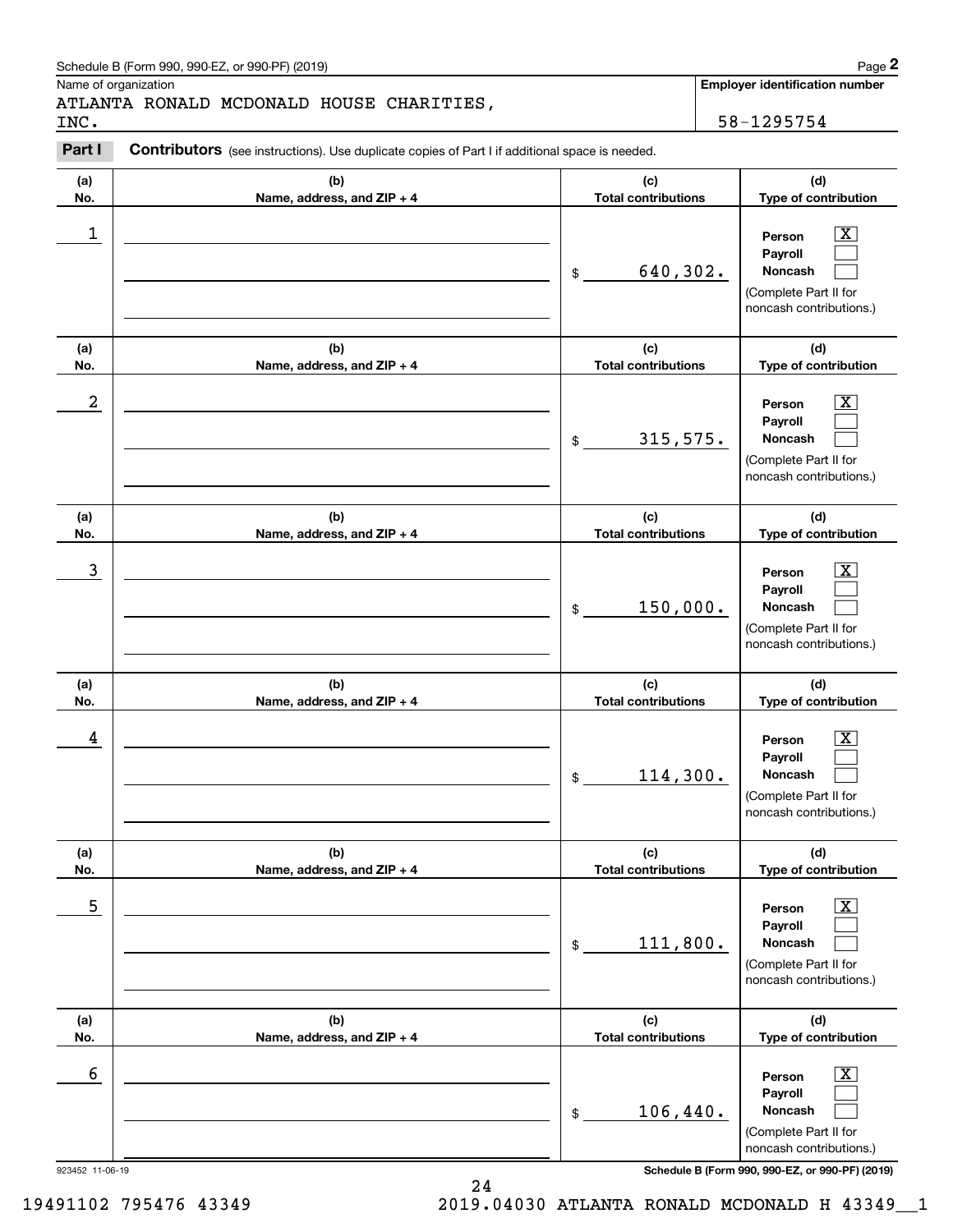Schedule B (Form 990, 990-EZ, or 990-PF) (2019)

Name of organization: ATLANTA RONALD MCDONALD HOUSE CHARITIES, INC.

**Employer identification number:** 58-1295754

## Part I Contributors (see instructions). Use duplicate copies of Part I if additional space is needed.

| (a) No. | (b) Name, address, and ZIP + 4 | (c) Total contributions | (d) Type of contribution |
|---|---|---|---|
| 1 | | $ 640,302. | Person [X] Payroll [ ] Noncash [ ] (Complete Part II for noncash contributions.) |
| 2 | | $ 315,575. | Person [X] Payroll [ ] Noncash [ ] (Complete Part II for noncash contributions.) |
| 3 | | $ 150,000. | Person [X] Payroll [ ] Noncash [ ] (Complete Part II for noncash contributions.) |
| 4 | | $ 114,300. | Person [X] Payroll [ ] Noncash [ ] (Complete Part II for noncash contributions.) |
| 5 | | $ 111,800. | Person [X] Payroll [ ] Noncash [ ] (Complete Part II for noncash contributions.) |
| 6 | | $ 106,440. | Person [X] Payroll [ ] Noncash [ ] (Complete Part II for noncash contributions.) |

923452 11-06-19

19491102 795476 43349    2019.04030 ATLANTA RONALD MCDONALD H 43349__1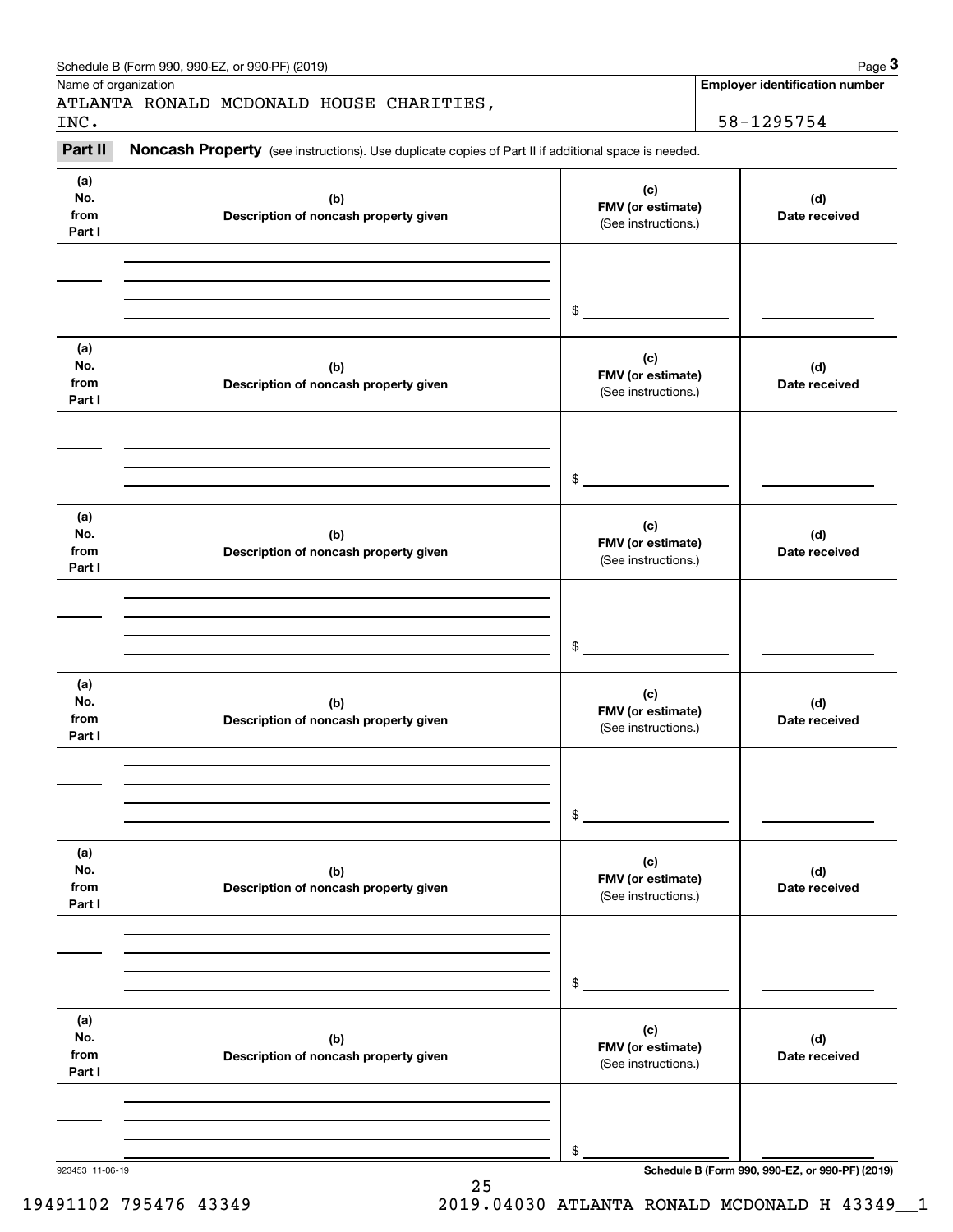Schedule B (Form 990, 990-EZ, or 990-PF) (2019) Page **3**

Name of organization

ATLANTA RONALD MCDONALD HOUSE CHARITIES, INC.

**Employer identification number**

58-1295754

**Part II** **Noncash Property** (see instructions). Use duplicate copies of Part II if additional space is needed.

| (a) No. from Part I | (b) Description of noncash property given | (c) FMV (or estimate) (See instructions.) | (d) Date received |
|---|---|---|---|
| | | $ | |

| (a) No. from Part I | (b) Description of noncash property given | (c) FMV (or estimate) (See instructions.) | (d) Date received |
|---|---|---|---|
| | | $ | |

| (a) No. from Part I | (b) Description of noncash property given | (c) FMV (or estimate) (See instructions.) | (d) Date received |
|---|---|---|---|
| | | $ | |

| (a) No. from Part I | (b) Description of noncash property given | (c) FMV (or estimate) (See instructions.) | (d) Date received |
|---|---|---|---|
| | | $ | |

| (a) No. from Part I | (b) Description of noncash property given | (c) FMV (or estimate) (See instructions.) | (d) Date received |
|---|---|---|---|
| | | $ | |

| (a) No. from Part I | (b) Description of noncash property given | (c) FMV (or estimate) (See instructions.) | (d) Date received |
|---|---|---|---|
| | | $ | |

923453 11-06-19 **Schedule B (Form 990, 990-EZ, or 990-PF) (2019)**

19491102 795476 43349 2019.04030 ATLANTA RONALD MCDONALD H 43349__1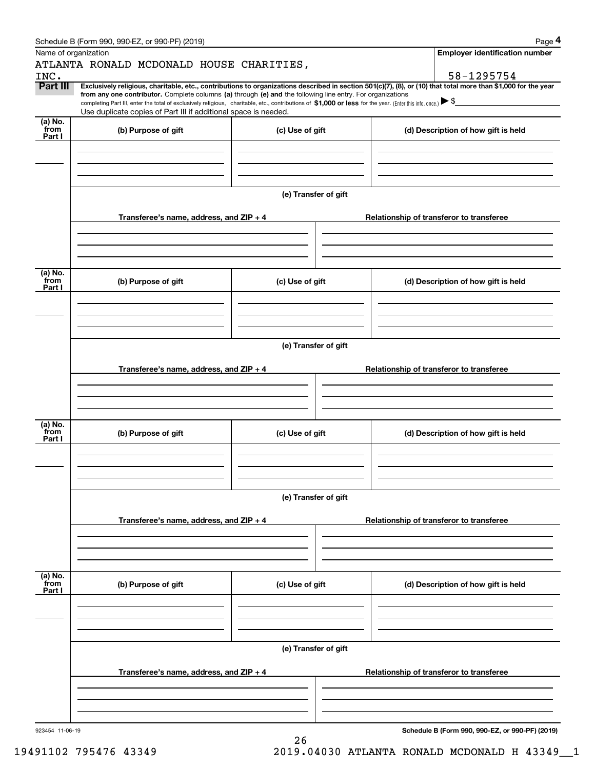Schedule B (Form 990, 990-EZ, or 990-PF) (2019)

Name of organization: ATLANTA RONALD MCDONALD HOUSE CHARITIES, INC.

**Employer identification number:** 58-1295754

**Part III** **Exclusively religious, charitable, etc., contributions to organizations described in section 501(c)(7), (8), or (10) that total more than $1,000 for the year from any one contributor.** Complete columns **(a)** through **(e)** and the following line entry. For organizations completing Part III, enter the total of exclusively religious, charitable, etc., contributions of **$1,000 or less** for the year. (Enter this info. once.) ▶ $

Use duplicate copies of Part III if additional space is needed.

| (a) No. from Part I | (b) Purpose of gift | (c) Use of gift | (d) Description of how gift is held |
|---|---|---|---|
| | | | |

**(e) Transfer of gift**

| Transferee's name, address, and ZIP + 4 | Relationship of transferor to transferee |
|---|---|
| | |

| (a) No. from Part I | (b) Purpose of gift | (c) Use of gift | (d) Description of how gift is held |
|---|---|---|---|
| | | | |

**(e) Transfer of gift**

| Transferee's name, address, and ZIP + 4 | Relationship of transferor to transferee |
|---|---|
| | |

| (a) No. from Part I | (b) Purpose of gift | (c) Use of gift | (d) Description of how gift is held |
|---|---|---|---|
| | | | |

**(e) Transfer of gift**

| Transferee's name, address, and ZIP + 4 | Relationship of transferor to transferee |
|---|---|
| | |

| (a) No. from Part I | (b) Purpose of gift | (c) Use of gift | (d) Description of how gift is held |
|---|---|---|---|
| | | | |

**(e) Transfer of gift**

| Transferee's name, address, and ZIP + 4 | Relationship of transferor to transferee |
|---|---|
| | |

923454 11-06-19

**Schedule B (Form 990, 990-EZ, or 990-PF) (2019)**

19491102 795476 43349 2019.04030 ATLANTA RONALD MCDONALD H 43349__1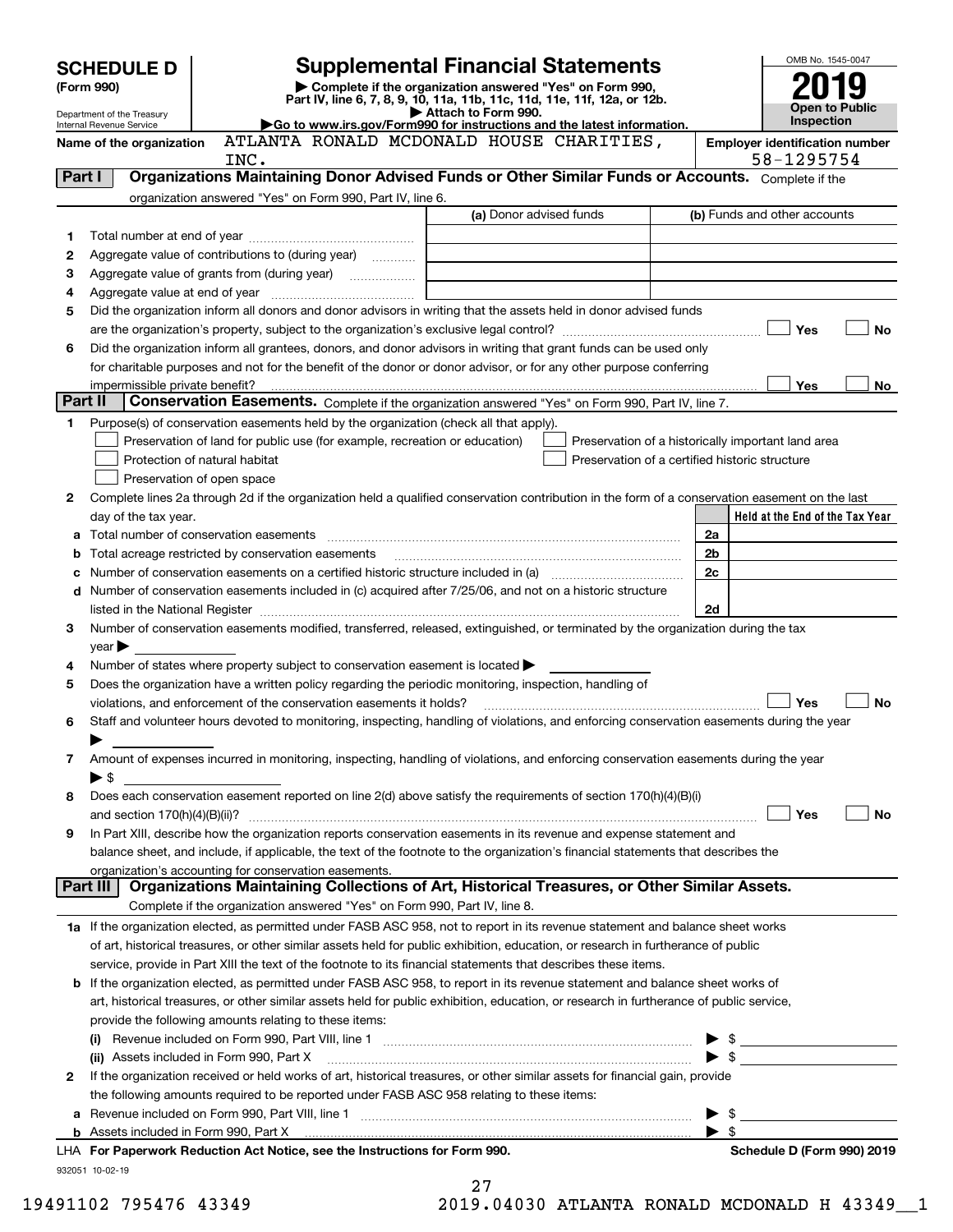# SCHEDULE D (Form 990)

Department of the Treasury
Internal Revenue Service

## Supplemental Financial Statements

▶ Complete if the organization answered "Yes" on Form 990, Part IV, line 6, 7, 8, 9, 10, 11a, 11b, 11c, 11d, 11e, 11f, 12a, or 12b.
▶ Attach to Form 990.
▶Go to www.irs.gov/Form990 for instructions and the latest information.

OMB No. 1545-0047
2019
Open to Public Inspection

Name of the organization: ATLANTA RONALD MCDONALD HOUSE CHARITIES, INC.

Employer identification number: 58-1295754

**Part I — Organizations Maintaining Donor Advised Funds or Other Similar Funds or Accounts.** Complete if the organization answered "Yes" on Form 990, Part IV, line 6.

| | | (a) Donor advised funds | (b) Funds and other accounts |
|---|---|---|---|
| 1 | Total number at end of year | | |
| 2 | Aggregate value of contributions to (during year) | | |
| 3 | Aggregate value of grants from (during year) | | |
| 4 | Aggregate value at end of year | | |

5 Did the organization inform all donors and donor advisors in writing that the assets held in donor advised funds are the organization's property, subject to the organization's exclusive legal control? ☐ Yes ☐ No

6 Did the organization inform all grantees, donors, and donor advisors in writing that grant funds can be used only for charitable purposes and not for the benefit of the donor or donor advisor, or for any other purpose conferring impermissible private benefit? ☐ Yes ☐ No

**Part II — Conservation Easements.** Complete if the organization answered "Yes" on Form 990, Part IV, line 7.

1 Purpose(s) of conservation easements held by the organization (check all that apply).
- ☐ Preservation of land for public use (for example, recreation or education)
- ☐ Protection of natural habitat
- ☐ Preservation of open space
- ☐ Preservation of a historically important land area
- ☐ Preservation of a certified historic structure

2 Complete lines 2a through 2d if the organization held a qualified conservation contribution in the form of a conservation easement on the last day of the tax year.

| | | | Held at the End of the Tax Year |
|---|---|---|---|
| a | Total number of conservation easements | 2a | |
| b | Total acreage restricted by conservation easements | 2b | |
| c | Number of conservation easements on a certified historic structure included in (a) | 2c | |
| d | Number of conservation easements included in (c) acquired after 7/25/06, and not on a historic structure listed in the National Register | 2d | |

3 Number of conservation easements modified, transferred, released, extinguished, or terminated by the organization during the tax year ▶

4 Number of states where property subject to conservation easement is located ▶

5 Does the organization have a written policy regarding the periodic monitoring, inspection, handling of violations, and enforcement of the conservation easements it holds? ☐ Yes ☐ No

6 Staff and volunteer hours devoted to monitoring, inspecting, handling of violations, and enforcing conservation easements during the year ▶

7 Amount of expenses incurred in monitoring, inspecting, handling of violations, and enforcing conservation easements during the year ▶ $

8 Does each conservation easement reported on line 2(d) above satisfy the requirements of section 170(h)(4)(B)(i) and section 170(h)(4)(B)(ii)? ☐ Yes ☐ No

9 In Part XIII, describe how the organization reports conservation easements in its revenue and expense statement and balance sheet, and include, if applicable, the text of the footnote to the organization's financial statements that describes the organization's accounting for conservation easements.

**Part III — Organizations Maintaining Collections of Art, Historical Treasures, or Other Similar Assets.** Complete if the organization answered "Yes" on Form 990, Part IV, line 8.

1a If the organization elected, as permitted under FASB ASC 958, not to report in its revenue statement and balance sheet works of art, historical treasures, or other similar assets held for public exhibition, education, or research in furtherance of public service, provide in Part XIII the text of the footnote to its financial statements that describes these items.

b If the organization elected, as permitted under FASB ASC 958, to report in its revenue statement and balance sheet works of art, historical treasures, or other similar assets held for public exhibition, education, or research in furtherance of public service, provide the following amounts relating to these items:

(i) Revenue included on Form 990, Part VIII, line 1 ▶ $

(ii) Assets included in Form 990, Part X ▶ $

2 If the organization received or held works of art, historical treasures, or other similar assets for financial gain, provide the following amounts required to be reported under FASB ASC 958 relating to these items:

a Revenue included on Form 990, Part VIII, line 1 ▶ $

b Assets included in Form 990, Part X ▶ $

LHA For Paperwork Reduction Act Notice, see the Instructions for Form 990. Schedule D (Form 990) 2019

932051 10-02-19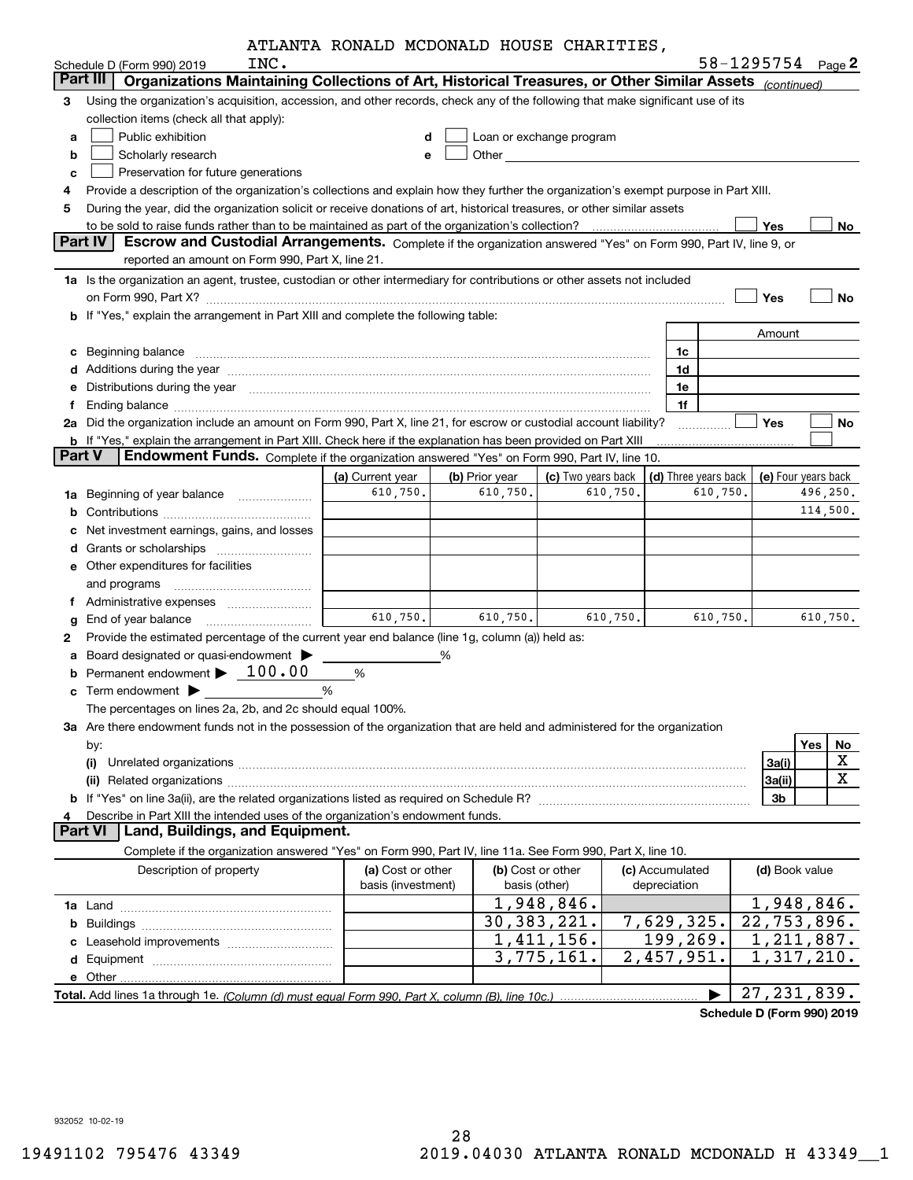ATLANTA RONALD MCDONALD HOUSE CHARITIES, INC.

Schedule D (Form 990) 2019 58-1295754 Page 2

## Part III Organizations Maintaining Collections of Art, Historical Treasures, or Other Similar Assets *(continued)*

**3** Using the organization's acquisition, accession, and other records, check any of the following that make significant use of its collection items (check all that apply):

- **a** ☐ Public exhibition
- **b** ☐ Scholarly research
- **c** ☐ Preservation for future generations
- **d** ☐ Loan or exchange program
- **e** ☐ Other

**4** Provide a description of the organization's collections and explain how they further the organization's exempt purpose in Part XIII.

**5** During the year, did the organization solicit or receive donations of art, historical treasures, or other similar assets to be sold to raise funds rather than to be maintained as part of the organization's collection? ☐ Yes ☐ No

## Part IV Escrow and Custodial Arrangements.

Complete if the organization answered "Yes" on Form 990, Part IV, line 9, or reported an amount on Form 990, Part X, line 21.

**1a** Is the organization an agent, trustee, custodian or other intermediary for contributions or other assets not included on Form 990, Part X? ☐ Yes ☐ No

**b** If "Yes," explain the arrangement in Part XIII and complete the following table:

| | | Amount |
|---|---|---|
| **c** Beginning balance | 1c | |
| **d** Additions during the year | 1d | |
| **e** Distributions during the year | 1e | |
| **f** Ending balance | 1f | |

**2a** Did the organization include an amount on Form 990, Part X, line 21, for escrow or custodial account liability? ☐ Yes ☐ No

**b** If "Yes," explain the arrangement in Part XIII. Check here if the explanation has been provided on Part XIII ☐

## Part V Endowment Funds.

Complete if the organization answered "Yes" on Form 990, Part IV, line 10.

| | (a) Current year | (b) Prior year | (c) Two years back | (d) Three years back | (e) Four years back |
|---|---|---|---|---|---|
| **1a** Beginning of year balance | 610,750. | 610,750. | 610,750. | 610,750. | 496,250. |
| **b** Contributions | | | | | 114,500. |
| **c** Net investment earnings, gains, and losses | | | | | |
| **d** Grants or scholarships | | | | | |
| **e** Other expenditures for facilities and programs | | | | | |
| **f** Administrative expenses | | | | | |
| **g** End of year balance | 610,750. | 610,750. | 610,750. | 610,750. | 610,750. |

**2** Provide the estimated percentage of the current year end balance (line 1g, column (a)) held as:

- **a** Board designated or quasi-endowment ▶ ______ %
- **b** Permanent endowment ▶ 100.00 %
- **c** Term endowment ▶ ______ %

The percentages on lines 2a, 2b, and 2c should equal 100%.

**3a** Are there endowment funds not in the possession of the organization that are held and administered for the organization by:

| | | Yes | No |
|---|---|---|---|
| **(i)** Unrelated organizations | 3a(i) | | X |
| **(ii)** Related organizations | 3a(ii) | | X |
| **b** If "Yes" on line 3a(ii), are the related organizations listed as required on Schedule R? | 3b | | |

**4** Describe in Part XIII the intended uses of the organization's endowment funds.

## Part VI Land, Buildings, and Equipment.

Complete if the organization answered "Yes" on Form 990, Part IV, line 11a. See Form 990, Part X, line 10.

| Description of property | (a) Cost or other basis (investment) | (b) Cost or other basis (other) | (c) Accumulated depreciation | (d) Book value |
|---|---|---|---|---|
| **1a** Land | | 1,948,846. | | 1,948,846. |
| **b** Buildings | | 30,383,221. | 7,629,325. | 22,753,896. |
| **c** Leasehold improvements | | 1,411,156. | 199,269. | 1,211,887. |
| **d** Equipment | | 3,775,161. | 2,457,951. | 1,317,210. |
| **e** Other | | | | |
| **Total.** Add lines 1a through 1e. *(Column (d) must equal Form 990, Part X, column (B), line 10c.)* | | | ▶ | 27,231,839. |

**Schedule D (Form 990) 2019**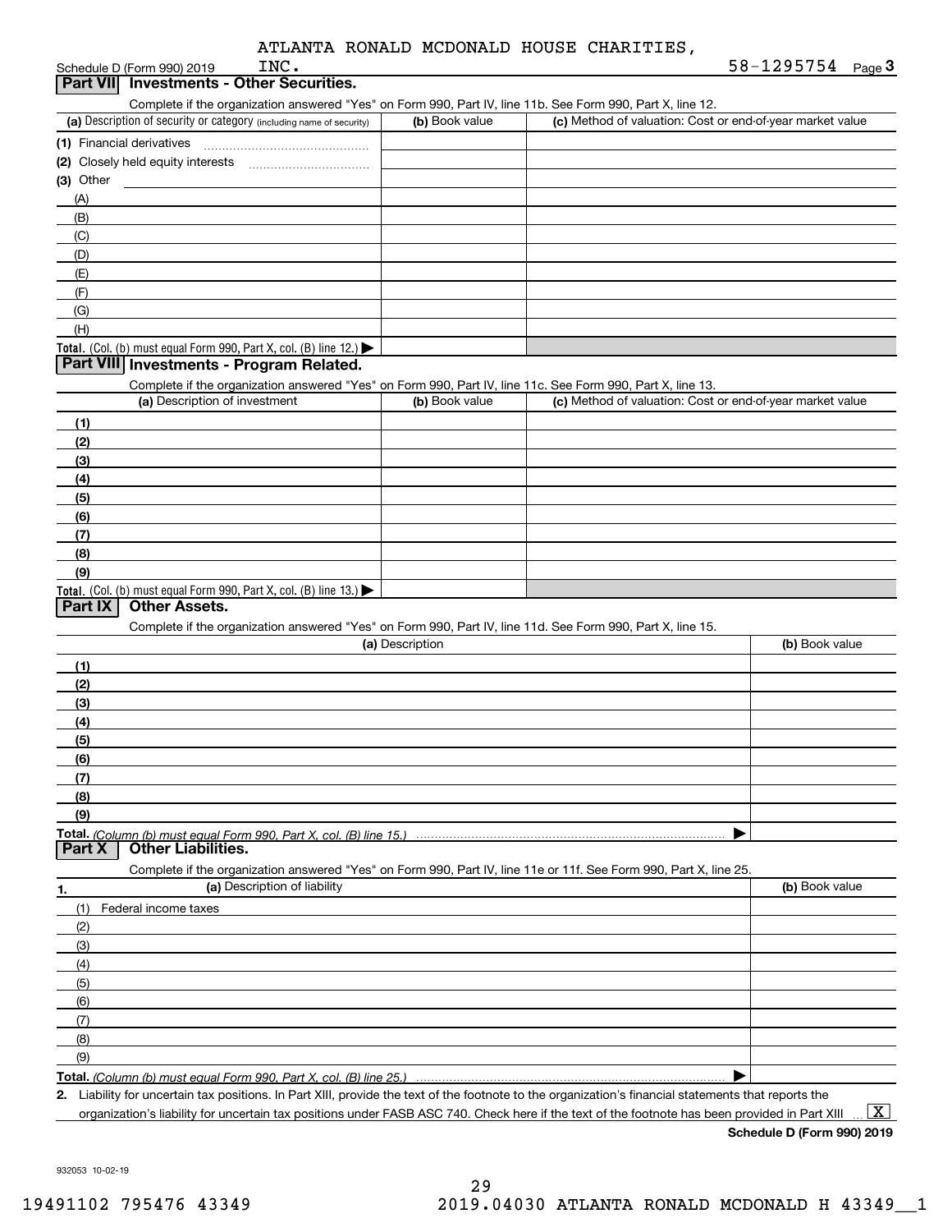ATLANTA RONALD MCDONALD HOUSE CHARITIES, INC.

Schedule D (Form 990) 2019 58-1295754 Page 3

## Part VII Investments - Other Securities.

Complete if the organization answered "Yes" on Form 990, Part IV, line 11b. See Form 990, Part X, line 12.

| (a) Description of security or category (including name of security) | (b) Book value | (c) Method of valuation: Cost or end-of-year market value |
|---|---|---|
| (1) Financial derivatives | | |
| (2) Closely held equity interests | | |
| (3) Other | | |
| (A) | | |
| (B) | | |
| (C) | | |
| (D) | | |
| (E) | | |
| (F) | | |
| (G) | | |
| (H) | | |
| **Total.** (Col. (b) must equal Form 990, Part X, col. (B) line 12.) ▶ | | |

## Part VIII Investments - Program Related.

Complete if the organization answered "Yes" on Form 990, Part IV, line 11c. See Form 990, Part X, line 13.

| (a) Description of investment | (b) Book value | (c) Method of valuation: Cost or end-of-year market value |
|---|---|---|
| (1) | | |
| (2) | | |
| (3) | | |
| (4) | | |
| (5) | | |
| (6) | | |
| (7) | | |
| (8) | | |
| (9) | | |
| **Total.** (Col. (b) must equal Form 990, Part X, col. (B) line 13.) ▶ | | |

## Part IX Other Assets.

Complete if the organization answered "Yes" on Form 990, Part IV, line 11d. See Form 990, Part X, line 15.

| (a) Description | (b) Book value |
|---|---|
| (1) | |
| (2) | |
| (3) | |
| (4) | |
| (5) | |
| (6) | |
| (7) | |
| (8) | |
| (9) | |
| **Total.** *(Column (b) must equal Form 990, Part X, col. (B) line 15.)* ▶ | |

## Part X Other Liabilities.

Complete if the organization answered "Yes" on Form 990, Part IV, line 11e or 11f. See Form 990, Part X, line 25.

| 1. (a) Description of liability | (b) Book value |
|---|---|
| (1) Federal income taxes | |
| (2) | |
| (3) | |
| (4) | |
| (5) | |
| (6) | |
| (7) | |
| (8) | |
| (9) | |
| **Total.** *(Column (b) must equal Form 990, Part X, col. (B) line 25.)* ▶ | |

**2.** Liability for uncertain tax positions. In Part XIII, provide the text of the footnote to the organization's financial statements that reports the organization's liability for uncertain tax positions under FASB ASC 740. Check here if the text of the footnote has been provided in Part XIII ... [X]

**Schedule D (Form 990) 2019**

932053 10-02-19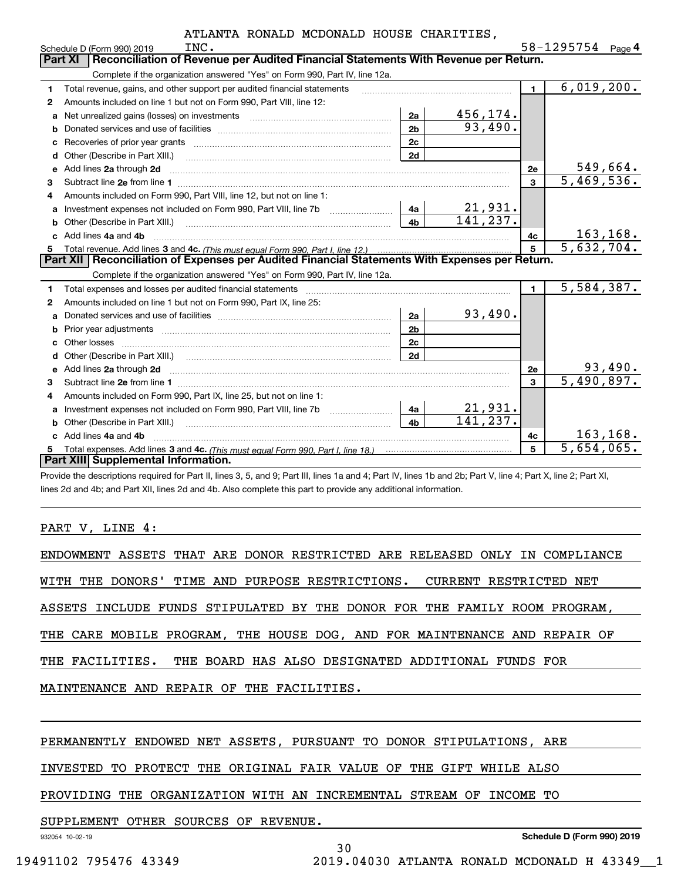ATLANTA RONALD MCDONALD HOUSE CHARITIES, INC.

Schedule D (Form 990) 2019 — 58-1295754 Page 4

## Part XI Reconciliation of Revenue per Audited Financial Statements With Revenue per Return.

Complete if the organization answered "Yes" on Form 990, Part IV, line 12a.

| | | | | | |
|---|---|---|---|---|---|
| 1 | Total revenue, gains, and other support per audited financial statements | | | 1 | 6,019,200. |
| 2 | Amounts included on line 1 but not on Form 990, Part VIII, line 12: | | | | |
| a | Net unrealized gains (losses) on investments | 2a | 456,174. | | |
| b | Donated services and use of facilities | 2b | 93,490. | | |
| c | Recoveries of prior year grants | 2c | | | |
| d | Other (Describe in Part XIII.) | 2d | | | |
| e | Add lines 2a through 2d | | | 2e | 549,664. |
| 3 | Subtract line 2e from line 1 | | | 3 | 5,469,536. |
| 4 | Amounts included on Form 990, Part VIII, line 12, but not on line 1: | | | | |
| a | Investment expenses not included on Form 990, Part VIII, line 7b | 4a | 21,931. | | |
| b | Other (Describe in Part XIII.) | 4b | 141,237. | | |
| c | Add lines 4a and 4b | | | 4c | 163,168. |
| 5 | Total revenue. Add lines 3 and 4c. *(This must equal Form 990, Part I, line 12.)* | | | 5 | 5,632,704. |

## Part XII Reconciliation of Expenses per Audited Financial Statements With Expenses per Return.

Complete if the organization answered "Yes" on Form 990, Part IV, line 12a.

| | | | | | |
|---|---|---|---|---|---|
| 1 | Total expenses and losses per audited financial statements | | | 1 | 5,584,387. |
| 2 | Amounts included on line 1 but not on Form 990, Part IX, line 25: | | | | |
| a | Donated services and use of facilities | 2a | 93,490. | | |
| b | Prior year adjustments | 2b | | | |
| c | Other losses | 2c | | | |
| d | Other (Describe in Part XIII.) | 2d | | | |
| e | Add lines 2a through 2d | | | 2e | 93,490. |
| 3 | Subtract line 2e from line 1 | | | 3 | 5,490,897. |
| 4 | Amounts included on Form 990, Part IX, line 25, but not on line 1: | | | | |
| a | Investment expenses not included on Form 990, Part VIII, line 7b | 4a | 21,931. | | |
| b | Other (Describe in Part XIII.) | 4b | 141,237. | | |
| c | Add lines 4a and 4b | | | 4c | 163,168. |
| 5 | Total expenses. Add lines 3 and 4c. *(This must equal Form 990, Part I, line 18.)* | | | 5 | 5,654,065. |

## Part XIII Supplemental Information.

Provide the descriptions required for Part II, lines 3, 5, and 9; Part III, lines 1a and 4; Part IV, lines 1b and 2b; Part V, line 4; Part X, line 2; Part XI, lines 2d and 4b; and Part XII, lines 2d and 4b. Also complete this part to provide any additional information.

PART V, LINE 4:

ENDOWMENT ASSETS THAT ARE DONOR RESTRICTED ARE RELEASED ONLY IN COMPLIANCE WITH THE DONORS' TIME AND PURPOSE RESTRICTIONS. CURRENT RESTRICTED NET ASSETS INCLUDE FUNDS STIPULATED BY THE DONOR FOR THE FAMILY ROOM PROGRAM, THE CARE MOBILE PROGRAM, THE HOUSE DOG, AND FOR MAINTENANCE AND REPAIR OF THE FACILITIES. THE BOARD HAS ALSO DESIGNATED ADDITIONAL FUNDS FOR MAINTENANCE AND REPAIR OF THE FACILITIES.

PERMANENTLY ENDOWED NET ASSETS, PURSUANT TO DONOR STIPULATIONS, ARE INVESTED TO PROTECT THE ORIGINAL FAIR VALUE OF THE GIFT WHILE ALSO PROVIDING THE ORGANIZATION WITH AN INCREMENTAL STREAM OF INCOME TO SUPPLEMENT OTHER SOURCES OF REVENUE.

932054 10-02-19 Schedule D (Form 990) 2019

19491102 795476 43349 2019.04030 ATLANTA RONALD MCDONALD H 43349__1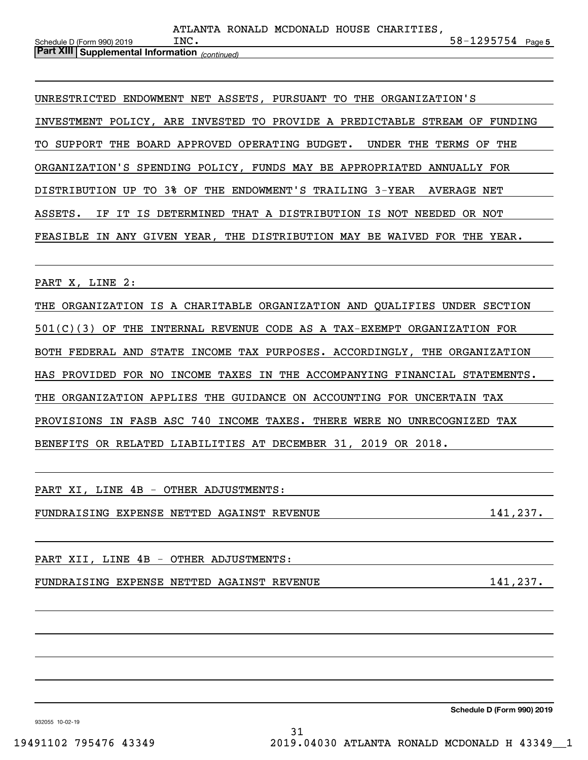ATLANTA RONALD MCDONALD HOUSE CHARITIES, INC. 58-1295754

**Part XIII | Supplemental Information** *(continued)*

UNRESTRICTED ENDOWMENT NET ASSETS, PURSUANT TO THE ORGANIZATION'S INVESTMENT POLICY, ARE INVESTED TO PROVIDE A PREDICTABLE STREAM OF FUNDING TO SUPPORT THE BOARD APPROVED OPERATING BUDGET. UNDER THE TERMS OF THE ORGANIZATION'S SPENDING POLICY, FUNDS MAY BE APPROPRIATED ANNUALLY FOR DISTRIBUTION UP TO 3% OF THE ENDOWMENT'S TRAILING 3-YEAR AVERAGE NET ASSETS. IF IT IS DETERMINED THAT A DISTRIBUTION IS NOT NEEDED OR NOT FEASIBLE IN ANY GIVEN YEAR, THE DISTRIBUTION MAY BE WAIVED FOR THE YEAR.

PART X, LINE 2:

THE ORGANIZATION IS A CHARITABLE ORGANIZATION AND QUALIFIES UNDER SECTION 501(C)(3) OF THE INTERNAL REVENUE CODE AS A TAX-EXEMPT ORGANIZATION FOR BOTH FEDERAL AND STATE INCOME TAX PURPOSES. ACCORDINGLY, THE ORGANIZATION HAS PROVIDED FOR NO INCOME TAXES IN THE ACCOMPANYING FINANCIAL STATEMENTS. THE ORGANIZATION APPLIES THE GUIDANCE ON ACCOUNTING FOR UNCERTAIN TAX PROVISIONS IN FASB ASC 740 INCOME TAXES. THERE WERE NO UNRECOGNIZED TAX BENEFITS OR RELATED LIABILITIES AT DECEMBER 31, 2019 OR 2018.

PART XI, LINE 4B - OTHER ADJUSTMENTS:

FUNDRAISING EXPENSE NETTED AGAINST REVENUE 141,237.

PART XII, LINE 4B - OTHER ADJUSTMENTS:

FUNDRAISING EXPENSE NETTED AGAINST REVENUE 141,237.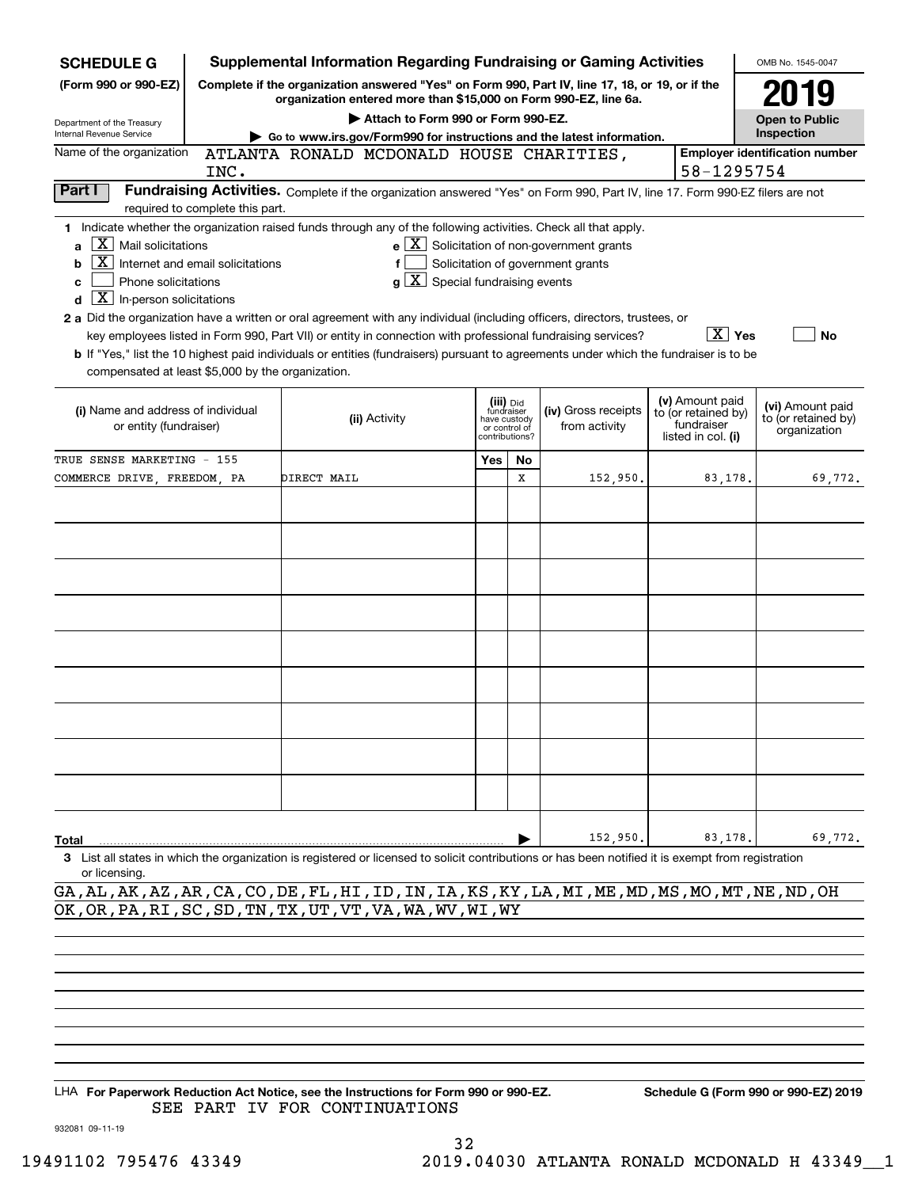**SCHEDULE G (Form 990 or 990-EZ)**

Department of the Treasury Internal Revenue Service

# Supplemental Information Regarding Fundraising or Gaming Activities

**Complete if the organization answered "Yes" on Form 990, Part IV, line 17, 18, or 19, or if the organization entered more than $15,000 on Form 990-EZ, line 6a.**

▶ Attach to Form 990 or Form 990-EZ.

▶ Go to www.irs.gov/Form990 for instructions and the latest information.

OMB No. 1545-0047

**2019**

**Open to Public Inspection**

Name of the organization: ATLANTA RONALD MCDONALD HOUSE CHARITIES, INC.

Employer identification number: 58-1295754

**Part I Fundraising Activities.** Complete if the organization answered "Yes" on Form 990, Part IV, line 17. Form 990-EZ filers are not required to complete this part.

1 Indicate whether the organization raised funds through any of the following activities. Check all that apply.

- a [X] Mail solicitations
- b [X] Internet and email solicitations
- c [ ] Phone solicitations
- d [X] In-person solicitations
- e [X] Solicitation of non-government grants
- f [ ] Solicitation of government grants
- g [X] Special fundraising events

2 a Did the organization have a written or oral agreement with any individual (including officers, directors, trustees, or key employees listed in Form 990, Part VII) or entity in connection with professional fundraising services? [X] Yes [ ] No

b If "Yes," list the 10 highest paid individuals or entities (fundraisers) pursuant to agreements under which the fundraiser is to be compensated at least $5,000 by the organization.

| (i) Name and address of individual or entity (fundraiser) | (ii) Activity | (iii) Did fundraiser have custody or control of contributions? Yes | No | (iv) Gross receipts from activity | (v) Amount paid to (or retained by) fundraiser listed in col. (i) | (vi) Amount paid to (or retained by) organization |
|---|---|---|---|---|---|---|
| TRUE SENSE MARKETING - 155 COMMERCE DRIVE, FREEDOM, PA | DIRECT MAIL | | X | 152,950. | 83,178. | 69,772. |
| | | | | | | |
| | | | | | | |
| | | | | | | |
| | | | | | | |
| | | | | | | |
| | | | | | | |
| | | | | | | |
| | | | | | | |
| | | | | | | |
| **Total** | | | ▶ | 152,950. | 83,178. | 69,772. |

3 List all states in which the organization is registered or licensed to solicit contributions or has been notified it is exempt from registration or licensing.

GA,AL,AK,AZ,AR,CA,CO,DE,FL,HI,ID,IN,IA,KS,KY,LA,MI,ME,MD,MS,MO,MT,NE,ND,OH OK,OR,PA,RI,SC,SD,TN,TX,UT,VT,VA,WA,WV,WI,WY

LHA **For Paperwork Reduction Act Notice, see the Instructions for Form 990 or 990-EZ.** SEE PART IV FOR CONTINUATIONS

**Schedule G (Form 990 or 990-EZ) 2019**

932081 09-11-19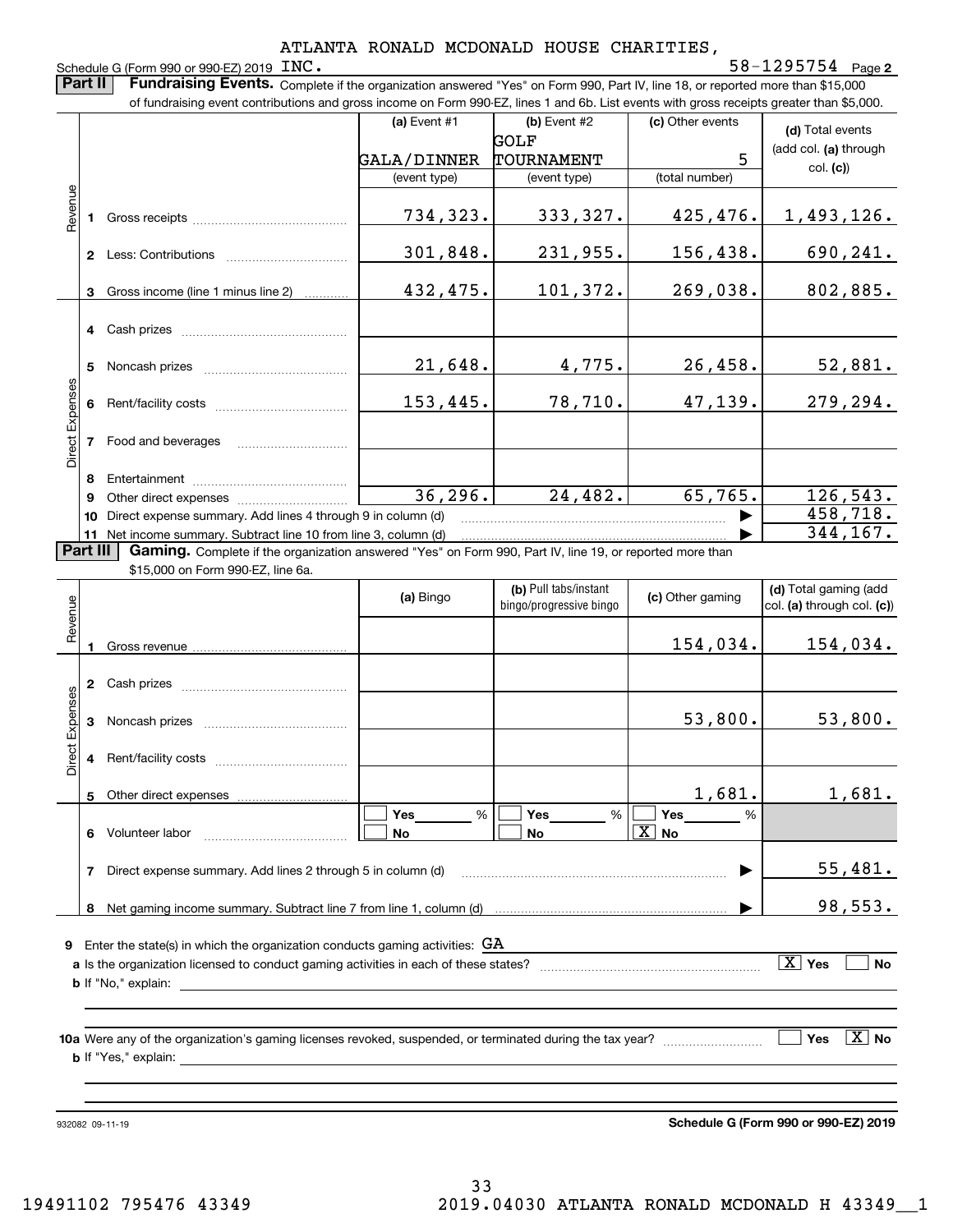ATLANTA RONALD MCDONALD HOUSE CHARITIES,

Schedule G (Form 990 or 990-EZ) 2019 INC. 58-1295754 Page **2**

**Part II** **Fundraising Events.** Complete if the organization answered "Yes" on Form 990, Part IV, line 18, or reported more than $15,000 of fundraising event contributions and gross income on Form 990-EZ, lines 1 and 6b. List events with gross receipts greater than $5,000.

| | | (a) Event #1 | (b) Event #2 | (c) Other events | (d) Total events (add col. (a) through col. (c)) |
|---|---|---|---|---|---|
| | | GALA/DINNER | GOLF TOURNAMENT | 5 | |
| | | (event type) | (event type) | (total number) | |
| Revenue | 1 Gross receipts | 734,323. | 333,327. | 425,476. | 1,493,126. |
| | 2 Less: Contributions | 301,848. | 231,955. | 156,438. | 690,241. |
| | 3 Gross income (line 1 minus line 2) | 432,475. | 101,372. | 269,038. | 802,885. |
| Direct Expenses | 4 Cash prizes | | | | |
| | 5 Noncash prizes | 21,648. | 4,775. | 26,458. | 52,881. |
| | 6 Rent/facility costs | 153,445. | 78,710. | 47,139. | 279,294. |
| | 7 Food and beverages | | | | |
| | 8 Entertainment | | | | |
| | 9 Other direct expenses | 36,296. | 24,482. | 65,765. | 126,543. |
| | 10 Direct expense summary. Add lines 4 through 9 in column (d) | | | | 458,718. |
| | 11 Net income summary. Subtract line 10 from line 3, column (d) | | | | 344,167. |

**Part III** **Gaming.** Complete if the organization answered "Yes" on Form 990, Part IV, line 19, or reported more than $15,000 on Form 990-EZ, line 6a.

| | | (a) Bingo | (b) Pull tabs/instant bingo/progressive bingo | (c) Other gaming | (d) Total gaming (add col. (a) through col. (c)) |
|---|---|---|---|---|---|
| Revenue | 1 Gross revenue | | | 154,034. | 154,034. |
| Direct Expenses | 2 Cash prizes | | | | |
| | 3 Noncash prizes | | | 53,800. | 53,800. |
| | 4 Rent/facility costs | | | | |
| | 5 Other direct expenses | | | 1,681. | 1,681. |
| | 6 Volunteer labor | ☐ Yes ___ % ☐ No | ☐ Yes ___ % ☐ No | ☐ Yes ___ % ☒ No | |
| | 7 Direct expense summary. Add lines 2 through 5 in column (d) | | | | 55,481. |
| | 8 Net gaming income summary. Subtract line 7 from line 1, column (d) | | | | 98,553. |

**9** Enter the state(s) in which the organization conducts gaming activities: GA

**a** Is the organization licensed to conduct gaming activities in each of these states? ☒ Yes ☐ No

**b** If "No," explain:

**10a** Were any of the organization's gaming licenses revoked, suspended, or terminated during the tax year? ☐ Yes ☒ No

**b** If "Yes," explain:

932082 09-11-19

**Schedule G (Form 990 or 990-EZ) 2019**

19491102 795476 43349 2019.04030 ATLANTA RONALD MCDONALD H 43349__1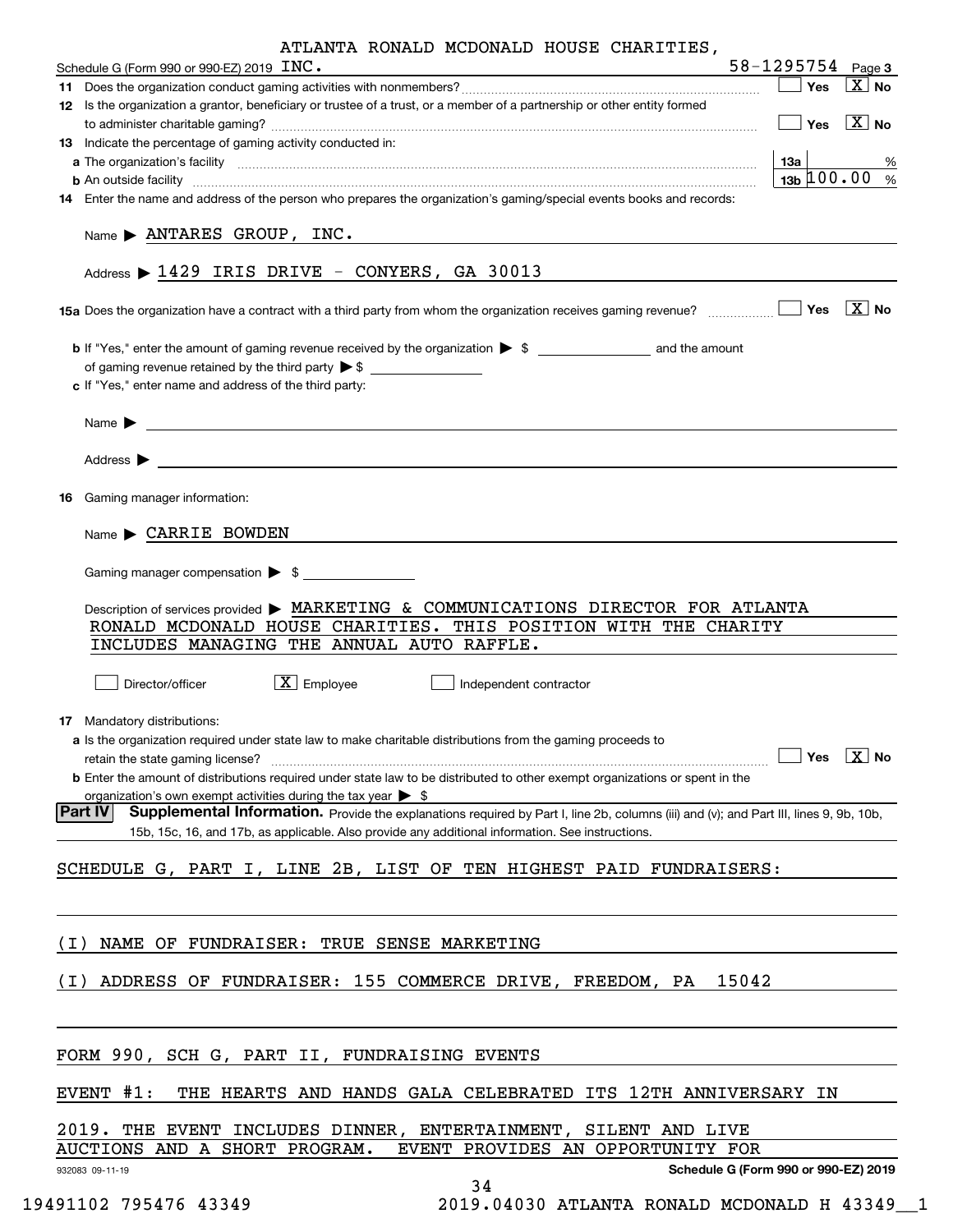Schedule G (Form 990 or 990-EZ) 2019 ATLANTA RONALD MCDONALD HOUSE CHARITIES, INC. 58-1295754 Page 3

**11** Does the organization conduct gaming activities with nonmembers? ☐ Yes ☒ No

**12** Is the organization a grantor, beneficiary or trustee of a trust, or a member of a partnership or other entity formed to administer charitable gaming? ☐ Yes ☒ No

**13** Indicate the percentage of gaming activity conducted in:

**a** The organization's facility — 13a ___ %

**b** An outside facility — 13b 100.00 %

**14** Enter the name and address of the person who prepares the organization's gaming/special events books and records:

Name ▶ ANTARES GROUP, INC.

Address ▶ 1429 IRIS DRIVE - CONYERS, GA 30013

**15a** Does the organization have a contract with a third party from whom the organization receives gaming revenue? ☐ Yes ☒ No

**b** If "Yes," enter the amount of gaming revenue received by the organization ▶ $ ______ and the amount of gaming revenue retained by the third party ▶ $ ______

**c** If "Yes," enter name and address of the third party:

Name ▶

Address ▶

**16** Gaming manager information:

Name ▶ CARRIE BOWDEN

Gaming manager compensation ▶ $ ______

Description of services provided ▶ MARKETING & COMMUNICATIONS DIRECTOR FOR ATLANTA RONALD MCDONALD HOUSE CHARITIES. THIS POSITION WITH THE CHARITY INCLUDES MANAGING THE ANNUAL AUTO RAFFLE.

☐ Director/officer ☒ Employee ☐ Independent contractor

**17** Mandatory distributions:

**a** Is the organization required under state law to make charitable distributions from the gaming proceeds to retain the state gaming license? ☐ Yes ☒ No

**b** Enter the amount of distributions required under state law to be distributed to other exempt organizations or spent in the organization's own exempt activities during the tax year ▶ $

**Part IV Supplemental Information.** Provide the explanations required by Part I, line 2b, columns (iii) and (v); and Part III, lines 9, 9b, 10b, 15b, 15c, 16, and 17b, as applicable. Also provide any additional information. See instructions.

SCHEDULE G, PART I, LINE 2B, LIST OF TEN HIGHEST PAID FUNDRAISERS:

(I) NAME OF FUNDRAISER: TRUE SENSE MARKETING

(I) ADDRESS OF FUNDRAISER: 155 COMMERCE DRIVE, FREEDOM, PA 15042

FORM 990, SCH G, PART II, FUNDRAISING EVENTS

EVENT #1: THE HEARTS AND HANDS GALA CELEBRATED ITS 12TH ANNIVERSARY IN 2019. THE EVENT INCLUDES DINNER, ENTERTAINMENT, SILENT AND LIVE AUCTIONS AND A SHORT PROGRAM. EVENT PROVIDES AN OPPORTUNITY FOR

932083 09-11-19 Schedule G (Form 990 or 990-EZ) 2019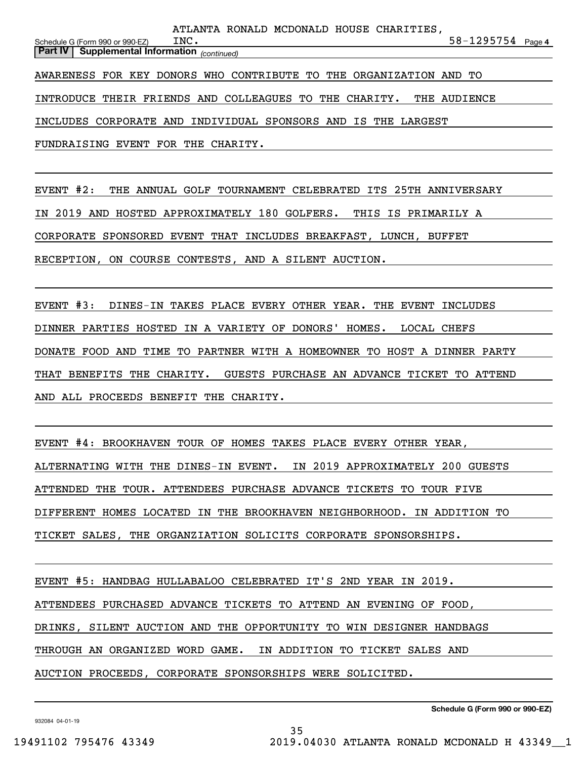ATLANTA RONALD MCDONALD HOUSE CHARITIES, INC. 58-1295754

Schedule G (Form 990 or 990-EZ) Page 4

**Part IV | Supplemental Information** *(continued)*

AWARENESS FOR KEY DONORS WHO CONTRIBUTE TO THE ORGANIZATION AND TO INTRODUCE THEIR FRIENDS AND COLLEAGUES TO THE CHARITY. THE AUDIENCE INCLUDES CORPORATE AND INDIVIDUAL SPONSORS AND IS THE LARGEST FUNDRAISING EVENT FOR THE CHARITY.

EVENT #2: THE ANNUAL GOLF TOURNAMENT CELEBRATED ITS 25TH ANNIVERSARY IN 2019 AND HOSTED APPROXIMATELY 180 GOLFERS. THIS IS PRIMARILY A CORPORATE SPONSORED EVENT THAT INCLUDES BREAKFAST, LUNCH, BUFFET RECEPTION, ON COURSE CONTESTS, AND A SILENT AUCTION.

EVENT #3: DINES-IN TAKES PLACE EVERY OTHER YEAR. THE EVENT INCLUDES DINNER PARTIES HOSTED IN A VARIETY OF DONORS' HOMES. LOCAL CHEFS DONATE FOOD AND TIME TO PARTNER WITH A HOMEOWNER TO HOST A DINNER PARTY THAT BENEFITS THE CHARITY. GUESTS PURCHASE AN ADVANCE TICKET TO ATTEND AND ALL PROCEEDS BENEFIT THE CHARITY.

EVENT #4: BROOKHAVEN TOUR OF HOMES TAKES PLACE EVERY OTHER YEAR, ALTERNATING WITH THE DINES-IN EVENT. IN 2019 APPROXIMATELY 200 GUESTS ATTENDED THE TOUR. ATTENDEES PURCHASE ADVANCE TICKETS TO TOUR FIVE DIFFERENT HOMES LOCATED IN THE BROOKHAVEN NEIGHBORHOOD. IN ADDITION TO TICKET SALES, THE ORGANZIATION SOLICITS CORPORATE SPONSORSHIPS.

EVENT #5: HANDBAG HULLABALOO CELEBRATED IT'S 2ND YEAR IN 2019. ATTENDEES PURCHASED ADVANCE TICKETS TO ATTEND AN EVENING OF FOOD, DRINKS, SILENT AUCTION AND THE OPPORTUNITY TO WIN DESIGNER HANDBAGS THROUGH AN ORGANIZED WORD GAME. IN ADDITION TO TICKET SALES AND AUCTION PROCEEDS, CORPORATE SPONSORSHIPS WERE SOLICITED.

932084 04-01-19

**Schedule G (Form 990 or 990-EZ)**

19491102 795476 43349 2019.04030 ATLANTA RONALD MCDONALD H 43349__1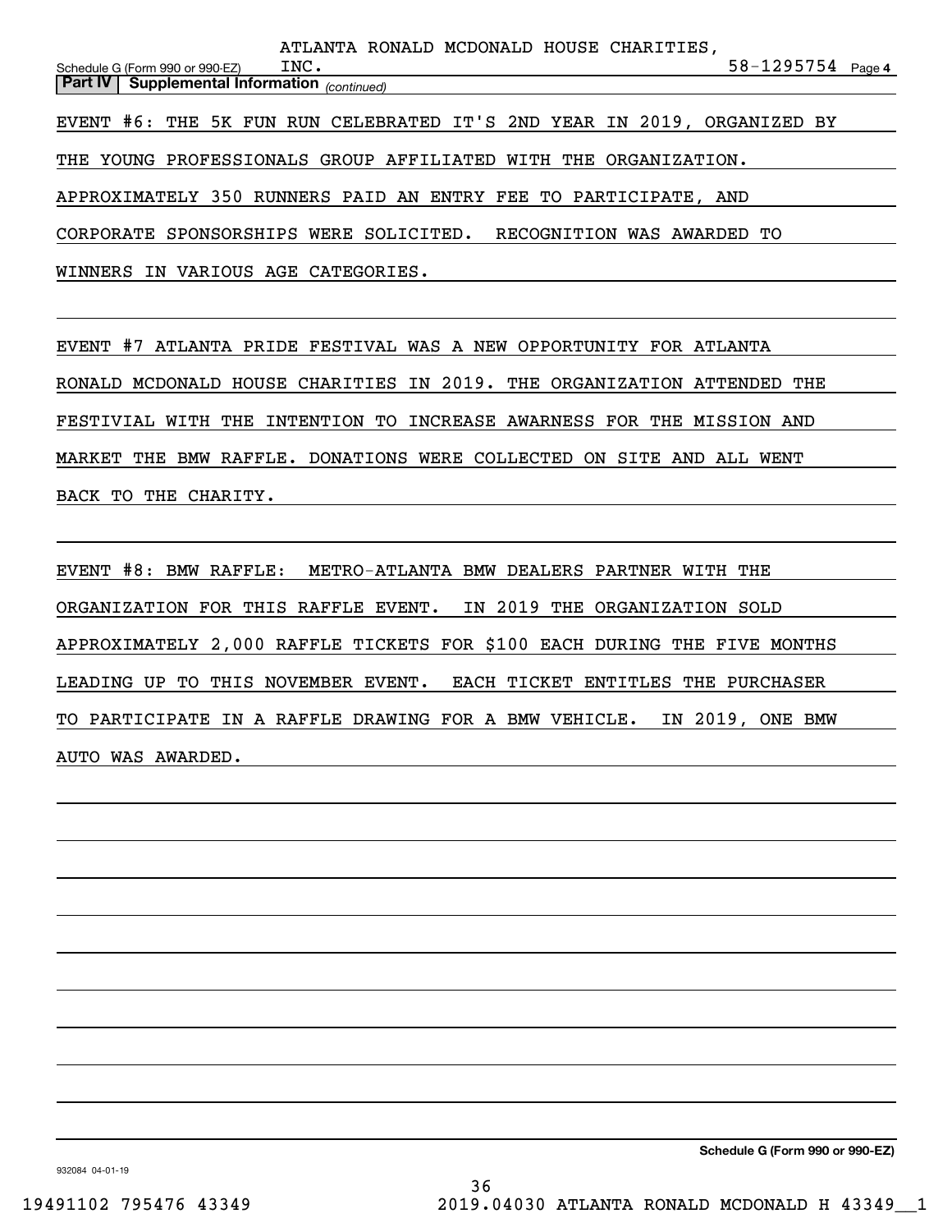ATLANTA RONALD MCDONALD HOUSE CHARITIES, INC. 58-1295754

**Part IV | Supplemental Information** *(continued)*

EVENT #6: THE 5K FUN RUN CELEBRATED IT'S 2ND YEAR IN 2019, ORGANIZED BY THE YOUNG PROFESSIONALS GROUP AFFILIATED WITH THE ORGANIZATION. APPROXIMATELY 350 RUNNERS PAID AN ENTRY FEE TO PARTICIPATE, AND CORPORATE SPONSORSHIPS WERE SOLICITED. RECOGNITION WAS AWARDED TO WINNERS IN VARIOUS AGE CATEGORIES.

EVENT #7 ATLANTA PRIDE FESTIVAL WAS A NEW OPPORTUNITY FOR ATLANTA RONALD MCDONALD HOUSE CHARITIES IN 2019. THE ORGANIZATION ATTENDED THE FESTIVIAL WITH THE INTENTION TO INCREASE AWARNESS FOR THE MISSION AND MARKET THE BMW RAFFLE. DONATIONS WERE COLLECTED ON SITE AND ALL WENT BACK TO THE CHARITY.

EVENT #8: BMW RAFFLE: METRO-ATLANTA BMW DEALERS PARTNER WITH THE ORGANIZATION FOR THIS RAFFLE EVENT. IN 2019 THE ORGANIZATION SOLD APPROXIMATELY 2,000 RAFFLE TICKETS FOR $100 EACH DURING THE FIVE MONTHS LEADING UP TO THIS NOVEMBER EVENT. EACH TICKET ENTITLES THE PURCHASER TO PARTICIPATE IN A RAFFLE DRAWING FOR A BMW VEHICLE. IN 2019, ONE BMW AUTO WAS AWARDED.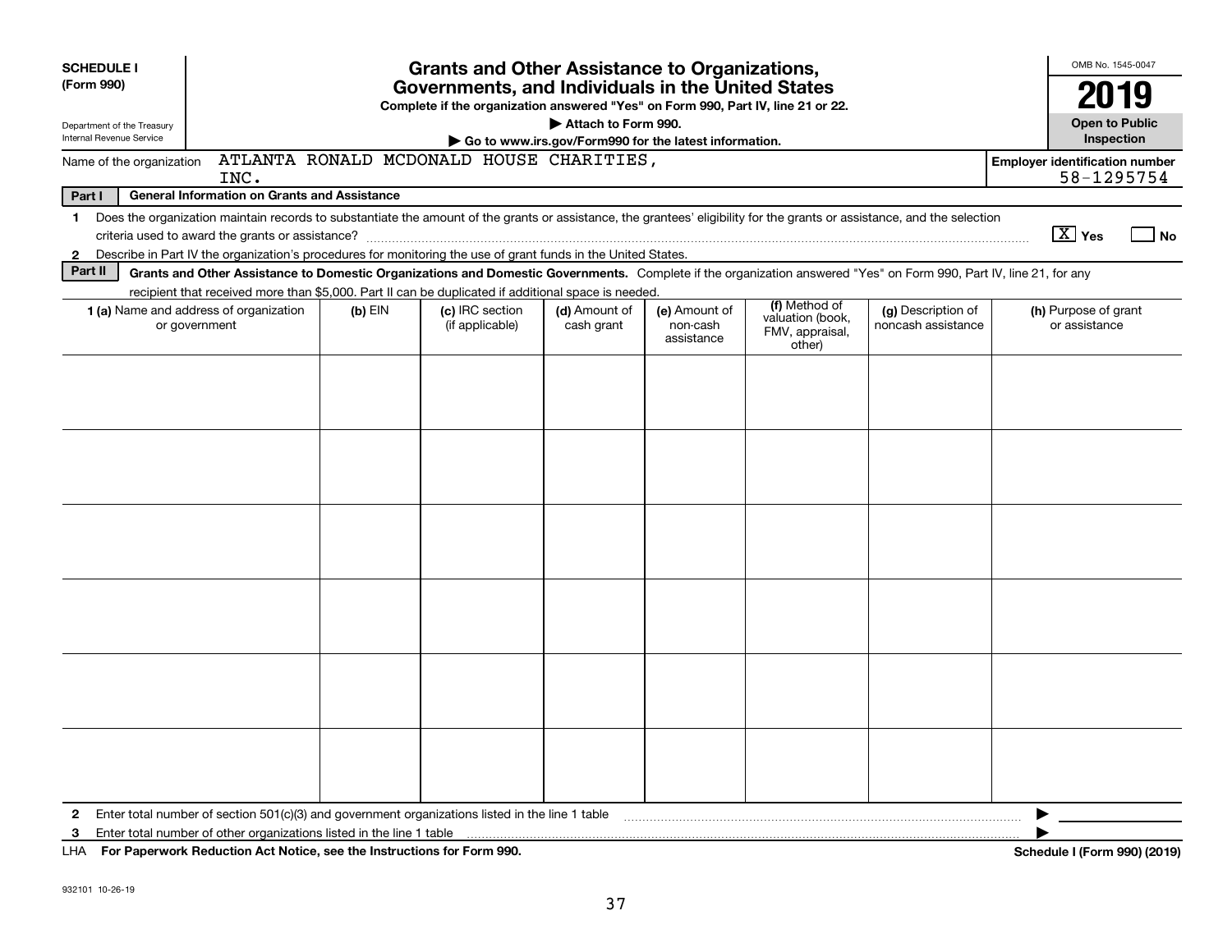**SCHEDULE I**
**(Form 990)**

Department of the Treasury
Internal Revenue Service

# Grants and Other Assistance to Organizations, Governments, and Individuals in the United States

**Complete if the organization answered "Yes" on Form 990, Part IV, line 21 or 22.**

▶ **Attach to Form 990.**

▶ **Go to www.irs.gov/Form990 for the latest information.**

OMB No. 1545-0047

**2019**

**Open to Public Inspection**

Name of the organization ATLANTA RONALD MCDONALD HOUSE CHARITIES, INC.

**Employer identification number** 58-1295754

**Part I** **General Information on Grants and Assistance**

1 Does the organization maintain records to substantiate the amount of the grants or assistance, the grantees' eligibility for the grants or assistance, and the selection criteria used to award the grants or assistance? [X] **Yes** [ ] **No**

2 Describe in Part IV the organization's procedures for monitoring the use of grant funds in the United States.

**Part II** **Grants and Other Assistance to Domestic Organizations and Domestic Governments.** Complete if the organization answered "Yes" on Form 990, Part IV, line 21, for any recipient that received more than $5,000. Part II can be duplicated if additional space is needed.

| **1 (a)** Name and address of organization or government | **(b)** EIN | **(c)** IRC section (if applicable) | **(d)** Amount of cash grant | **(e)** Amount of non-cash assistance | **(f)** Method of valuation (book, FMV, appraisal, other) | **(g)** Description of noncash assistance | **(h)** Purpose of grant or assistance |
|---|---|---|---|---|---|---|---|
| | | | | | | | |
| | | | | | | | |
| | | | | | | | |
| | | | | | | | |
| | | | | | | | |
| | | | | | | | |

2 Enter total number of section 501(c)(3) and government organizations listed in the line 1 table ▶

3 Enter total number of other organizations listed in the line 1 table ▶

LHA **For Paperwork Reduction Act Notice, see the Instructions for Form 990.** **Schedule I (Form 990) (2019)**

932101 10-26-19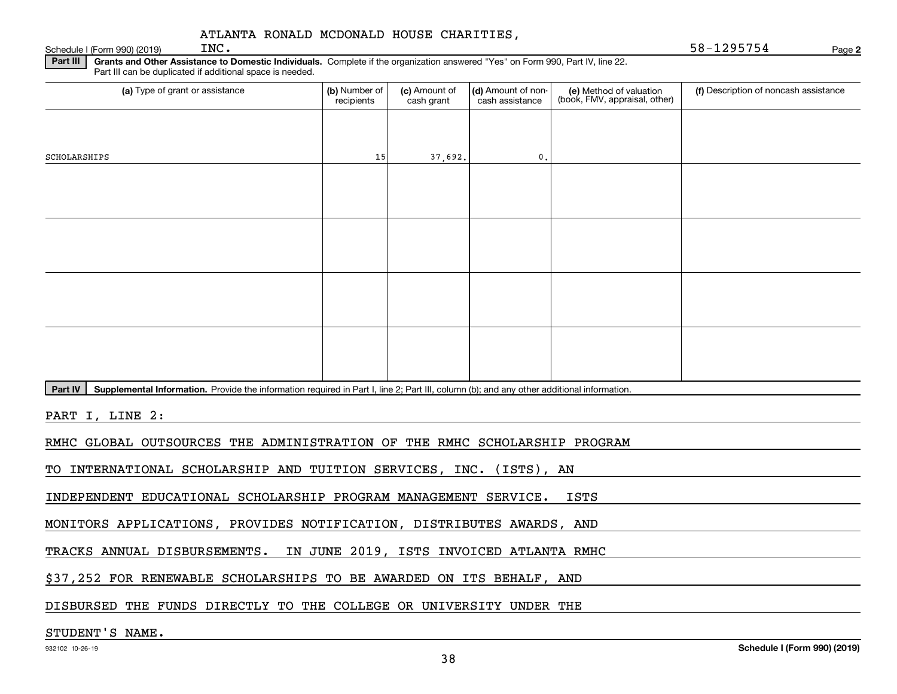ATLANTA RONALD MCDONALD HOUSE CHARITIES, INC.

Schedule I (Form 990) (2019) 58-1295754 Page **2**

**Part III** **Grants and Other Assistance to Domestic Individuals.** Complete if the organization answered "Yes" on Form 990, Part IV, line 22. Part III can be duplicated if additional space is needed.

| (a) Type of grant or assistance | (b) Number of recipients | (c) Amount of cash grant | (d) Amount of non-cash assistance | (e) Method of valuation (book, FMV, appraisal, other) | (f) Description of noncash assistance |
|---|---|---|---|---|---|
| SCHOLARSHIPS | 15 | 37,692. | 0. | | |
| | | | | | |
| | | | | | |
| | | | | | |
| | | | | | |

**Part IV** **Supplemental Information.** Provide the information required in Part I, line 2; Part III, column (b); and any other additional information.

PART I, LINE 2:

RMHC GLOBAL OUTSOURCES THE ADMINISTRATION OF THE RMHC SCHOLARSHIP PROGRAM TO INTERNATIONAL SCHOLARSHIP AND TUITION SERVICES, INC. (ISTS), AN INDEPENDENT EDUCATIONAL SCHOLARSHIP PROGRAM MANAGEMENT SERVICE. ISTS MONITORS APPLICATIONS, PROVIDES NOTIFICATION, DISTRIBUTES AWARDS, AND TRACKS ANNUAL DISBURSEMENTS. IN JUNE 2019, ISTS INVOICED ATLANTA RMHC $37,252 FOR RENEWABLE SCHOLARSHIPS TO BE AWARDED ON ITS BEHALF, AND DISBURSED THE FUNDS DIRECTLY TO THE COLLEGE OR UNIVERSITY UNDER THE STUDENT'S NAME.

932102 10-26-19 **Schedule I (Form 990) (2019)**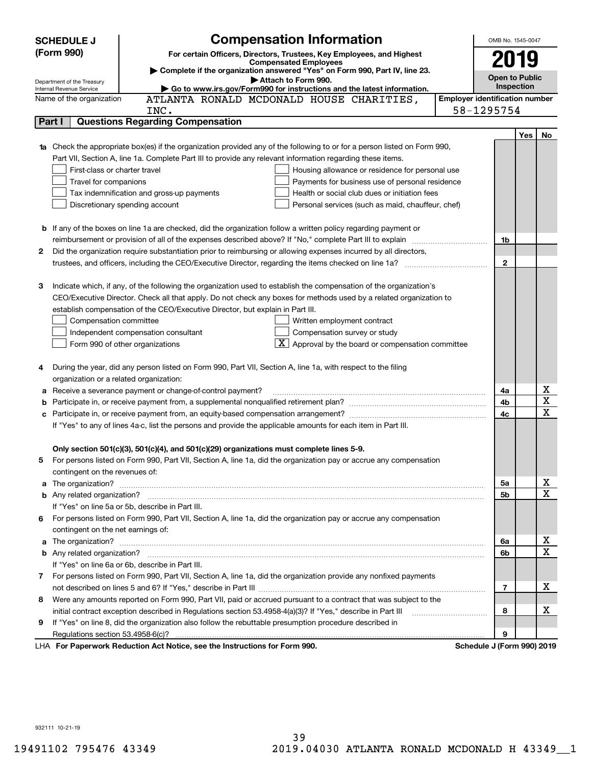**SCHEDULE J (Form 990)**

# Compensation Information

**For certain Officers, Directors, Trustees, Key Employees, and Highest Compensated Employees**

▶ Complete if the organization answered "Yes" on Form 990, Part IV, line 23.

▶ Attach to Form 990.

▶ Go to www.irs.gov/Form990 for instructions and the latest information.

Department of the Treasury
Internal Revenue Service

OMB No. 1545-0047

**2019**

**Open to Public Inspection**

Name of the organization: ATLANTA RONALD MCDONALD HOUSE CHARITIES, INC.

Employer identification number: 58-1295754

## Part I Questions Regarding Compensation

| | | | Yes | No |
|---|---|---|---|---|
| **1a** | Check the appropriate box(es) if the organization provided any of the following to or for a person listed on Form 990, Part VII, Section A, line 1a. Complete Part III to provide any relevant information regarding these items.<br>☐ First-class or charter travel ☐ Housing allowance or residence for personal use<br>☐ Travel for companions ☐ Payments for business use of personal residence<br>☐ Tax indemnification and gross-up payments ☐ Health or social club dues or initiation fees<br>☐ Discretionary spending account ☐ Personal services (such as maid, chauffeur, chef) | | | |
| **b** | If any of the boxes on line 1a are checked, did the organization follow a written policy regarding payment or reimbursement or provision of all of the expenses described above? If "No," complete Part III to explain | 1b | | |
| **2** | Did the organization require substantiation prior to reimbursing or allowing expenses incurred by all directors, trustees, and officers, including the CEO/Executive Director, regarding the items checked on line 1a? | 2 | | |
| **3** | Indicate which, if any, of the following the organization used to establish the compensation of the organization's CEO/Executive Director. Check all that apply. Do not check any boxes for methods used by a related organization to establish compensation of the CEO/Executive Director, but explain in Part III.<br>☐ Compensation committee ☐ Written employment contract<br>☐ Independent compensation consultant ☐ Compensation survey or study<br>☐ Form 990 of other organizations ☒ Approval by the board or compensation committee | | | |
| **4** | During the year, did any person listed on Form 990, Part VII, Section A, line 1a, with respect to the filing organization or a related organization: | | | |
| **a** | Receive a severance payment or change-of-control payment? | 4a | | X |
| **b** | Participate in, or receive payment from, a supplemental nonqualified retirement plan? | 4b | | X |
| **c** | Participate in, or receive payment from, an equity-based compensation arrangement? | 4c | | X |
| | If "Yes" to any of lines 4a-c, list the persons and provide the applicable amounts for each item in Part III. | | | |
| | **Only section 501(c)(3), 501(c)(4), and 501(c)(29) organizations must complete lines 5-9.** | | | |
| **5** | For persons listed on Form 990, Part VII, Section A, line 1a, did the organization pay or accrue any compensation contingent on the revenues of: | | | |
| **a** | The organization? | 5a | | X |
| **b** | Any related organization? | 5b | | X |
| | If "Yes" on line 5a or 5b, describe in Part III. | | | |
| **6** | For persons listed on Form 990, Part VII, Section A, line 1a, did the organization pay or accrue any compensation contingent on the net earnings of: | | | |
| **a** | The organization? | 6a | | X |
| **b** | Any related organization? | 6b | | X |
| | If "Yes" on line 6a or 6b, describe in Part III. | | | |
| **7** | For persons listed on Form 990, Part VII, Section A, line 1a, did the organization provide any nonfixed payments not described on lines 5 and 6? If "Yes," describe in Part III | 7 | | X |
| **8** | Were any amounts reported on Form 990, Part VII, paid or accrued pursuant to a contract that was subject to the initial contract exception described in Regulations section 53.4958-4(a)(3)? If "Yes," describe in Part III | 8 | | X |
| **9** | If "Yes" on line 8, did the organization also follow the rebuttable presumption procedure described in Regulations section 53.4958-6(c)? | 9 | | |

LHA **For Paperwork Reduction Act Notice, see the Instructions for Form 990.** **Schedule J (Form 990) 2019**

932111 10-21-19

19491102 795476 43349 2019.04030 ATLANTA RONALD MCDONALD H 43349__1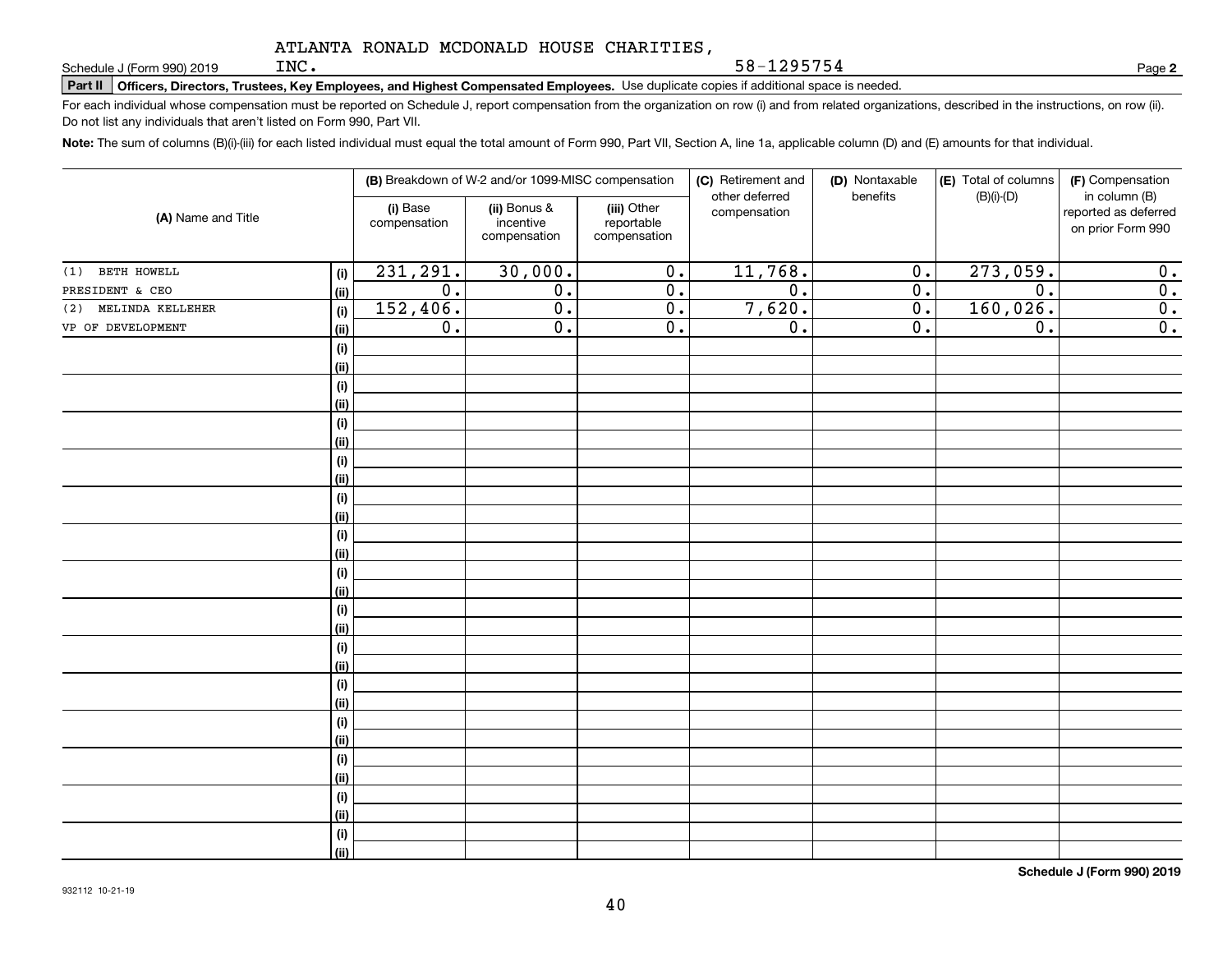ATLANTA RONALD MCDONALD HOUSE CHARITIES, INC. 58-1295754

Schedule J (Form 990) 2019

**Part II Officers, Directors, Trustees, Key Employees, and Highest Compensated Employees.** Use duplicate copies if additional space is needed.

For each individual whose compensation must be reported on Schedule J, report compensation from the organization on row (i) and from related organizations, described in the instructions, on row (ii). Do not list any individuals that aren't listed on Form 990, Part VII.

**Note:** The sum of columns (B)(i)-(iii) for each listed individual must equal the total amount of Form 990, Part VII, Section A, line 1a, applicable column (D) and (E) amounts for that individual.

| (A) Name and Title | | (B) Breakdown of W-2 and/or 1099-MISC compensation | | | (C) Retirement and other deferred compensation | (D) Nontaxable benefits | (E) Total of columns (B)(i)-(D) | (F) Compensation in column (B) reported as deferred on prior Form 990 |
|---|---|---|---|---|---|---|---|---|
| | | (i) Base compensation | (ii) Bonus & incentive compensation | (iii) Other reportable compensation | | | | |
| (1) BETH HOWELL | (i) | 231,291. | 30,000. | 0. | 11,768. | 0. | 273,059. | 0. |
| PRESIDENT & CEO | (ii) | 0. | 0. | 0. | 0. | 0. | 0. | 0. |
| (2) MELINDA KELLEHER | (i) | 152,406. | 0. | 0. | 7,620. | 0. | 160,026. | 0. |
| VP OF DEVELOPMENT | (ii) | 0. | 0. | 0. | 0. | 0. | 0. | 0. |
| | (i) | | | | | | | |
| | (ii) | | | | | | | |
| | (i) | | | | | | | |
| | (ii) | | | | | | | |
| | (i) | | | | | | | |
| | (ii) | | | | | | | |
| | (i) | | | | | | | |
| | (ii) | | | | | | | |
| | (i) | | | | | | | |
| | (ii) | | | | | | | |
| | (i) | | | | | | | |
| | (ii) | | | | | | | |
| | (i) | | | | | | | |
| | (ii) | | | | | | | |
| | (i) | | | | | | | |
| | (ii) | | | | | | | |
| | (i) | | | | | | | |
| | (ii) | | | | | | | |
| | (i) | | | | | | | |
| | (ii) | | | | | | | |
| | (i) | | | | | | | |
| | (ii) | | | | | | | |
| | (i) | | | | | | | |
| | (ii) | | | | | | | |
| | (i) | | | | | | | |
| | (ii) | | | | | | | |
| | (i) | | | | | | | |
| | (ii) | | | | | | | |

**Schedule J (Form 990) 2019**

932112 10-21-19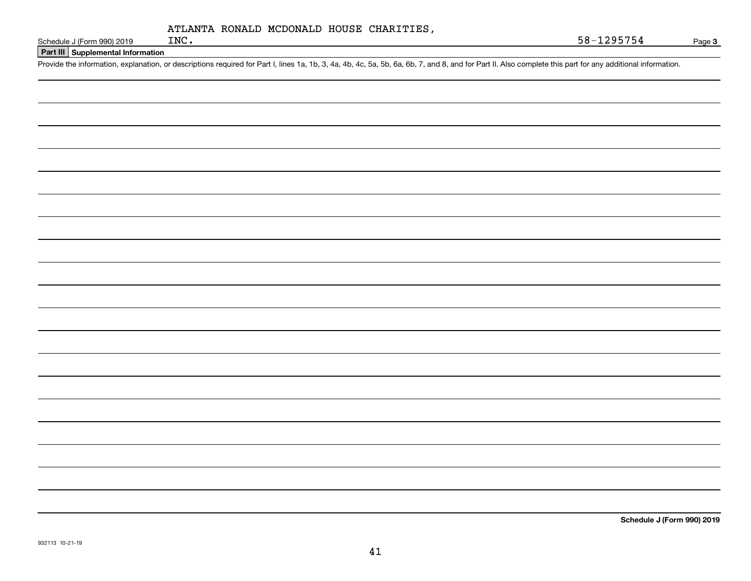ATLANTA RONALD MCDONALD HOUSE CHARITIES, INC. 58-1295754

Schedule J (Form 990) 2019

## Part III Supplemental Information

Provide the information, explanation, or descriptions required for Part I, lines 1a, 1b, 3, 4a, 4b, 4c, 5a, 5b, 6a, 6b, 7, and 8, and for Part II. Also complete this part for any additional information.

932113 10-21-19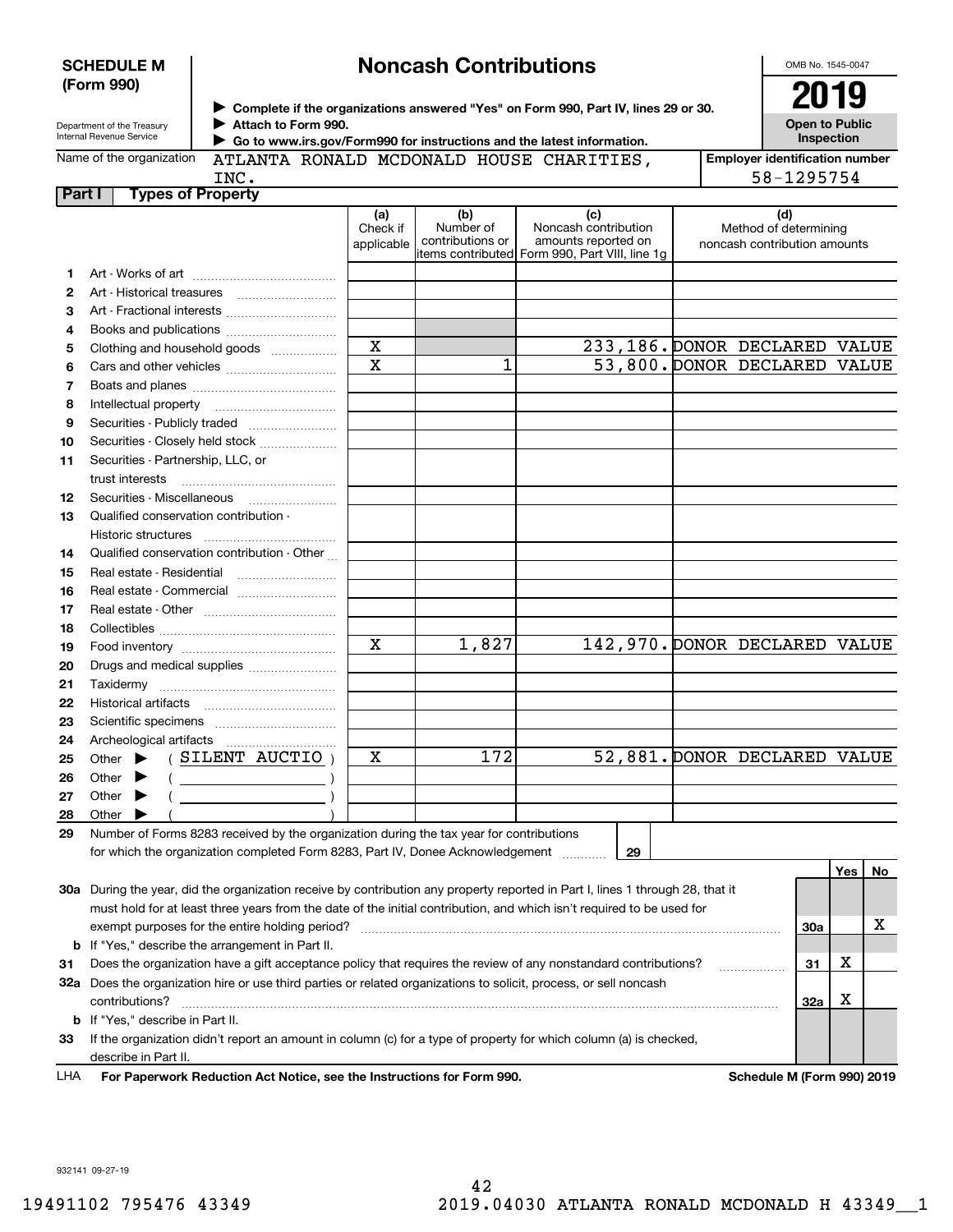**SCHEDULE M (Form 990)**

Department of the Treasury
Internal Revenue Service

# Noncash Contributions

▶ Complete if the organizations answered "Yes" on Form 990, Part IV, lines 29 or 30.
▶ Attach to Form 990.
▶ Go to www.irs.gov/Form990 for instructions and the latest information.

OMB No. 1545-0047

**2019**

**Open to Public Inspection**

Name of the organization: ATLANTA RONALD MCDONALD HOUSE CHARITIES, INC.

Employer identification number: 58-1295754

## Part I Types of Property

| | | (a) Check if applicable | (b) Number of contributions or items contributed | (c) Noncash contribution amounts reported on Form 990, Part VIII, line 1g | (d) Method of determining noncash contribution amounts |
|---|---|---|---|---|---|
| 1 | Art - Works of art | | | | |
| 2 | Art - Historical treasures | | | | |
| 3 | Art - Fractional interests | | | | |
| 4 | Books and publications | | | | |
| 5 | Clothing and household goods | X | | 233,186. | DONOR DECLARED VALUE |
| 6 | Cars and other vehicles | X | 1 | 53,800. | DONOR DECLARED VALUE |
| 7 | Boats and planes | | | | |
| 8 | Intellectual property | | | | |
| 9 | Securities - Publicly traded | | | | |
| 10 | Securities - Closely held stock | | | | |
| 11 | Securities - Partnership, LLC, or trust interests | | | | |
| 12 | Securities - Miscellaneous | | | | |
| 13 | Qualified conservation contribution - Historic structures | | | | |
| 14 | Qualified conservation contribution - Other | | | | |
| 15 | Real estate - Residential | | | | |
| 16 | Real estate - Commercial | | | | |
| 17 | Real estate - Other | | | | |
| 18 | Collectibles | | | | |
| 19 | Food inventory | X | 1,827 | 142,970. | DONOR DECLARED VALUE |
| 20 | Drugs and medical supplies | | | | |
| 21 | Taxidermy | | | | |
| 22 | Historical artifacts | | | | |
| 23 | Scientific specimens | | | | |
| 24 | Archeological artifacts | | | | |
| 25 | Other ▶ ( SILENT AUCTIO ) | X | 172 | 52,881. | DONOR DECLARED VALUE |
| 26 | Other ▶ ( ) | | | | |
| 27 | Other ▶ ( ) | | | | |
| 28 | Other ▶ ( ) | | | | |

29 Number of Forms 8283 received by the organization during the tax year for contributions for which the organization completed Form 8283, Part IV, Donee Acknowledgement ..... 29

| | | | Yes | No |
|---|---|---|---|---|
| 30a | During the year, did the organization receive by contribution any property reported in Part I, lines 1 through 28, that it must hold for at least three years from the date of the initial contribution, and which isn't required to be used for exempt purposes for the entire holding period? | 30a | | X |
| b | If "Yes," describe the arrangement in Part II. | | | |
| 31 | Does the organization have a gift acceptance policy that requires the review of any nonstandard contributions? | 31 | X | |
| 32a | Does the organization hire or use third parties or related organizations to solicit, process, or sell noncash contributions? | 32a | X | |
| b | If "Yes," describe in Part II. | | | |
| 33 | If the organization didn't report an amount in column (c) for a type of property for which column (a) is checked, describe in Part II. | | | |

LHA For Paperwork Reduction Act Notice, see the Instructions for Form 990. Schedule M (Form 990) 2019

932141 09-27-19

19491102 795476 43349 2019.04030 ATLANTA RONALD MCDONALD H 43349__1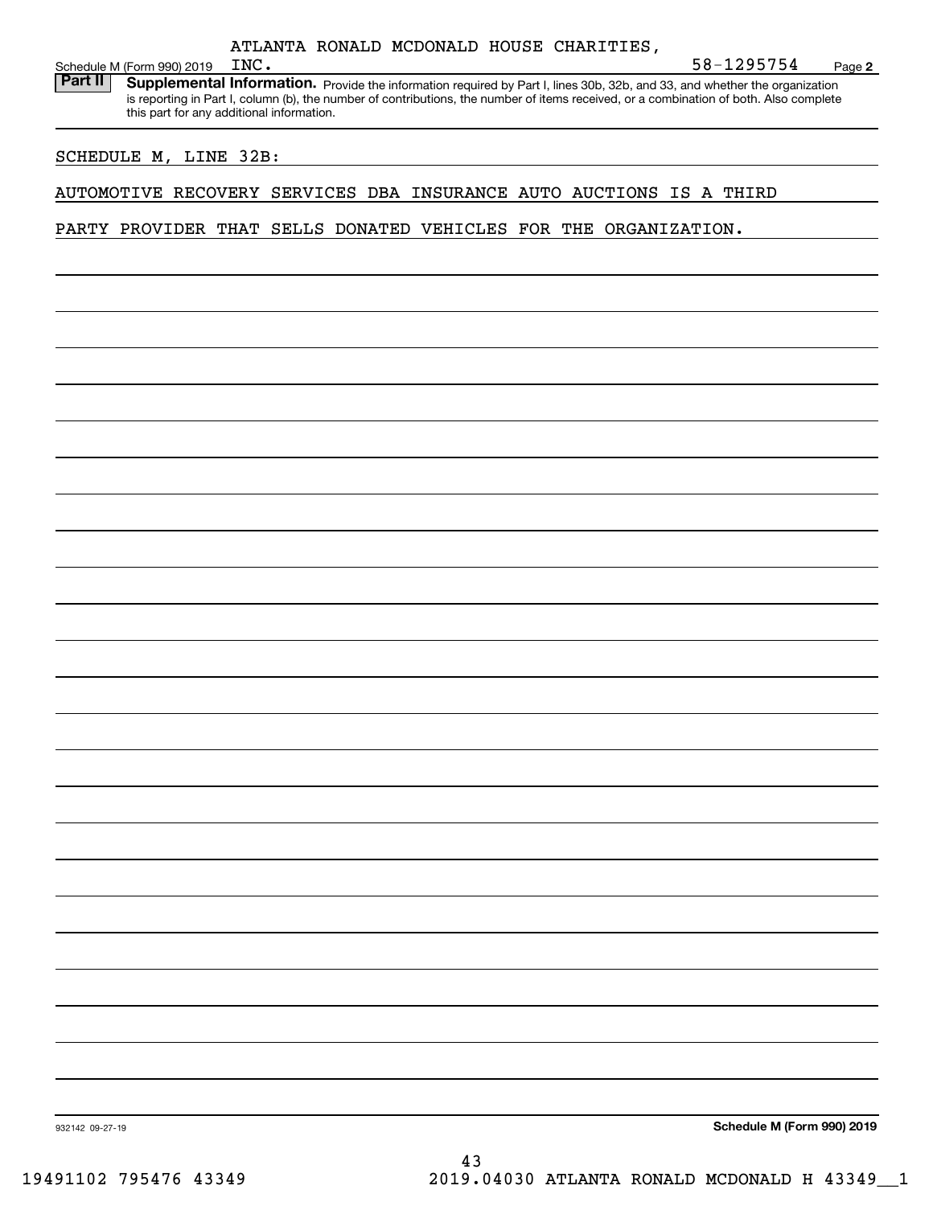ATLANTA RONALD MCDONALD HOUSE CHARITIES, INC. 58-1295754

Schedule M (Form 990) 2019 Page **2**

**Part II** **Supplemental Information.** Provide the information required by Part I, lines 30b, 32b, and 33, and whether the organization is reporting in Part I, column (b), the number of contributions, the number of items received, or a combination of both. Also complete this part for any additional information.

SCHEDULE M, LINE 32B:

AUTOMOTIVE RECOVERY SERVICES DBA INSURANCE AUTO AUCTIONS IS A THIRD PARTY PROVIDER THAT SELLS DONATED VEHICLES FOR THE ORGANIZATION.

932142 09-27-19 **Schedule M (Form 990) 2019**

19491102 795476 43349 2019.04030 ATLANTA RONALD MCDONALD H 43349__1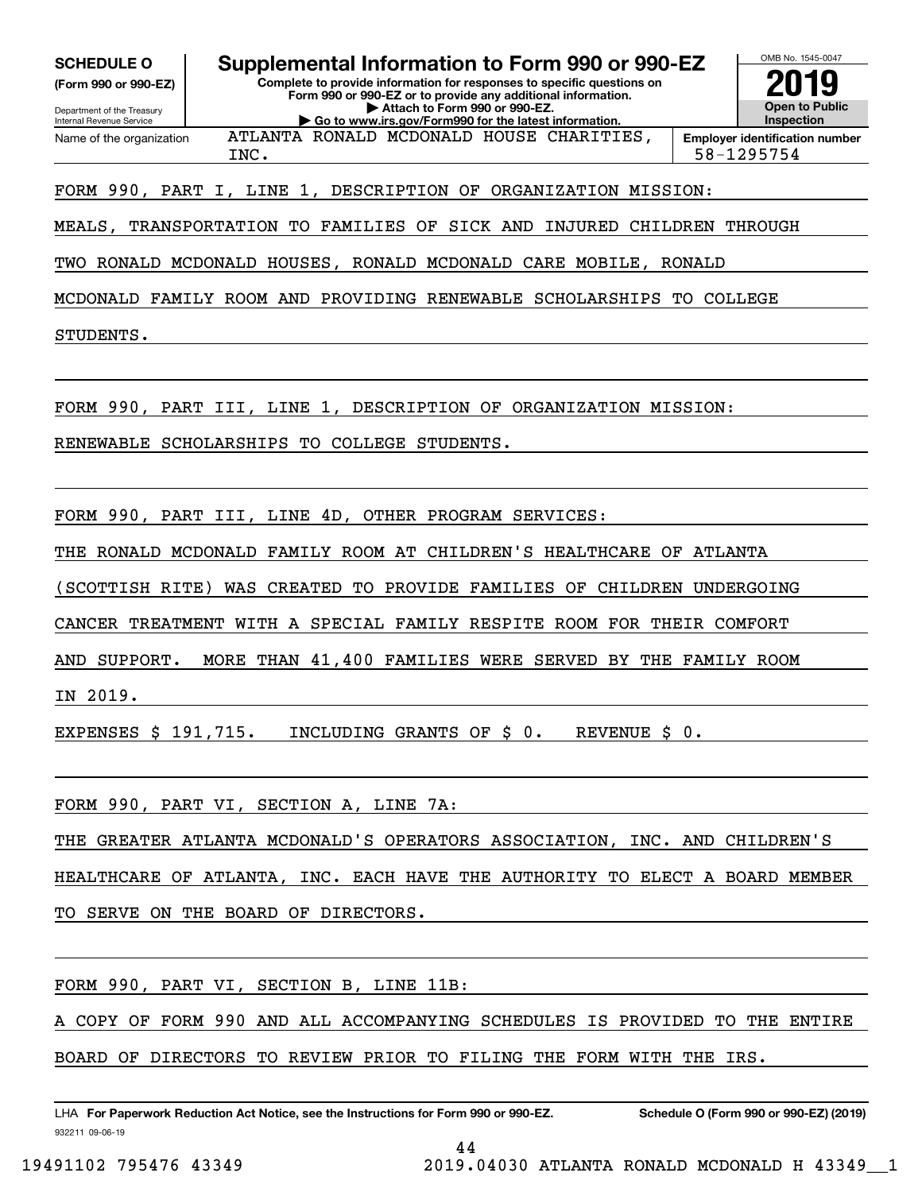**SCHEDULE O**
**(Form 990 or 990-EZ)**

Department of the Treasury
Internal Revenue Service

# Supplemental Information to Form 990 or 990-EZ

**Complete to provide information for responses to specific questions on Form 990 or 990-EZ or to provide any additional information.**
**▶ Attach to Form 990 or 990-EZ.**
**▶ Go to www.irs.gov/Form990 for the latest information.**

OMB No. 1545-0047

**2019**

**Open to Public Inspection**

Name of the organization: ATLANTA RONALD MCDONALD HOUSE CHARITIES, INC.

**Employer identification number** 58-1295754

FORM 990, PART I, LINE 1, DESCRIPTION OF ORGANIZATION MISSION:

MEALS, TRANSPORTATION TO FAMILIES OF SICK AND INJURED CHILDREN THROUGH TWO RONALD MCDONALD HOUSES, RONALD MCDONALD CARE MOBILE, RONALD MCDONALD FAMILY ROOM AND PROVIDING RENEWABLE SCHOLARSHIPS TO COLLEGE STUDENTS.

FORM 990, PART III, LINE 1, DESCRIPTION OF ORGANIZATION MISSION:

RENEWABLE SCHOLARSHIPS TO COLLEGE STUDENTS.

FORM 990, PART III, LINE 4D, OTHER PROGRAM SERVICES:

THE RONALD MCDONALD FAMILY ROOM AT CHILDREN'S HEALTHCARE OF ATLANTA (SCOTTISH RITE) WAS CREATED TO PROVIDE FAMILIES OF CHILDREN UNDERGOING CANCER TREATMENT WITH A SPECIAL FAMILY RESPITE ROOM FOR THEIR COMFORT AND SUPPORT. MORE THAN 41,400 FAMILIES WERE SERVED BY THE FAMILY ROOM IN 2019.

EXPENSES $ 191,715. INCLUDING GRANTS OF $ 0. REVENUE $ 0.

FORM 990, PART VI, SECTION A, LINE 7A:

THE GREATER ATLANTA MCDONALD'S OPERATORS ASSOCIATION, INC. AND CHILDREN'S HEALTHCARE OF ATLANTA, INC. EACH HAVE THE AUTHORITY TO ELECT A BOARD MEMBER TO SERVE ON THE BOARD OF DIRECTORS.

FORM 990, PART VI, SECTION B, LINE 11B:

A COPY OF FORM 990 AND ALL ACCOMPANYING SCHEDULES IS PROVIDED TO THE ENTIRE BOARD OF DIRECTORS TO REVIEW PRIOR TO FILING THE FORM WITH THE IRS.

LHA **For Paperwork Reduction Act Notice, see the Instructions for Form 990 or 990-EZ.** **Schedule O (Form 990 or 990-EZ) (2019)**

932211 09-06-19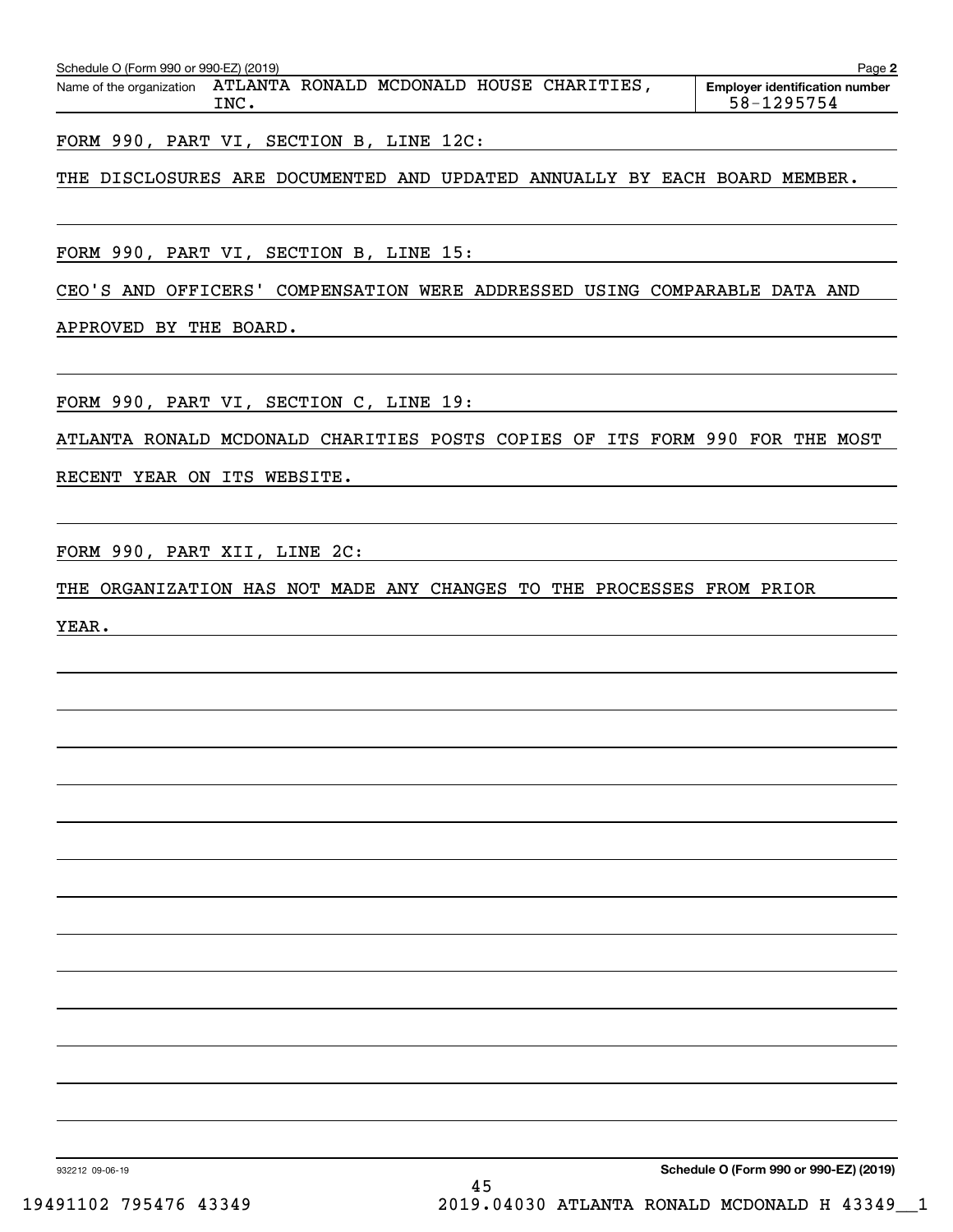Schedule O (Form 990 or 990-EZ) (2019) Page **2**

| Name of the organization | Employer identification number |
|---|---|
| ATLANTA RONALD MCDONALD HOUSE CHARITIES, INC. | 58-1295754 |

FORM 990, PART VI, SECTION B, LINE 12C:

THE DISCLOSURES ARE DOCUMENTED AND UPDATED ANNUALLY BY EACH BOARD MEMBER.

FORM 990, PART VI, SECTION B, LINE 15:

CEO'S AND OFFICERS' COMPENSATION WERE ADDRESSED USING COMPARABLE DATA AND APPROVED BY THE BOARD.

FORM 990, PART VI, SECTION C, LINE 19:

ATLANTA RONALD MCDONALD CHARITIES POSTS COPIES OF ITS FORM 990 FOR THE MOST RECENT YEAR ON ITS WEBSITE.

FORM 990, PART XII, LINE 2C:

THE ORGANIZATION HAS NOT MADE ANY CHANGES TO THE PROCESSES FROM PRIOR YEAR.

932212 09-06-19 **Schedule O (Form 990 or 990-EZ) (2019)**

19491102 795476 43349 2019.04030 ATLANTA RONALD MCDONALD H 43349__1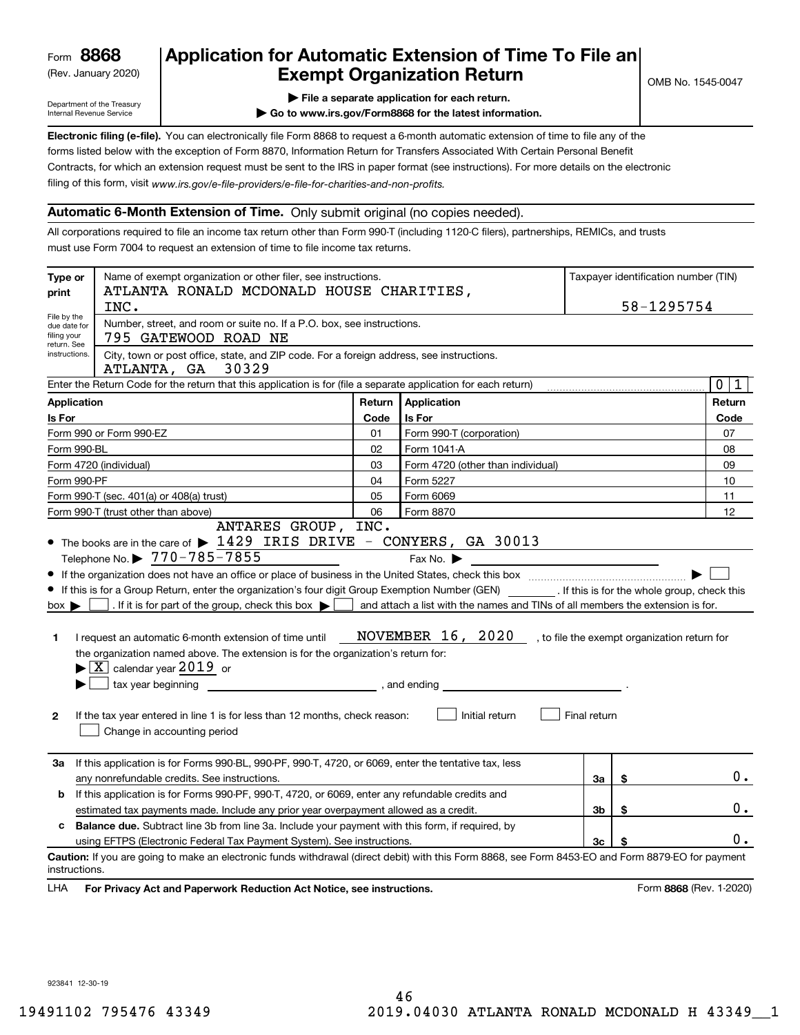Form **8868**
(Rev. January 2020)

Department of the Treasury
Internal Revenue Service

# Application for Automatic Extension of Time To File an Exempt Organization Return

OMB No. 1545-0047

▶ File a separate application for each return.

▶ Go to www.irs.gov/Form8868 for the latest information.

**Electronic filing (e-file).** You can electronically file Form 8868 to request a 6-month automatic extension of time to file any of the forms listed below with the exception of Form 8870, Information Return for Transfers Associated With Certain Personal Benefit Contracts, for which an extension request must be sent to the IRS in paper format (see instructions). For more details on the electronic filing of this form, visit *www.irs.gov/e-file-providers/e-file-for-charities-and-non-profits.*

## Automatic 6-Month Extension of Time. Only submit original (no copies needed).

All corporations required to file an income tax return other than Form 990-T (including 1120-C filers), partnerships, REMICs, and trusts must use Form 7004 to request an extension of time to file income tax returns.

| | | |
|---|---|---|
| **Type or print** | Name of exempt organization or other filer, see instructions. ATLANTA RONALD MCDONALD HOUSE CHARITIES, INC. | Taxpayer identification number (TIN) 58-1295754 |
| File by the due date for filing your return. See instructions. | Number, street, and room or suite no. If a P.O. box, see instructions. 795 GATEWOOD ROAD NE | |
| | City, town or post office, state, and ZIP code. For a foreign address, see instructions. ATLANTA, GA 30329 | |

Enter the Return Code for the return that this application is for (file a separate application for each return) 01

| Application Is For | Return Code | Application Is For | Return Code |
|---|---|---|---|
| Form 990 or Form 990-EZ | 01 | Form 990-T (corporation) | 07 |
| Form 990-BL | 02 | Form 1041-A | 08 |
| Form 4720 (individual) | 03 | Form 4720 (other than individual) | 09 |
| Form 990-PF | 04 | Form 5227 | 10 |
| Form 990-T (sec. 401(a) or 408(a) trust) | 05 | Form 6069 | 11 |
| Form 990-T (trust other than above) | 06 | Form 8870 | 12 |

- The books are in the care of ▶ ANTARES GROUP, INC. 1429 IRIS DRIVE - CONYERS, GA 30013
  Telephone No. ▶ 770-785-7855 Fax No. ▶
- If the organization does not have an office or place of business in the United States, check this box ▶ ☐
- If this is for a Group Return, enter the organization's four digit Group Exemption Number (GEN) ________. If this is for the whole group, check this box ▶ ☐. If it is for part of the group, check this box ▶ ☐ and attach a list with the names and TINs of all members the extension is for.

**1** I request an automatic 6-month extension of time until NOVEMBER 16, 2020, to file the exempt organization return for the organization named above. The extension is for the organization's return for:
▶ ☒ calendar year 2019 or
▶ ☐ tax year beginning ______________, and ending ______________.

**2** If the tax year entered in line 1 is for less than 12 months, check reason: ☐ Initial return ☐ Final return ☐ Change in accounting period

| | | | |
|---|---|---|---|
| **3a** | If this application is for Forms 990-BL, 990-PF, 990-T, 4720, or 6069, enter the tentative tax, less any nonrefundable credits. See instructions. | 3a | $ 0. |
| **b** | If this application is for Forms 990-PF, 990-T, 4720, or 6069, enter any refundable credits and estimated tax payments made. Include any prior year overpayment allowed as a credit. | 3b | $ 0. |
| **c** | **Balance due.** Subtract line 3b from line 3a. Include your payment with this form, if required, by using EFTPS (Electronic Federal Tax Payment System). See instructions. | 3c | $ 0. |

**Caution:** If you are going to make an electronic funds withdrawal (direct debit) with this Form 8868, see Form 8453-EO and Form 8879-EO for payment instructions.

LHA **For Privacy Act and Paperwork Reduction Act Notice, see instructions.** Form **8868** (Rev. 1-2020)

923841 12-30-19

19491102 795476 43349 2019.04030 ATLANTA RONALD MCDONALD H 43349__1